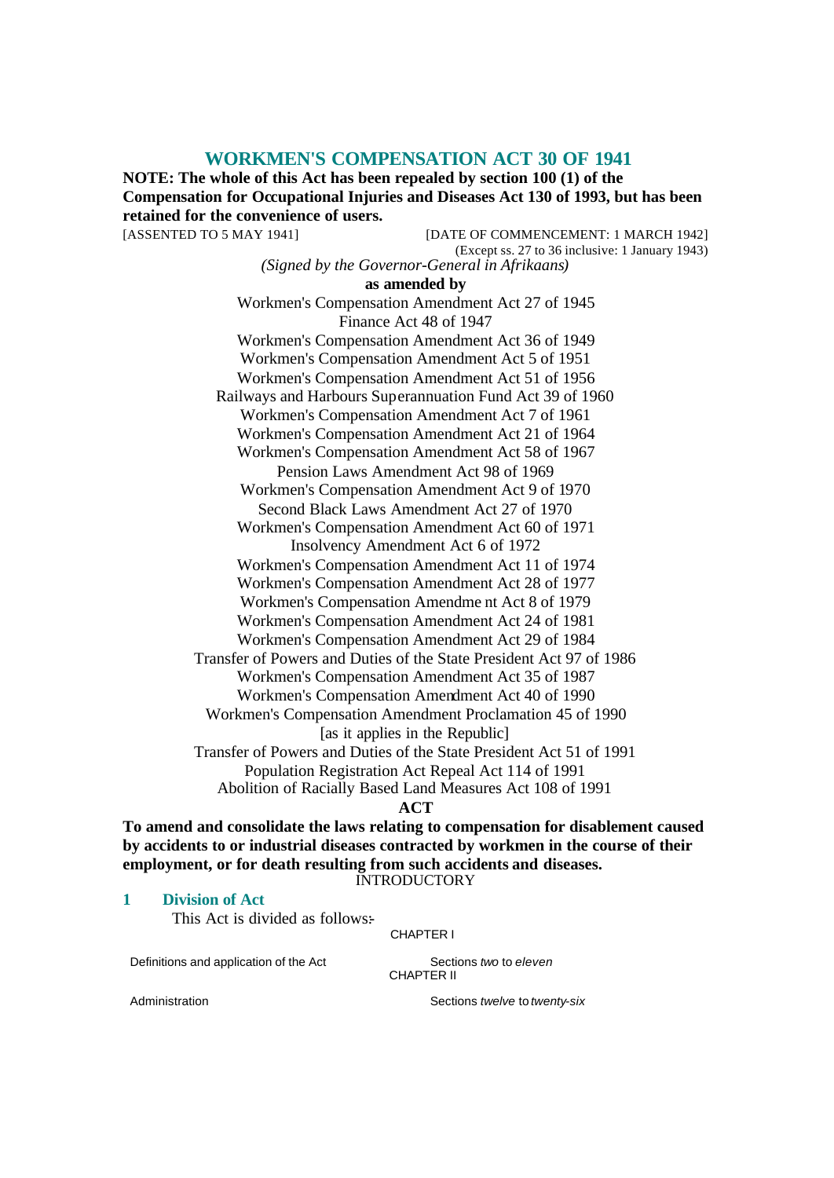# WORKMEN'S COMPENSATION ACT 30 OF 1941

**NOTE: The whole of this Act has been repealed by section 100 (1) of the Compensation for Occupational Injuries and Diseases Act 130 of 1993, but has been retained for the convenience of users.**

[ASSENTED TO 5 MAY 1941] [DATE OF COMMENCEMENT: 1 MARCH 1942]

(Except ss. 27 to 36 inclusive: 1 January 1943)

*(Signed by the Governor-General in Afrikaans)*

**as amended by**

Workmen's Compensation Amendment Act 27 of 1945
Finance Act 48 of 1947
Workmen's Compensation Amendment Act 36 of 1949
Workmen's Compensation Amendment Act 5 of 1951
Workmen's Compensation Amendment Act 51 of 1956
Railways and Harbours Superannuation Fund Act 39 of 1960
Workmen's Compensation Amendment Act 7 of 1961
Workmen's Compensation Amendment Act 21 of 1964
Workmen's Compensation Amendment Act 58 of 1967
Pension Laws Amendment Act 98 of 1969
Workmen's Compensation Amendment Act 9 of 1970
Second Black Laws Amendment Act 27 of 1970
Workmen's Compensation Amendment Act 60 of 1971
Insolvency Amendment Act 6 of 1972
Workmen's Compensation Amendment Act 11 of 1974
Workmen's Compensation Amendment Act 28 of 1977
Workmen's Compensation Amendment Act 8 of 1979
Workmen's Compensation Amendment Act 24 of 1981
Workmen's Compensation Amendment Act 29 of 1984
Transfer of Powers and Duties of the State President Act 97 of 1986
Workmen's Compensation Amendment Act 35 of 1987
Workmen's Compensation Amendment Act 40 of 1990
Workmen's Compensation Amendment Proclamation 45 of 1990
[as it applies in the Republic]
Transfer of Powers and Duties of the State President Act 51 of 1991
Population Registration Act Repeal Act 114 of 1991
Abolition of Racially Based Land Measures Act 108 of 1991

**ACT**

**To amend and consolidate the laws relating to compensation for disablement caused by accidents to or industrial diseases contracted by workmen in the course of their employment, or for death resulting from such accidents and diseases.**

INTRODUCTORY

## 1 Division of Act

This Act is divided as follows:-

CHAPTER I

| | |
|---|---|
| Definitions and application of the Act | Sections *two* to *eleven* |

CHAPTER II

| | |
|---|---|
| Administration | Sections *twelve* to *twenty-six* |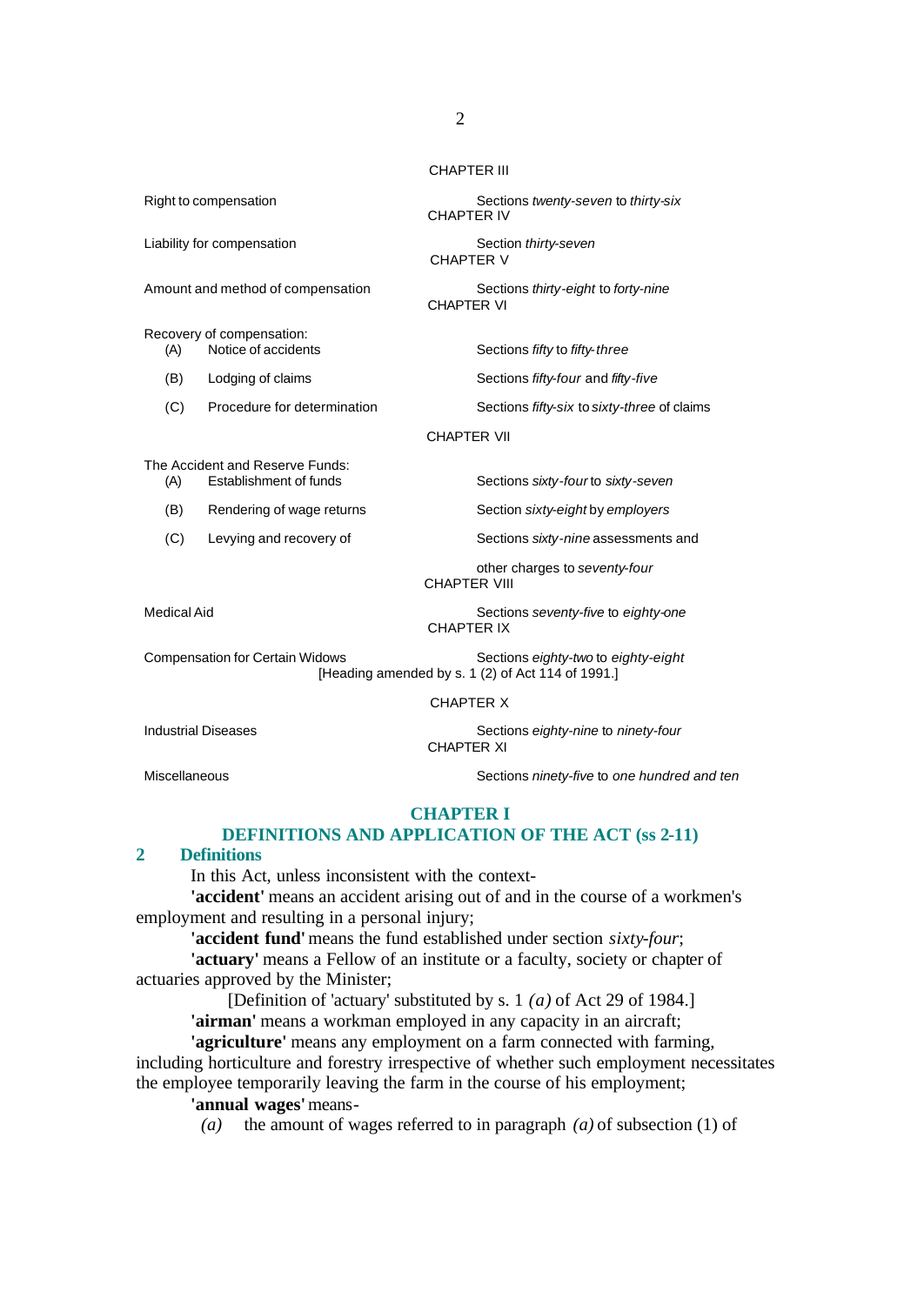CHAPTER III

| | |
|---|---|
| Right to compensation | Sections *twenty-seven* to *thirty-six* |

CHAPTER IV

| | |
|---|---|
| Liability for compensation | Section *thirty-seven* |

CHAPTER V

| | |
|---|---|
| Amount and method of compensation | Sections *thirty-eight* to *forty-nine* |

CHAPTER VI

| | |
|---|---|
| Recovery of compensation: | |
| (A) Notice of accidents | Sections *fifty* to *fifty-three* |
| (B) Lodging of claims | Sections *fifty-four* and *fifty-five* |
| (C) Procedure for determination of claims | Sections *fifty-six* to *sixty-three* |

CHAPTER VII

| | |
|---|---|
| The Accident and Reserve Funds: | |
| (A) Establishment of funds | Sections *sixty-four* to *sixty-seven* |
| (B) Rendering of wage returns by employers | Section *sixty-eight* |
| (C) Levying and recovery of assessments and other charges | Sections *sixty-nine* to *seventy-four* |

CHAPTER VIII

| | |
|---|---|
| Medical Aid | Sections *seventy-five* to *eighty-one* |

CHAPTER IX

| | |
|---|---|
| Compensation for Certain Widows | Sections *eighty-two* to *eighty-eight* |

[Heading amended by s. 1 (2) of Act 114 of 1991.]

CHAPTER X

| | |
|---|---|
| Industrial Diseases | Sections *eighty-nine* to *ninety-four* |

CHAPTER XI

| | |
|---|---|
| Miscellaneous | Sections *ninety-five* to *one hundred and ten* |

## CHAPTER I
## DEFINITIONS AND APPLICATION OF THE ACT (ss 2-11)

### 2 Definitions

In this Act, unless inconsistent with the context-

**'accident'** means an accident arising out of and in the course of a workmen's employment and resulting in a personal injury;

**'accident fund'** means the fund established under section *sixty-four*;

**'actuary'** means a Fellow of an institute or a faculty, society or chapter of actuaries approved by the Minister;

[Definition of 'actuary' substituted by s. 1 *(a)* of Act 29 of 1984.]

**'airman'** means a workman employed in any capacity in an aircraft;

**'agriculture'** means any employment on a farm connected with farming, including horticulture and forestry irrespective of whether such employment necessitates the employee temporarily leaving the farm in the course of his employment;

**'annual wages'** means-

*(a)* the amount of wages referred to in paragraph *(a)* of subsection (1) of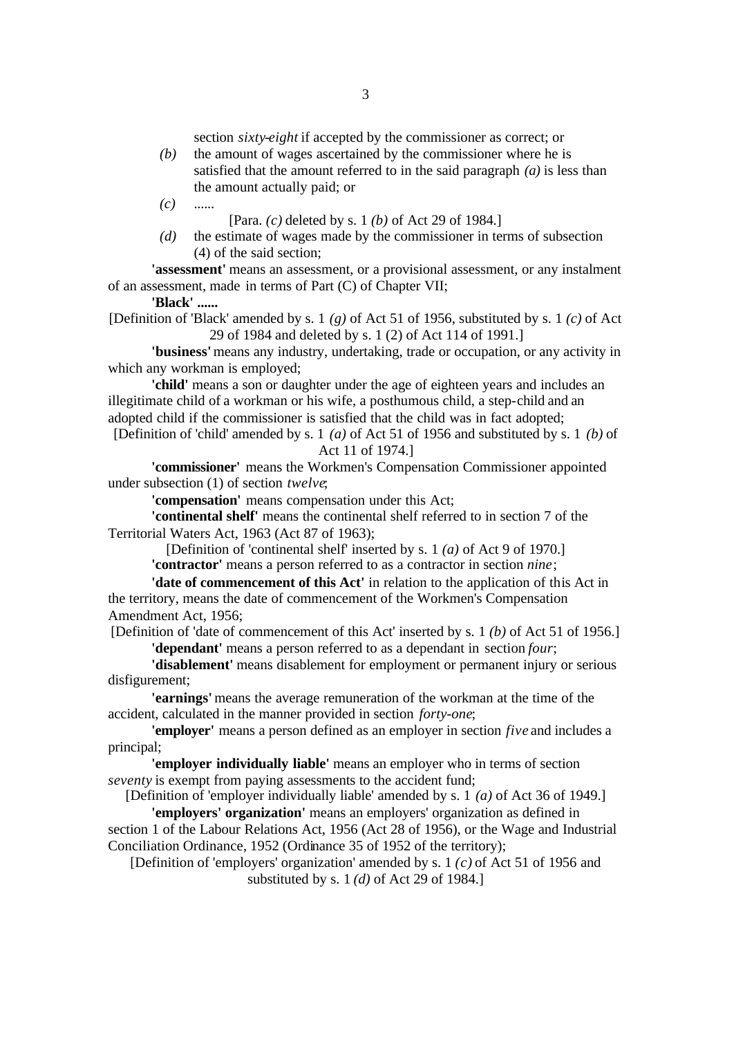section *sixty-eight* if accepted by the commissioner as correct; or

*(b)* the amount of wages ascertained by the commissioner where he is satisfied that the amount referred to in the said paragraph *(a)* is less than the amount actually paid; or

*(c)* ......

[Para. *(c)* deleted by s. 1 *(b)* of Act 29 of 1984.]

*(d)* the estimate of wages made by the commissioner in terms of subsection (4) of the said section;

**'assessment'** means an assessment, or a provisional assessment, or any instalment of an assessment, made in terms of Part (C) of Chapter VII;

**'Black' ......**

[Definition of 'Black' amended by s. 1 *(g)* of Act 51 of 1956, substituted by s. 1 *(c)* of Act 29 of 1984 and deleted by s. 1 (2) of Act 114 of 1991.]

**'business'** means any industry, undertaking, trade or occupation, or any activity in which any workman is employed;

**'child'** means a son or daughter under the age of eighteen years and includes an illegitimate child of a workman or his wife, a posthumous child, a step-child and an adopted child if the commissioner is satisfied that the child was in fact adopted;

[Definition of 'child' amended by s. 1 *(a)* of Act 51 of 1956 and substituted by s. 1 *(b)* of Act 11 of 1974.]

**'commissioner'** means the Workmen's Compensation Commissioner appointed under subsection (1) of section *twelve*;

**'compensation'** means compensation under this Act;

**'continental shelf'** means the continental shelf referred to in section 7 of the Territorial Waters Act, 1963 (Act 87 of 1963);

[Definition of 'continental shelf' inserted by s. 1 *(a)* of Act 9 of 1970.]

**'contractor'** means a person referred to as a contractor in section *nine*;

**'date of commencement of this Act'** in relation to the application of this Act in the territory, means the date of commencement of the Workmen's Compensation Amendment Act, 1956;

[Definition of 'date of commencement of this Act' inserted by s. 1 *(b)* of Act 51 of 1956.]

**'dependant'** means a person referred to as a dependant in section *four*;

**'disablement'** means disablement for employment or permanent injury or serious disfigurement;

**'earnings'** means the average remuneration of the workman at the time of the accident, calculated in the manner provided in section *forty-one*;

**'employer'** means a person defined as an employer in section *five* and includes a principal;

**'employer individually liable'** means an employer who in terms of section *seventy* is exempt from paying assessments to the accident fund;

[Definition of 'employer individually liable' amended by s. 1 *(a)* of Act 36 of 1949.]

**'employers' organization'** means an employers' organization as defined in section 1 of the Labour Relations Act, 1956 (Act 28 of 1956), or the Wage and Industrial Conciliation Ordinance, 1952 (Ordinance 35 of 1952 of the territory);

[Definition of 'employers' organization' amended by s. 1 *(c)* of Act 51 of 1956 and substituted by s. 1 *(d)* of Act 29 of 1984.]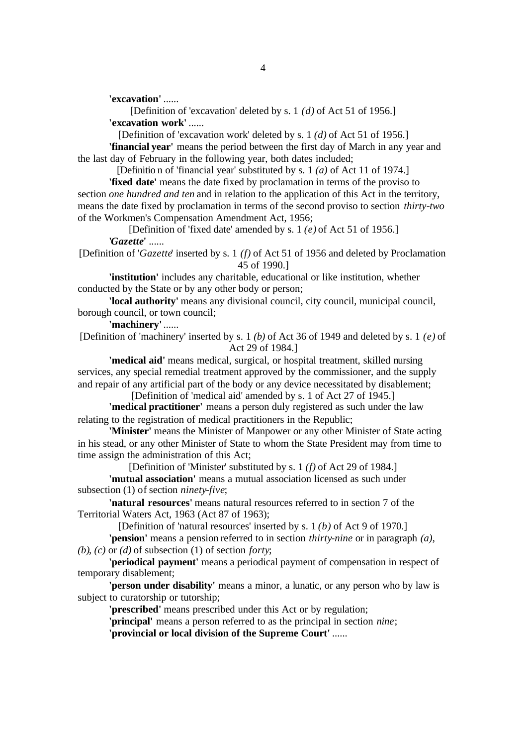**'excavation'** ......

[Definition of 'excavation' deleted by s. 1 *(d)* of Act 51 of 1956.]

**'excavation work'** ......

[Definition of 'excavation work' deleted by s. 1 *(d)* of Act 51 of 1956.]

**'financial year'** means the period between the first day of March in any year and the last day of February in the following year, both dates included;

[Definition of 'financial year' substituted by s. 1 *(a)* of Act 11 of 1974.]

**'fixed date'** means the date fixed by proclamation in terms of the proviso to section *one hundred and ten* and in relation to the application of this Act in the territory, means the date fixed by proclamation in terms of the second proviso to section *thirty-two* of the Workmen's Compensation Amendment Act, 1956;

[Definition of 'fixed date' amended by s. 1 *(e)* of Act 51 of 1956.]

**'*Gazette*'** ......

[Definition of '*Gazette*' inserted by s. 1 *(f)* of Act 51 of 1956 and deleted by Proclamation 45 of 1990.]

**'institution'** includes any charitable, educational or like institution, whether conducted by the State or by any other body or person;

**'local authority'** means any divisional council, city council, municipal council, borough council, or town council;

**'machinery'** ......

[Definition of 'machinery' inserted by s. 1 *(b)* of Act 36 of 1949 and deleted by s. 1 *(e)* of Act 29 of 1984.]

**'medical aid'** means medical, surgical, or hospital treatment, skilled nursing services, any special remedial treatment approved by the commissioner, and the supply and repair of any artificial part of the body or any device necessitated by disablement;

[Definition of 'medical aid' amended by s. 1 of Act 27 of 1945.]

**'medical practitioner'** means a person duly registered as such under the law relating to the registration of medical practitioners in the Republic;

**'Minister'** means the Minister of Manpower or any other Minister of State acting in his stead, or any other Minister of State to whom the State President may from time to time assign the administration of this Act;

[Definition of 'Minister' substituted by s. 1 *(f)* of Act 29 of 1984.]

**'mutual association'** means a mutual association licensed as such under subsection (1) of section *ninety-five*;

**'natural resources'** means natural resources referred to in section 7 of the Territorial Waters Act, 1963 (Act 87 of 1963);

[Definition of 'natural resources' inserted by s. 1 *(b)* of Act 9 of 1970.]

**'pension'** means a pension referred to in section *thirty-nine* or in paragraph *(a)*, *(b)*, *(c)* or *(d)* of subsection (1) of section *forty*;

**'periodical payment'** means a periodical payment of compensation in respect of temporary disablement;

**'person under disability'** means a minor, a lunatic, or any person who by law is subject to curatorship or tutorship;

**'prescribed'** means prescribed under this Act or by regulation;

**'principal'** means a person referred to as the principal in section *nine*;

**'provincial or local division of the Supreme Court'** ......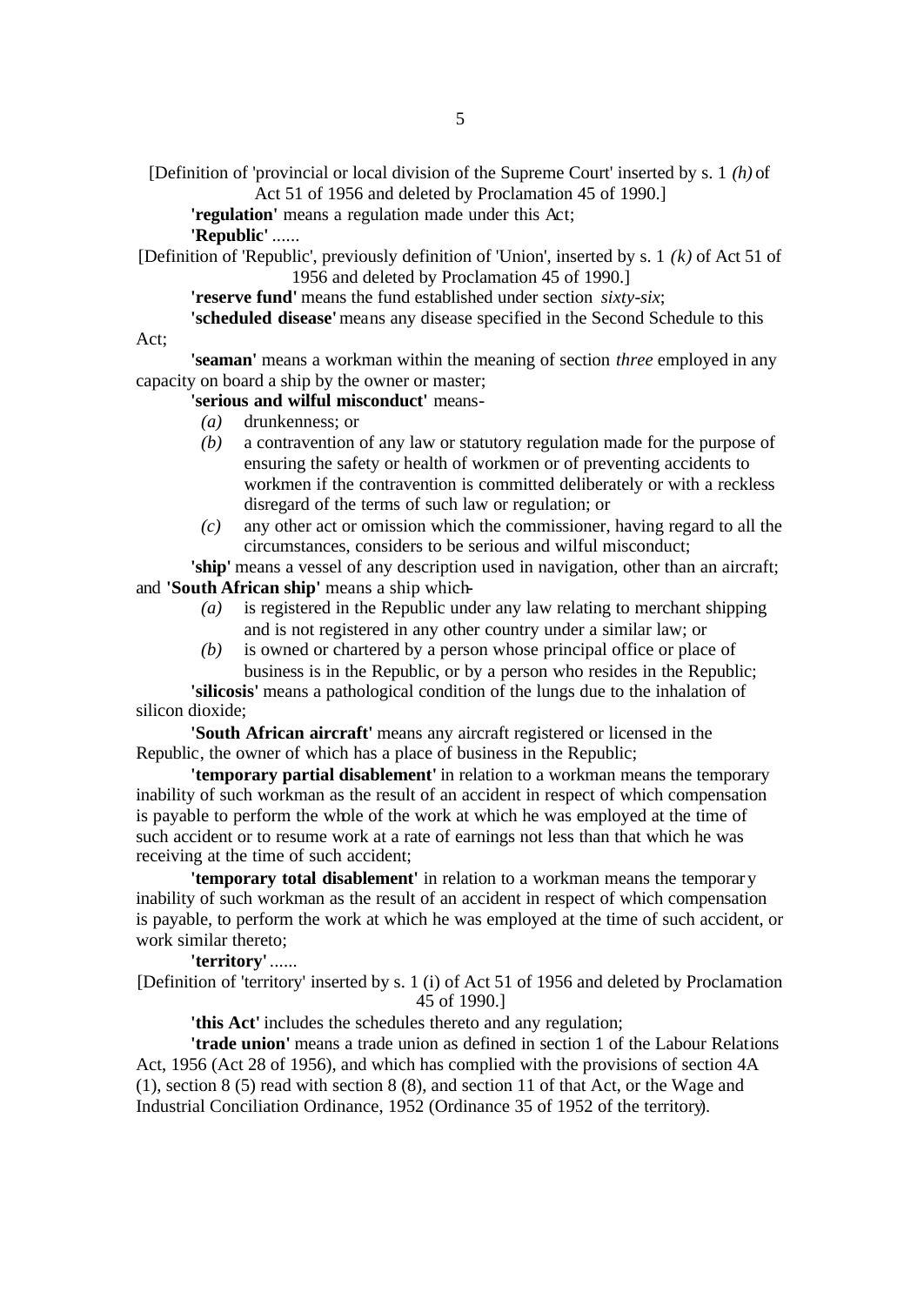[Definition of 'provincial or local division of the Supreme Court' inserted by s. 1 *(h)* of Act 51 of 1956 and deleted by Proclamation 45 of 1990.]

**'regulation'** means a regulation made under this Act;

**'Republic'** ......

[Definition of 'Republic', previously definition of 'Union', inserted by s. 1 *(k)* of Act 51 of 1956 and deleted by Proclamation 45 of 1990.]

**'reserve fund'** means the fund established under section *sixty-six*;

**'scheduled disease'** means any disease specified in the Second Schedule to this Act;

**'seaman'** means a workman within the meaning of section *three* employed in any capacity on board a ship by the owner or master;

**'serious and wilful misconduct'** means-

*(a)* drunkenness; or

*(b)* a contravention of any law or statutory regulation made for the purpose of ensuring the safety or health of workmen or of preventing accidents to workmen if the contravention is committed deliberately or with a reckless disregard of the terms of such law or regulation; or

*(c)* any other act or omission which the commissioner, having regard to all the circumstances, considers to be serious and wilful misconduct;

**'ship'** means a vessel of any description used in navigation, other than an aircraft; and **'South African ship'** means a ship which-

*(a)* is registered in the Republic under any law relating to merchant shipping and is not registered in any other country under a similar law; or

*(b)* is owned or chartered by a person whose principal office or place of business is in the Republic, or by a person who resides in the Republic;

**'silicosis'** means a pathological condition of the lungs due to the inhalation of silicon dioxide;

**'South African aircraft'** means any aircraft registered or licensed in the Republic, the owner of which has a place of business in the Republic;

**'temporary partial disablement'** in relation to a workman means the temporary inability of such workman as the result of an accident in respect of which compensation is payable to perform the whole of the work at which he was employed at the time of such accident or to resume work at a rate of earnings not less than that which he was receiving at the time of such accident;

**'temporary total disablement'** in relation to a workman means the temporary inability of such workman as the result of an accident in respect of which compensation is payable, to perform the work at which he was employed at the time of such accident, or work similar thereto;

**'territory'** ......

[Definition of 'territory' inserted by s. 1 (i) of Act 51 of 1956 and deleted by Proclamation 45 of 1990.]

**'this Act'** includes the schedules thereto and any regulation;

**'trade union'** means a trade union as defined in section 1 of the Labour Relations Act, 1956 (Act 28 of 1956), and which has complied with the provisions of section 4A (1), section 8 (5) read with section 8 (8), and section 11 of that Act, or the Wage and Industrial Conciliation Ordinance, 1952 (Ordinance 35 of 1952 of the territory).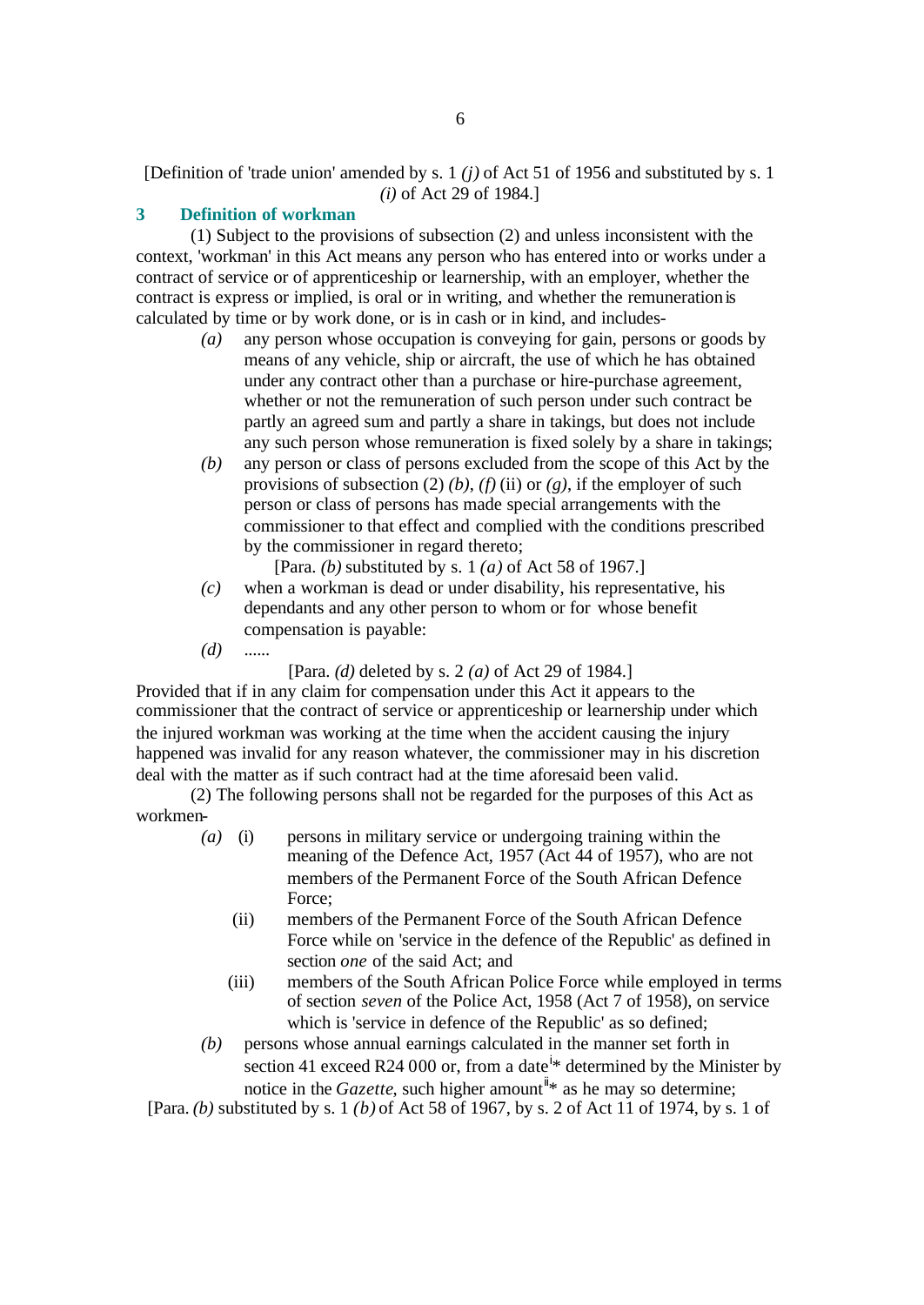[Definition of 'trade union' amended by s. 1 *(j)* of Act 51 of 1956 and substituted by s. 1 *(i)* of Act 29 of 1984.]

## 3 Definition of workman

(1) Subject to the provisions of subsection (2) and unless inconsistent with the context, 'workman' in this Act means any person who has entered into or works under a contract of service or of apprenticeship or learnership, with an employer, whether the contract is express or implied, is oral or in writing, and whether the remuneration is calculated by time or by work done, or is in cash or in kind, and includes-

*(a)* any person whose occupation is conveying for gain, persons or goods by means of any vehicle, ship or aircraft, the use of which he has obtained under any contract other than a purchase or hire-purchase agreement, whether or not the remuneration of such person under such contract be partly an agreed sum and partly a share in takings, but does not include any such person whose remuneration is fixed solely by a share in takings;

*(b)* any person or class of persons excluded from the scope of this Act by the provisions of subsection (2) *(b)*, *(f)* (ii) or *(g)*, if the employer of such person or class of persons has made special arrangements with the commissioner to that effect and complied with the conditions prescribed by the commissioner in regard thereto;

[Para. *(b)* substituted by s. 1 *(a)* of Act 58 of 1967.]

*(c)* when a workman is dead or under disability, his representative, his dependants and any other person to whom or for whose benefit compensation is payable:

*(d)* ......

[Para. *(d)* deleted by s. 2 *(a)* of Act 29 of 1984.]

Provided that if in any claim for compensation under this Act it appears to the commissioner that the contract of service or apprenticeship or learnership under which the injured workman was working at the time when the accident causing the injury happened was invalid for any reason whatever, the commissioner may in his discretion deal with the matter as if such contract had at the time aforesaid been valid.

(2) The following persons shall not be regarded for the purposes of this Act as workmen-

*(a)* (i) persons in military service or undergoing training within the meaning of the Defence Act, 1957 (Act 44 of 1957), who are not members of the Permanent Force of the South African Defence Force;

(ii) members of the Permanent Force of the South African Defence Force while on 'service in the defence of the Republic' as defined in section *one* of the said Act; and

(iii) members of the South African Police Force while employed in terms of section *seven* of the Police Act, 1958 (Act 7 of 1958), on service which is 'service in defence of the Republic' as so defined;

*(b)* persons whose annual earnings calculated in the manner set forth in section 41 exceed R24 000 or, from a date[i]* determined by the Minister by notice in the *Gazette*, such higher amount[ii]* as he may so determine;

[Para. *(b)* substituted by s. 1 *(b)* of Act 58 of 1967, by s. 2 of Act 11 of 1974, by s. 1 of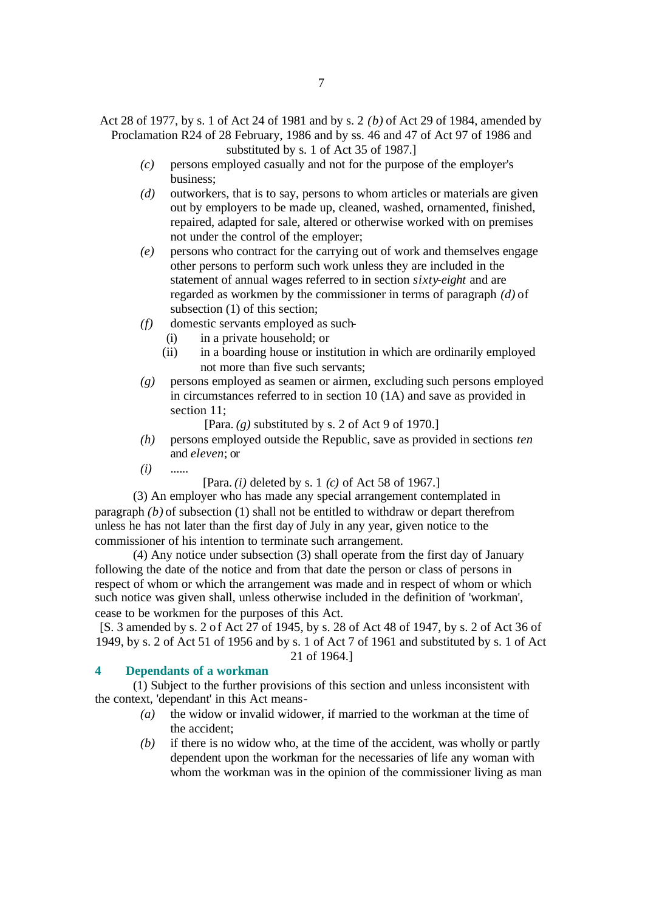Act 28 of 1977, by s. 1 of Act 24 of 1981 and by s. 2 *(b)* of Act 29 of 1984, amended by Proclamation R24 of 28 February, 1986 and by ss. 46 and 47 of Act 97 of 1986 and substituted by s. 1 of Act 35 of 1987.]

*(c)* persons employed casually and not for the purpose of the employer's business;

*(d)* outworkers, that is to say, persons to whom articles or materials are given out by employers to be made up, cleaned, washed, ornamented, finished, repaired, adapted for sale, altered or otherwise worked with on premises not under the control of the employer;

*(e)* persons who contract for the carrying out of work and themselves engage other persons to perform such work unless they are included in the statement of annual wages referred to in section *sixty-eight* and are regarded as workmen by the commissioner in terms of paragraph *(d)* of subsection (1) of this section;

*(f)* domestic servants employed as such-

(i) in a private household; or

(ii) in a boarding house or institution in which are ordinarily employed not more than five such servants;

*(g)* persons employed as seamen or airmen, excluding such persons employed in circumstances referred to in section 10 (1A) and save as provided in section 11;

[Para. *(g)* substituted by s. 2 of Act 9 of 1970.]

*(h)* persons employed outside the Republic, save as provided in sections *ten* and *eleven*; or

*(i)* ......

[Para. *(i)* deleted by s. 1 *(c)* of Act 58 of 1967.]

(3) An employer who has made any special arrangement contemplated in paragraph *(b)* of subsection (1) shall not be entitled to withdraw or depart therefrom unless he has not later than the first day of July in any year, given notice to the commissioner of his intention to terminate such arrangement.

(4) Any notice under subsection (3) shall operate from the first day of January following the date of the notice and from that date the person or class of persons in respect of whom or which the arrangement was made and in respect of whom or which such notice was given shall, unless otherwise included in the definition of 'workman', cease to be workmen for the purposes of this Act.

[S. 3 amended by s. 2 of Act 27 of 1945, by s. 28 of Act 48 of 1947, by s. 2 of Act 36 of 1949, by s. 2 of Act 51 of 1956 and by s. 1 of Act 7 of 1961 and substituted by s. 1 of Act 21 of 1964.]

## 4 Dependants of a workman

(1) Subject to the further provisions of this section and unless inconsistent with the context, 'dependant' in this Act means-

*(a)* the widow or invalid widower, if married to the workman at the time of the accident;

*(b)* if there is no widow who, at the time of the accident, was wholly or partly dependent upon the workman for the necessaries of life any woman with whom the workman was in the opinion of the commissioner living as man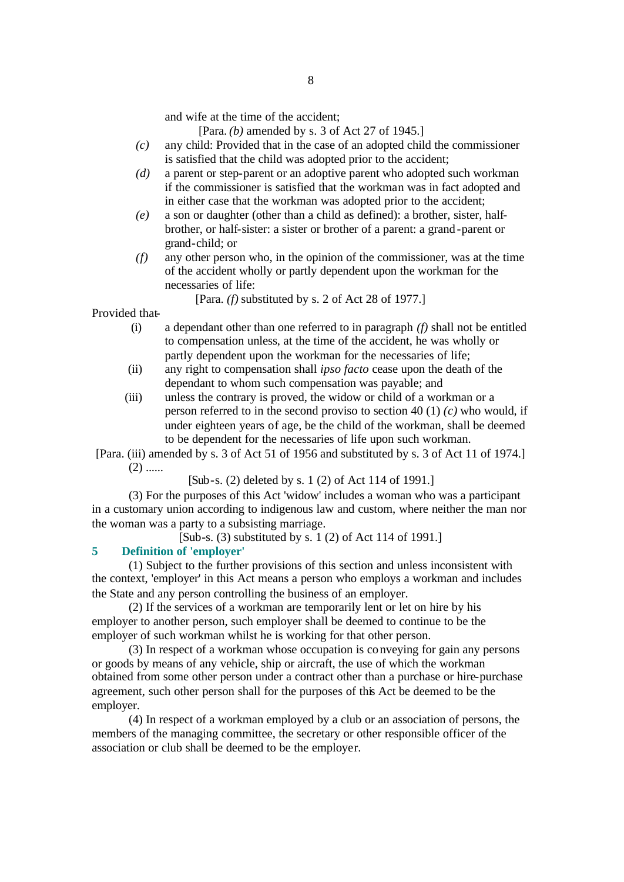and wife at the time of the accident;

[Para. *(b)* amended by s. 3 of Act 27 of 1945.]

*(c)* any child: Provided that in the case of an adopted child the commissioner is satisfied that the child was adopted prior to the accident;

*(d)* a parent or step-parent or an adoptive parent who adopted such workman if the commissioner is satisfied that the workman was in fact adopted and in either case that the workman was adopted prior to the accident;

*(e)* a son or daughter (other than a child as defined): a brother, sister, half-brother, or half-sister: a sister or brother of a parent: a grand-parent or grand-child; or

*(f)* any other person who, in the opinion of the commissioner, was at the time of the accident wholly or partly dependent upon the workman for the necessaries of life:

[Para. *(f)* substituted by s. 2 of Act 28 of 1977.]

Provided that-

(i) a dependant other than one referred to in paragraph *(f)* shall not be entitled to compensation unless, at the time of the accident, he was wholly or partly dependent upon the workman for the necessaries of life;

(ii) any right to compensation shall *ipso facto* cease upon the death of the dependant to whom such compensation was payable; and

(iii) unless the contrary is proved, the widow or child of a workman or a person referred to in the second proviso to section 40 (1) *(c)* who would, if under eighteen years of age, be the child of the workman, shall be deemed to be dependent for the necessaries of life upon such workman.

[Para. (iii) amended by s. 3 of Act 51 of 1956 and substituted by s. 3 of Act 11 of 1974.]

(2) ......

[Sub-s. (2) deleted by s. 1 (2) of Act 114 of 1991.]

(3) For the purposes of this Act 'widow' includes a woman who was a participant in a customary union according to indigenous law and custom, where neither the man nor the woman was a party to a subsisting marriage.

[Sub-s. (3) substituted by s. 1 (2) of Act 114 of 1991.]

**5 Definition of 'employer'**

(1) Subject to the further provisions of this section and unless inconsistent with the context, 'employer' in this Act means a person who employs a workman and includes the State and any person controlling the business of an employer.

(2) If the services of a workman are temporarily lent or let on hire by his employer to another person, such employer shall be deemed to continue to be the employer of such workman whilst he is working for that other person.

(3) In respect of a workman whose occupation is conveying for gain any persons or goods by means of any vehicle, ship or aircraft, the use of which the workman obtained from some other person under a contract other than a purchase or hire-purchase agreement, such other person shall for the purposes of this Act be deemed to be the employer.

(4) In respect of a workman employed by a club or an association of persons, the members of the managing committee, the secretary or other responsible officer of the association or club shall be deemed to be the employer.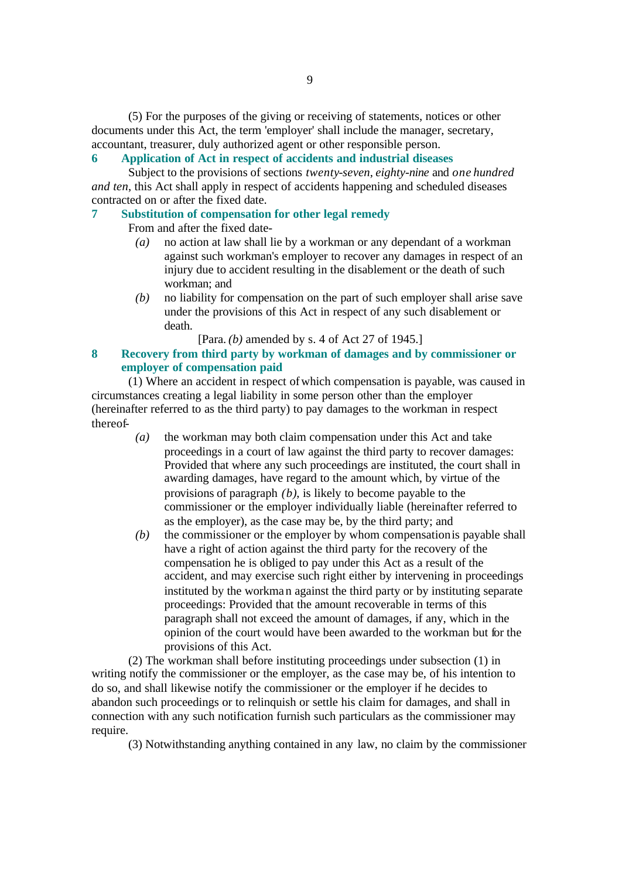(5) For the purposes of the giving or receiving of statements, notices or other documents under this Act, the term 'employer' shall include the manager, secretary, accountant, treasurer, duly authorized agent or other responsible person.

### 6 Application of Act in respect of accidents and industrial diseases

Subject to the provisions of sections *twenty-seven*, *eighty-nine* and *one hundred and ten*, this Act shall apply in respect of accidents happening and scheduled diseases contracted on or after the fixed date.

### 7 Substitution of compensation for other legal remedy

From and after the fixed date-

*(a)* no action at law shall lie by a workman or any dependant of a workman against such workman's employer to recover any damages in respect of an injury due to accident resulting in the disablement or the death of such workman; and

*(b)* no liability for compensation on the part of such employer shall arise save under the provisions of this Act in respect of any such disablement or death.

[Para. *(b)* amended by s. 4 of Act 27 of 1945.]

### 8 Recovery from third party by workman of damages and by commissioner or employer of compensation paid

(1) Where an accident in respect of which compensation is payable, was caused in circumstances creating a legal liability in some person other than the employer (hereinafter referred to as the third party) to pay damages to the workman in respect thereof-

*(a)* the workman may both claim compensation under this Act and take proceedings in a court of law against the third party to recover damages: Provided that where any such proceedings are instituted, the court shall in awarding damages, have regard to the amount which, by virtue of the provisions of paragraph *(b)*, is likely to become payable to the commissioner or the employer individually liable (hereinafter referred to as the employer), as the case may be, by the third party; and

*(b)* the commissioner or the employer by whom compensation is payable shall have a right of action against the third party for the recovery of the compensation he is obliged to pay under this Act as a result of the accident, and may exercise such right either by intervening in proceedings instituted by the workman against the third party or by instituting separate proceedings: Provided that the amount recoverable in terms of this paragraph shall not exceed the amount of damages, if any, which in the opinion of the court would have been awarded to the workman but for the provisions of this Act.

(2) The workman shall before instituting proceedings under subsection (1) in writing notify the commissioner or the employer, as the case may be, of his intention to do so, and shall likewise notify the commissioner or the employer if he decides to abandon such proceedings or to relinquish or settle his claim for damages, and shall in connection with any such notification furnish such particulars as the commissioner may require.

(3) Notwithstanding anything contained in any law, no claim by the commissioner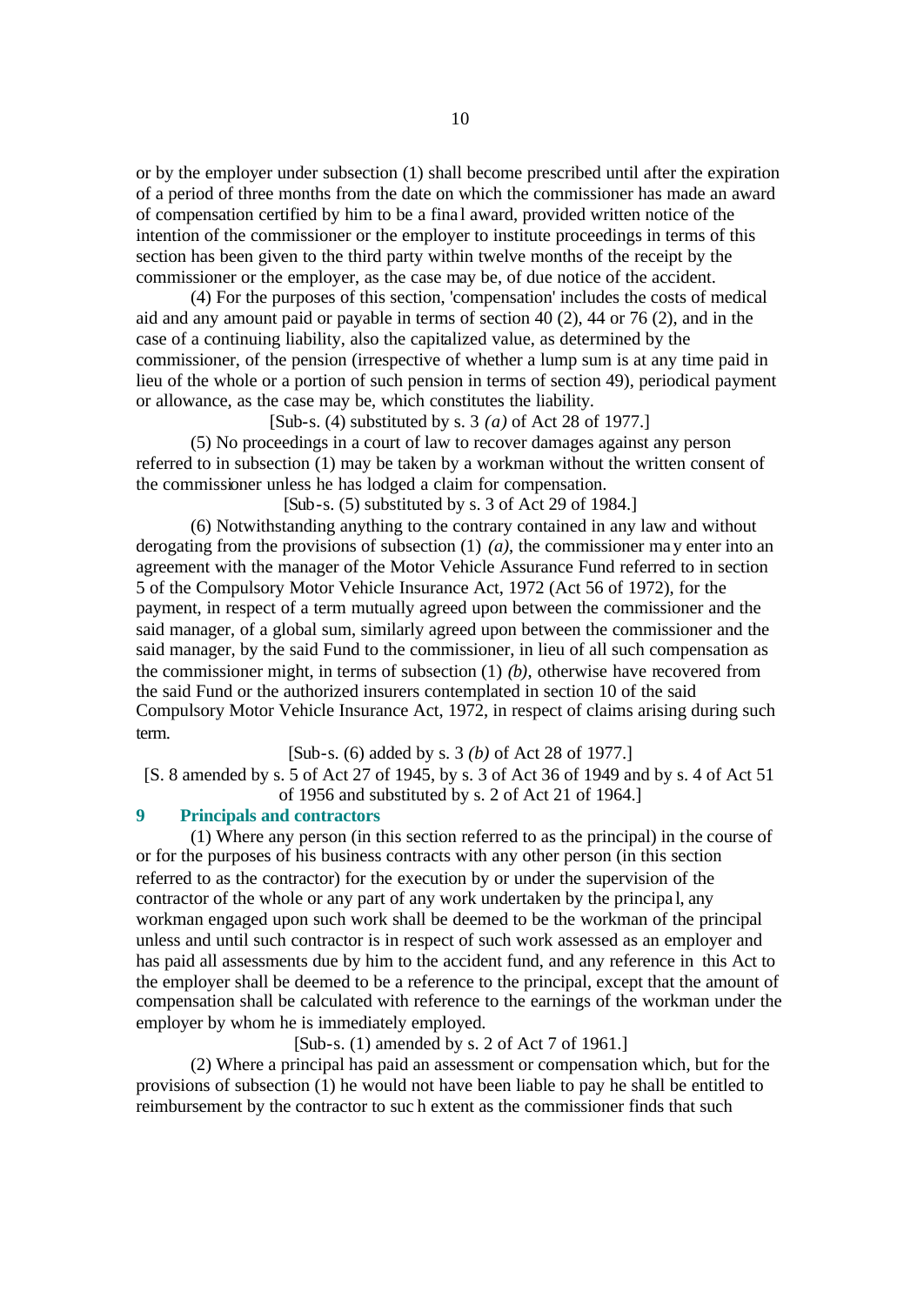or by the employer under subsection (1) shall become prescribed until after the expiration of a period of three months from the date on which the commissioner has made an award of compensation certified by him to be a final award, provided written notice of the intention of the commissioner or the employer to institute proceedings in terms of this section has been given to the third party within twelve months of the receipt by the commissioner or the employer, as the case may be, of due notice of the accident.

(4) For the purposes of this section, 'compensation' includes the costs of medical aid and any amount paid or payable in terms of section 40 (2), 44 or 76 (2), and in the case of a continuing liability, also the capitalized value, as determined by the commissioner, of the pension (irrespective of whether a lump sum is at any time paid in lieu of the whole or a portion of such pension in terms of section 49), periodical payment or allowance, as the case may be, which constitutes the liability.

[Sub-s. (4) substituted by s. 3 *(a)* of Act 28 of 1977.]

(5) No proceedings in a court of law to recover damages against any person referred to in subsection (1) may be taken by a workman without the written consent of the commissioner unless he has lodged a claim for compensation.

[Sub-s. (5) substituted by s. 3 of Act 29 of 1984.]

(6) Notwithstanding anything to the contrary contained in any law and without derogating from the provisions of subsection (1) *(a)*, the commissioner may enter into an agreement with the manager of the Motor Vehicle Assurance Fund referred to in section 5 of the Compulsory Motor Vehicle Insurance Act, 1972 (Act 56 of 1972), for the payment, in respect of a term mutually agreed upon between the commissioner and the said manager, of a global sum, similarly agreed upon between the commissioner and the said manager, by the said Fund to the commissioner, in lieu of all such compensation as the commissioner might, in terms of subsection (1) *(b)*, otherwise have recovered from the said Fund or the authorized insurers contemplated in section 10 of the said Compulsory Motor Vehicle Insurance Act, 1972, in respect of claims arising during such term.

[Sub-s. (6) added by s. 3 *(b)* of Act 28 of 1977.]

[S. 8 amended by s. 5 of Act 27 of 1945, by s. 3 of Act 36 of 1949 and by s. 4 of Act 51 of 1956 and substituted by s. 2 of Act 21 of 1964.]

## 9 Principals and contractors

(1) Where any person (in this section referred to as the principal) in the course of or for the purposes of his business contracts with any other person (in this section referred to as the contractor) for the execution by or under the supervision of the contractor of the whole or any part of any work undertaken by the principal, any workman engaged upon such work shall be deemed to be the workman of the principal unless and until such contractor is in respect of such work assessed as an employer and has paid all assessments due by him to the accident fund, and any reference in this Act to the employer shall be deemed to be a reference to the principal, except that the amount of compensation shall be calculated with reference to the earnings of the workman under the employer by whom he is immediately employed.

[Sub-s. (1) amended by s. 2 of Act 7 of 1961.]

(2) Where a principal has paid an assessment or compensation which, but for the provisions of subsection (1) he would not have been liable to pay he shall be entitled to reimbursement by the contractor to such extent as the commissioner finds that such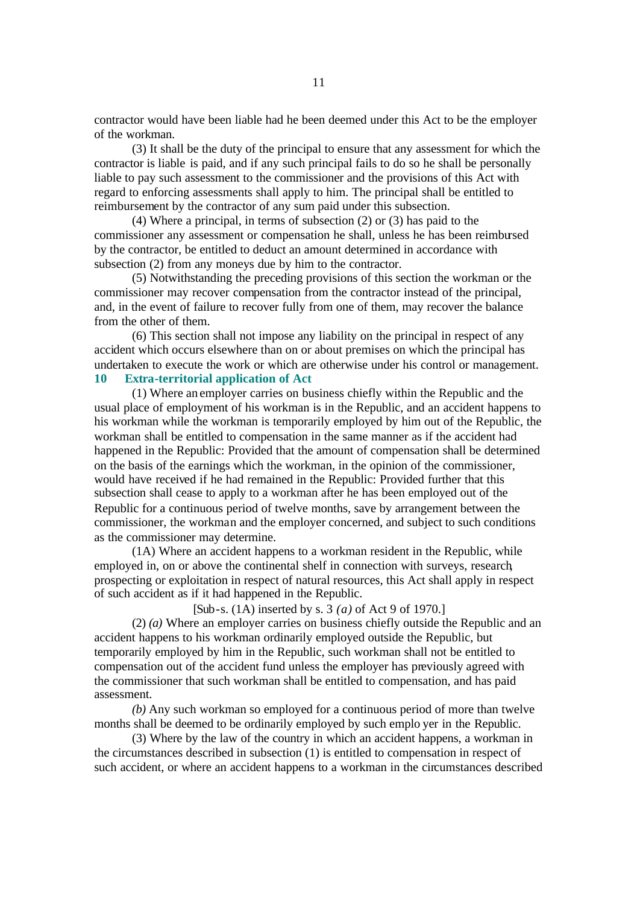contractor would have been liable had he been deemed under this Act to be the employer of the workman.

(3) It shall be the duty of the principal to ensure that any assessment for which the contractor is liable is paid, and if any such principal fails to do so he shall be personally liable to pay such assessment to the commissioner and the provisions of this Act with regard to enforcing assessments shall apply to him. The principal shall be entitled to reimbursement by the contractor of any sum paid under this subsection.

(4) Where a principal, in terms of subsection (2) or (3) has paid to the commissioner any assessment or compensation he shall, unless he has been reimbursed by the contractor, be entitled to deduct an amount determined in accordance with subsection (2) from any moneys due by him to the contractor.

(5) Notwithstanding the preceding provisions of this section the workman or the commissioner may recover compensation from the contractor instead of the principal, and, in the event of failure to recover fully from one of them, may recover the balance from the other of them.

(6) This section shall not impose any liability on the principal in respect of any accident which occurs elsewhere than on or about premises on which the principal has undertaken to execute the work or which are otherwise under his control or management.

**10 Extra-territorial application of Act**

(1) Where an employer carries on business chiefly within the Republic and the usual place of employment of his workman is in the Republic, and an accident happens to his workman while the workman is temporarily employed by him out of the Republic, the workman shall be entitled to compensation in the same manner as if the accident had happened in the Republic: Provided that the amount of compensation shall be determined on the basis of the earnings which the workman, in the opinion of the commissioner, would have received if he had remained in the Republic: Provided further that this subsection shall cease to apply to a workman after he has been employed out of the Republic for a continuous period of twelve months, save by arrangement between the commissioner, the workman and the employer concerned, and subject to such conditions as the commissioner may determine.

(1A) Where an accident happens to a workman resident in the Republic, while employed in, on or above the continental shelf in connection with surveys, research, prospecting or exploitation in respect of natural resources, this Act shall apply in respect of such accident as if it had happened in the Republic.

[Sub-s. (1A) inserted by s. 3 *(a)* of Act 9 of 1970.]

(2) *(a)* Where an employer carries on business chiefly outside the Republic and an accident happens to his workman ordinarily employed outside the Republic, but temporarily employed by him in the Republic, such workman shall not be entitled to compensation out of the accident fund unless the employer has previously agreed with the commissioner that such workman shall be entitled to compensation, and has paid assessment.

*(b)* Any such workman so employed for a continuous period of more than twelve months shall be deemed to be ordinarily employed by such employer in the Republic.

(3) Where by the law of the country in which an accident happens, a workman in the circumstances described in subsection (1) is entitled to compensation in respect of such accident, or where an accident happens to a workman in the circumstances described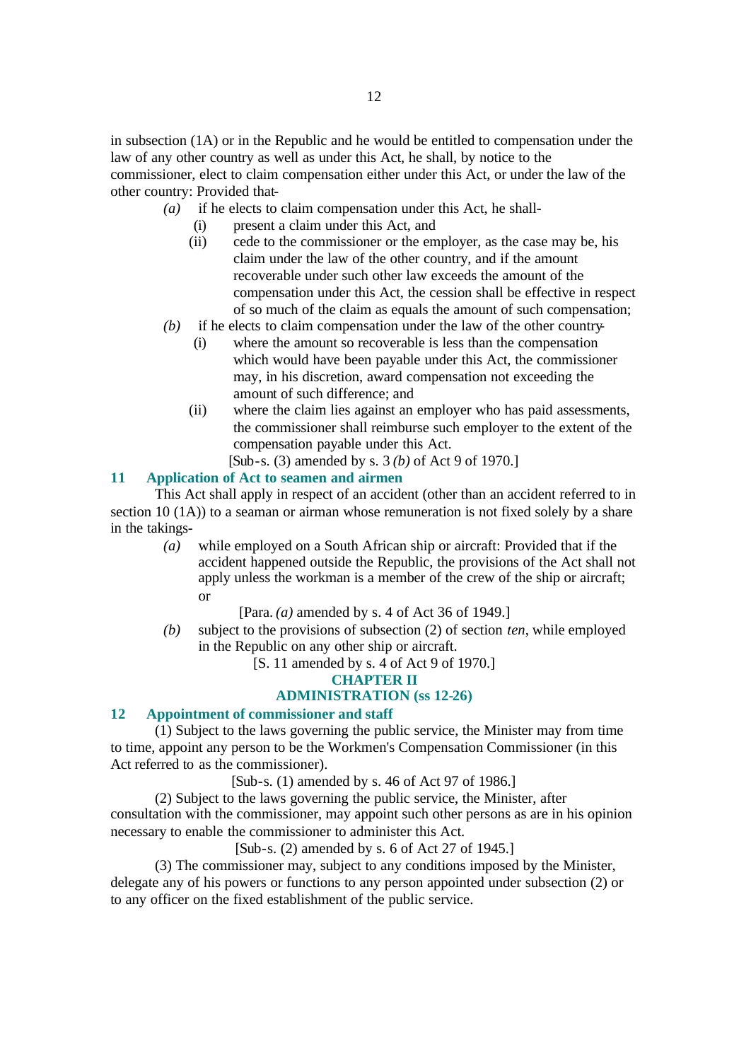in subsection (1A) or in the Republic and he would be entitled to compensation under the law of any other country as well as under this Act, he shall, by notice to the commissioner, elect to claim compensation either under this Act, or under the law of the other country: Provided that-

*(a)* if he elects to claim compensation under this Act, he shall-

(i) present a claim under this Act, and

(ii) cede to the commissioner or the employer, as the case may be, his claim under the law of the other country, and if the amount recoverable under such other law exceeds the amount of the compensation under this Act, the cession shall be effective in respect of so much of the claim as equals the amount of such compensation;

*(b)* if he elects to claim compensation under the law of the other country-

(i) where the amount so recoverable is less than the compensation which would have been payable under this Act, the commissioner may, in his discretion, award compensation not exceeding the amount of such difference; and

(ii) where the claim lies against an employer who has paid assessments, the commissioner shall reimburse such employer to the extent of the compensation payable under this Act.

[Sub-s. (3) amended by s. 3 *(b)* of Act 9 of 1970.]

## 11 Application of Act to seamen and airmen

This Act shall apply in respect of an accident (other than an accident referred to in section 10 (1A)) to a seaman or airman whose remuneration is not fixed solely by a share in the takings-

*(a)* while employed on a South African ship or aircraft: Provided that if the accident happened outside the Republic, the provisions of the Act shall not apply unless the workman is a member of the crew of the ship or aircraft; or

[Para. *(a)* amended by s. 4 of Act 36 of 1949.]

*(b)* subject to the provisions of subsection (2) of section *ten*, while employed in the Republic on any other ship or aircraft.

[S. 11 amended by s. 4 of Act 9 of 1970.]

# CHAPTER II
# ADMINISTRATION (ss 12-26)

## 12 Appointment of commissioner and staff

(1) Subject to the laws governing the public service, the Minister may from time to time, appoint any person to be the Workmen's Compensation Commissioner (in this Act referred to as the commissioner).

[Sub-s. (1) amended by s. 46 of Act 97 of 1986.]

(2) Subject to the laws governing the public service, the Minister, after consultation with the commissioner, may appoint such other persons as are in his opinion necessary to enable the commissioner to administer this Act.

[Sub-s. (2) amended by s. 6 of Act 27 of 1945.]

(3) The commissioner may, subject to any conditions imposed by the Minister, delegate any of his powers or functions to any person appointed under subsection (2) or to any officer on the fixed establishment of the public service.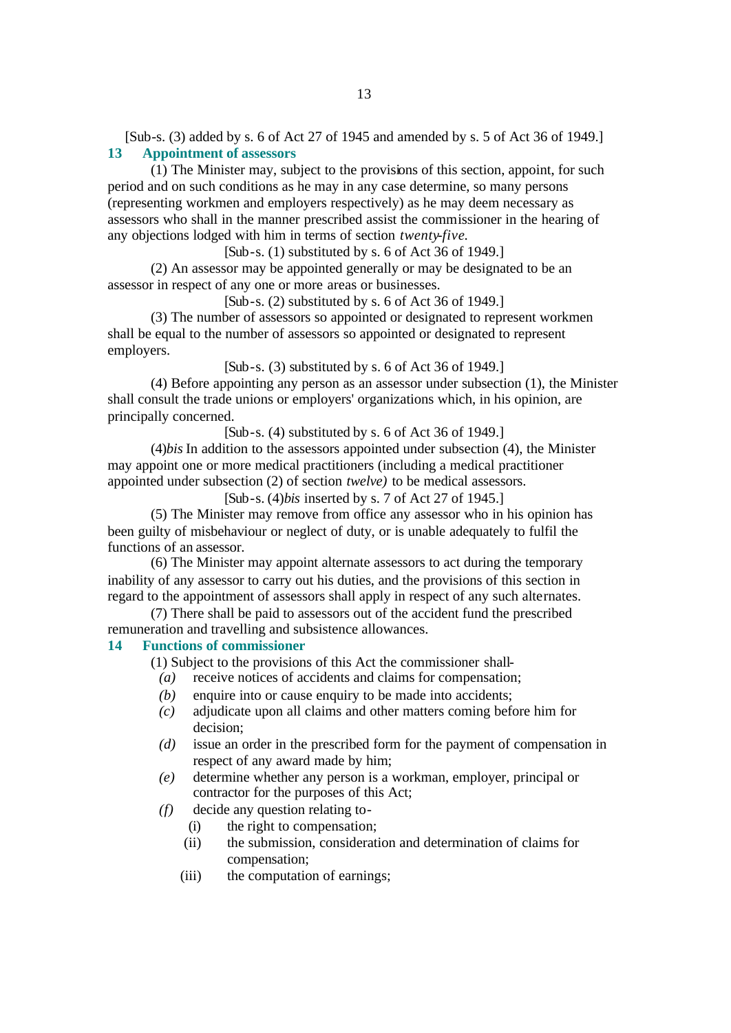[Sub-s. (3) added by s. 6 of Act 27 of 1945 and amended by s. 5 of Act 36 of 1949.]

### 13 Appointment of assessors

(1) The Minister may, subject to the provisions of this section, appoint, for such period and on such conditions as he may in any case determine, so many persons (representing workmen and employers respectively) as he may deem necessary as assessors who shall in the manner prescribed assist the commissioner in the hearing of any objections lodged with him in terms of section *twenty-five*.

[Sub-s. (1) substituted by s. 6 of Act 36 of 1949.]

(2) An assessor may be appointed generally or may be designated to be an assessor in respect of any one or more areas or businesses.

[Sub-s. (2) substituted by s. 6 of Act 36 of 1949.]

(3) The number of assessors so appointed or designated to represent workmen shall be equal to the number of assessors so appointed or designated to represent employers.

[Sub-s. (3) substituted by s. 6 of Act 36 of 1949.]

(4) Before appointing any person as an assessor under subsection (1), the Minister shall consult the trade unions or employers' organizations which, in his opinion, are principally concerned.

[Sub-s. (4) substituted by s. 6 of Act 36 of 1949.]

(4)*bis* In addition to the assessors appointed under subsection (4), the Minister may appoint one or more medical practitioners (including a medical practitioner appointed under subsection (2) of section *twelve)* to be medical assessors.

[Sub-s. (4)*bis* inserted by s. 7 of Act 27 of 1945.]

(5) The Minister may remove from office any assessor who in his opinion has been guilty of misbehaviour or neglect of duty, or is unable adequately to fulfil the functions of an assessor.

(6) The Minister may appoint alternate assessors to act during the temporary inability of any assessor to carry out his duties, and the provisions of this section in regard to the appointment of assessors shall apply in respect of any such alternates.

(7) There shall be paid to assessors out of the accident fund the prescribed remuneration and travelling and subsistence allowances.

### 14 Functions of commissioner

(1) Subject to the provisions of this Act the commissioner shall-

- *(a)* receive notices of accidents and claims for compensation;
- *(b)* enquire into or cause enquiry to be made into accidents;
- *(c)* adjudicate upon all claims and other matters coming before him for decision;
- *(d)* issue an order in the prescribed form for the payment of compensation in respect of any award made by him;
- *(e)* determine whether any person is a workman, employer, principal or contractor for the purposes of this Act;
- *(f)* decide any question relating to-
  - (i) the right to compensation;
  - (ii) the submission, consideration and determination of claims for compensation;
  - (iii) the computation of earnings;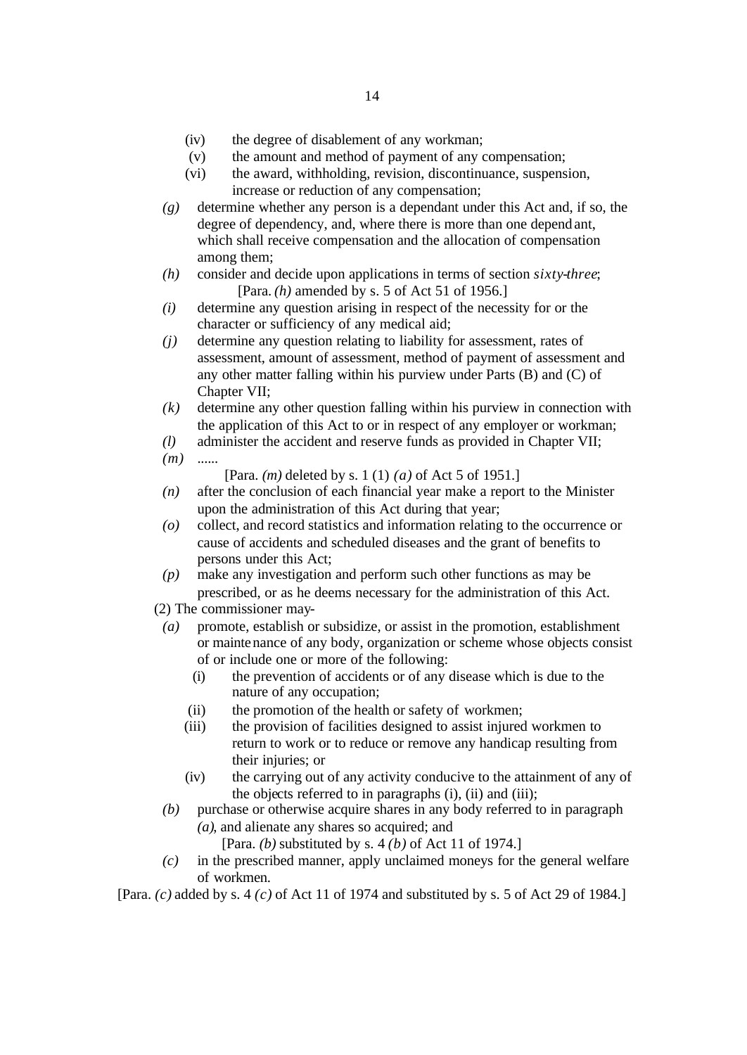(iv) the degree of disablement of any workman;

(v) the amount and method of payment of any compensation;

(vi) the award, withholding, revision, discontinuance, suspension, increase or reduction of any compensation;

*(g)* determine whether any person is a dependant under this Act and, if so, the degree of dependency, and, where there is more than one dependant, which shall receive compensation and the allocation of compensation among them;

*(h)* consider and decide upon applications in terms of section *sixty-three*;

[Para. *(h)* amended by s. 5 of Act 51 of 1956.]

*(i)* determine any question arising in respect of the necessity for or the character or sufficiency of any medical aid;

*(j)* determine any question relating to liability for assessment, rates of assessment, amount of assessment, method of payment of assessment and any other matter falling within his purview under Parts (B) and (C) of Chapter VII;

*(k)* determine any other question falling within his purview in connection with the application of this Act to or in respect of any employer or workman;

*(l)* administer the accident and reserve funds as provided in Chapter VII;

*(m)* ......

[Para. *(m)* deleted by s. 1 (1) *(a)* of Act 5 of 1951.]

*(n)* after the conclusion of each financial year make a report to the Minister upon the administration of this Act during that year;

*(o)* collect, and record statistics and information relating to the occurrence or cause of accidents and scheduled diseases and the grant of benefits to persons under this Act;

*(p)* make any investigation and perform such other functions as may be prescribed, or as he deems necessary for the administration of this Act.

(2) The commissioner may-

*(a)* promote, establish or subsidize, or assist in the promotion, establishment or maintenance of any body, organization or scheme whose objects consist of or include one or more of the following:

(i) the prevention of accidents or of any disease which is due to the nature of any occupation;

(ii) the promotion of the health or safety of workmen;

(iii) the provision of facilities designed to assist injured workmen to return to work or to reduce or remove any handicap resulting from their injuries; or

(iv) the carrying out of any activity conducive to the attainment of any of the objects referred to in paragraphs (i), (ii) and (iii);

*(b)* purchase or otherwise acquire shares in any body referred to in paragraph *(a)*, and alienate any shares so acquired; and

[Para. *(b)* substituted by s. 4 *(b)* of Act 11 of 1974.]

*(c)* in the prescribed manner, apply unclaimed moneys for the general welfare of workmen.

[Para. *(c)* added by s. 4 *(c)* of Act 11 of 1974 and substituted by s. 5 of Act 29 of 1984.]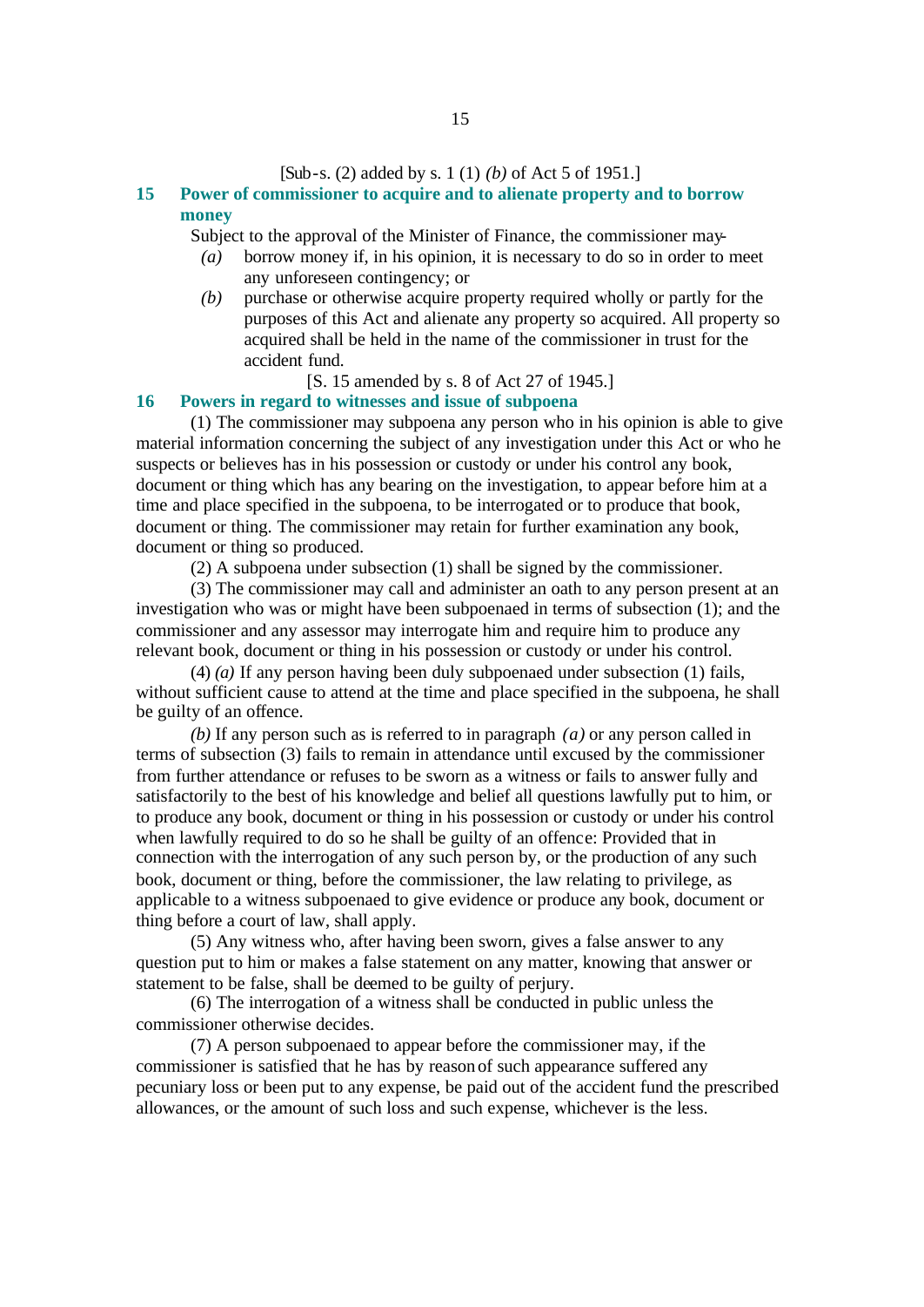[Sub-s. (2) added by s. 1 (1) *(b)* of Act 5 of 1951.]

### 15 Power of commissioner to acquire and to alienate property and to borrow money

Subject to the approval of the Minister of Finance, the commissioner may-

*(a)* borrow money if, in his opinion, it is necessary to do so in order to meet any unforeseen contingency; or

*(b)* purchase or otherwise acquire property required wholly or partly for the purposes of this Act and alienate any property so acquired. All property so acquired shall be held in the name of the commissioner in trust for the accident fund.

[S. 15 amended by s. 8 of Act 27 of 1945.]

### 16 Powers in regard to witnesses and issue of subpoena

(1) The commissioner may subpoena any person who in his opinion is able to give material information concerning the subject of any investigation under this Act or who he suspects or believes has in his possession or custody or under his control any book, document or thing which has any bearing on the investigation, to appear before him at a time and place specified in the subpoena, to be interrogated or to produce that book, document or thing. The commissioner may retain for further examination any book, document or thing so produced.

(2) A subpoena under subsection (1) shall be signed by the commissioner.

(3) The commissioner may call and administer an oath to any person present at an investigation who was or might have been subpoenaed in terms of subsection (1); and the commissioner and any assessor may interrogate him and require him to produce any relevant book, document or thing in his possession or custody or under his control.

(4) *(a)* If any person having been duly subpoenaed under subsection (1) fails, without sufficient cause to attend at the time and place specified in the subpoena, he shall be guilty of an offence.

*(b)* If any person such as is referred to in paragraph *(a)* or any person called in terms of subsection (3) fails to remain in attendance until excused by the commissioner from further attendance or refuses to be sworn as a witness or fails to answer fully and satisfactorily to the best of his knowledge and belief all questions lawfully put to him, or to produce any book, document or thing in his possession or custody or under his control when lawfully required to do so he shall be guilty of an offence: Provided that in connection with the interrogation of any such person by, or the production of any such book, document or thing, before the commissioner, the law relating to privilege, as applicable to a witness subpoenaed to give evidence or produce any book, document or thing before a court of law, shall apply.

(5) Any witness who, after having been sworn, gives a false answer to any question put to him or makes a false statement on any matter, knowing that answer or statement to be false, shall be deemed to be guilty of perjury.

(6) The interrogation of a witness shall be conducted in public unless the commissioner otherwise decides.

(7) A person subpoenaed to appear before the commissioner may, if the commissioner is satisfied that he has by reason of such appearance suffered any pecuniary loss or been put to any expense, be paid out of the accident fund the prescribed allowances, or the amount of such loss and such expense, whichever is the less.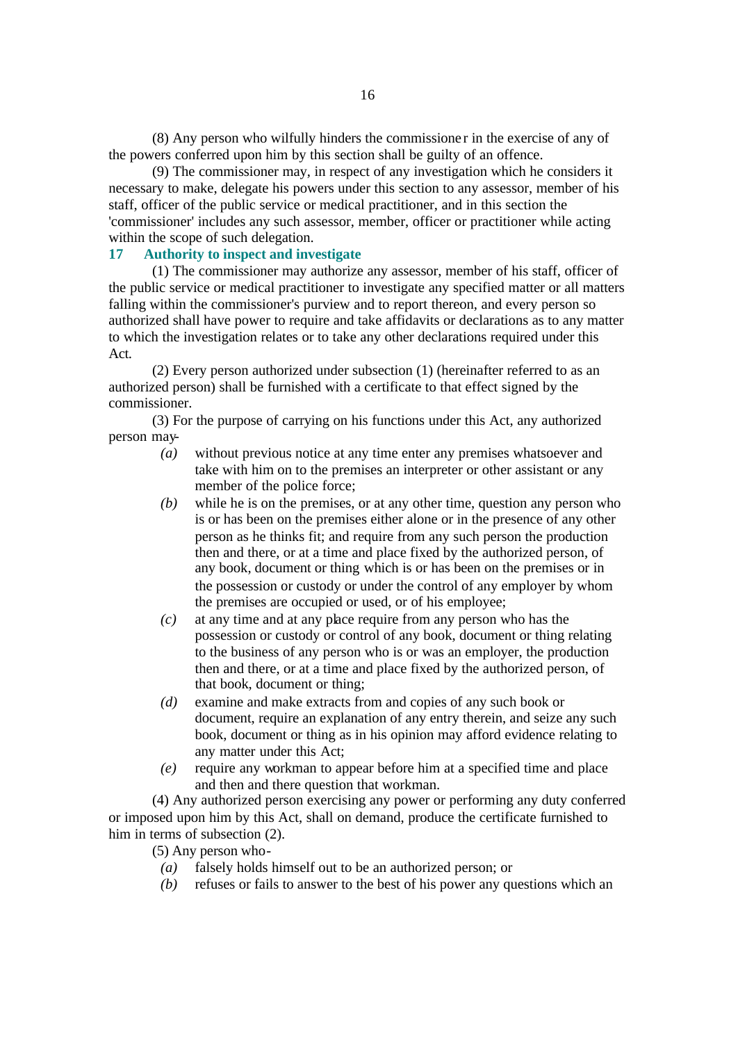(8) Any person who wilfully hinders the commissioner in the exercise of any of the powers conferred upon him by this section shall be guilty of an offence.

(9) The commissioner may, in respect of any investigation which he considers it necessary to make, delegate his powers under this section to any assessor, member of his staff, officer of the public service or medical practitioner, and in this section the 'commissioner' includes any such assessor, member, officer or practitioner while acting within the scope of such delegation.

## 17 Authority to inspect and investigate

(1) The commissioner may authorize any assessor, member of his staff, officer of the public service or medical practitioner to investigate any specified matter or all matters falling within the commissioner's purview and to report thereon, and every person so authorized shall have power to require and take affidavits or declarations as to any matter to which the investigation relates or to take any other declarations required under this Act.

(2) Every person authorized under subsection (1) (hereinafter referred to as an authorized person) shall be furnished with a certificate to that effect signed by the commissioner.

(3) For the purpose of carrying on his functions under this Act, any authorized person may-

*(a)* without previous notice at any time enter any premises whatsoever and take with him on to the premises an interpreter or other assistant or any member of the police force;

*(b)* while he is on the premises, or at any other time, question any person who is or has been on the premises either alone or in the presence of any other person as he thinks fit; and require from any such person the production then and there, or at a time and place fixed by the authorized person, of any book, document or thing which is or has been on the premises or in the possession or custody or under the control of any employer by whom the premises are occupied or used, or of his employee;

*(c)* at any time and at any place require from any person who has the possession or custody or control of any book, document or thing relating to the business of any person who is or was an employer, the production then and there, or at a time and place fixed by the authorized person, of that book, document or thing;

*(d)* examine and make extracts from and copies of any such book or document, require an explanation of any entry therein, and seize any such book, document or thing as in his opinion may afford evidence relating to any matter under this Act;

*(e)* require any workman to appear before him at a specified time and place and then and there question that workman.

(4) Any authorized person exercising any power or performing any duty conferred or imposed upon him by this Act, shall on demand, produce the certificate furnished to him in terms of subsection (2).

(5) Any person who-

*(a)* falsely holds himself out to be an authorized person; or

*(b)* refuses or fails to answer to the best of his power any questions which an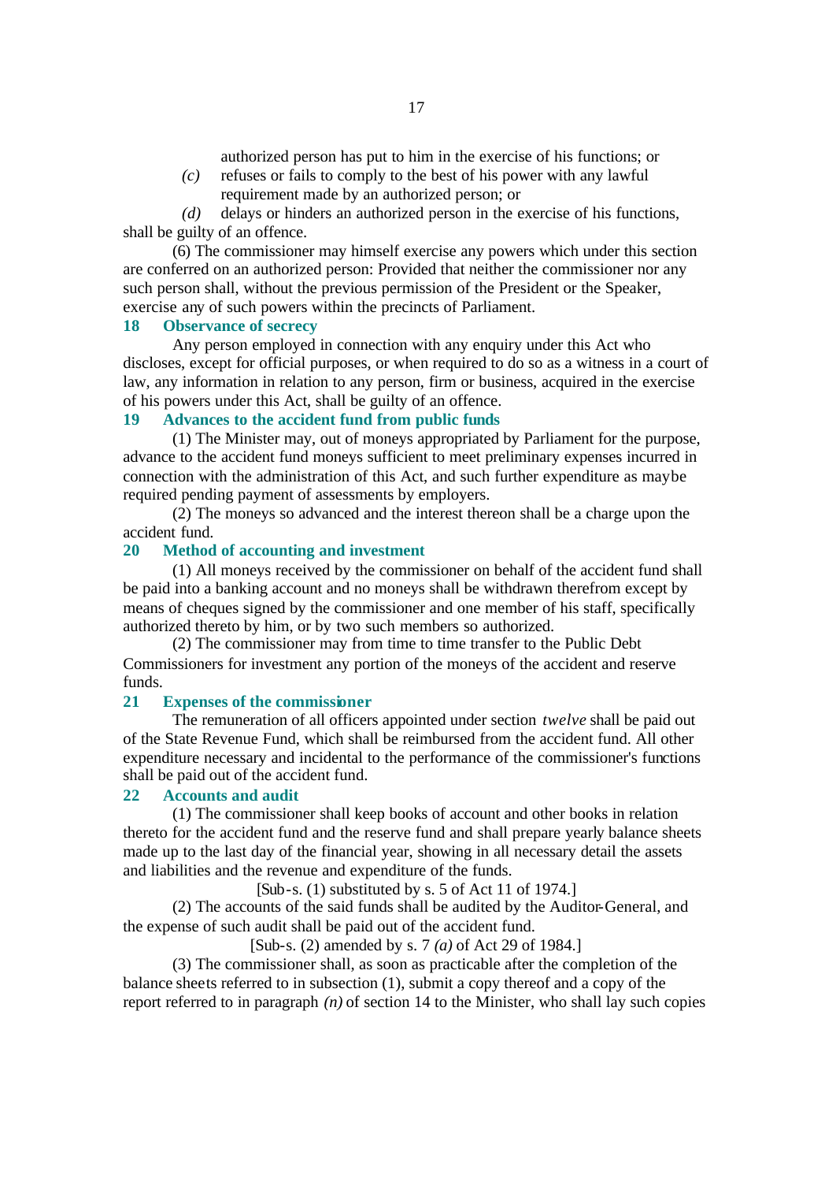authorized person has put to him in the exercise of his functions; or

*(c)* refuses or fails to comply to the best of his power with any lawful requirement made by an authorized person; or

*(d)* delays or hinders an authorized person in the exercise of his functions,

shall be guilty of an offence.

(6) The commissioner may himself exercise any powers which under this section are conferred on an authorized person: Provided that neither the commissioner nor any such person shall, without the previous permission of the President or the Speaker, exercise any of such powers within the precincts of Parliament.

**18 Observance of secrecy**

Any person employed in connection with any enquiry under this Act who discloses, except for official purposes, or when required to do so as a witness in a court of law, any information in relation to any person, firm or business, acquired in the exercise of his powers under this Act, shall be guilty of an offence.

**19 Advances to the accident fund from public funds**

(1) The Minister may, out of moneys appropriated by Parliament for the purpose, advance to the accident fund moneys sufficient to meet preliminary expenses incurred in connection with the administration of this Act, and such further expenditure as maybe required pending payment of assessments by employers.

(2) The moneys so advanced and the interest thereon shall be a charge upon the accident fund.

**20 Method of accounting and investment**

(1) All moneys received by the commissioner on behalf of the accident fund shall be paid into a banking account and no moneys shall be withdrawn therefrom except by means of cheques signed by the commissioner and one member of his staff, specifically authorized thereto by him, or by two such members so authorized.

(2) The commissioner may from time to time transfer to the Public Debt Commissioners for investment any portion of the moneys of the accident and reserve funds.

**21 Expenses of the commissioner**

The remuneration of all officers appointed under section *twelve* shall be paid out of the State Revenue Fund, which shall be reimbursed from the accident fund. All other expenditure necessary and incidental to the performance of the commissioner's functions shall be paid out of the accident fund.

**22 Accounts and audit**

(1) The commissioner shall keep books of account and other books in relation thereto for the accident fund and the reserve fund and shall prepare yearly balance sheets made up to the last day of the financial year, showing in all necessary detail the assets and liabilities and the revenue and expenditure of the funds.

[Sub-s. (1) substituted by s. 5 of Act 11 of 1974.]

(2) The accounts of the said funds shall be audited by the Auditor-General, and the expense of such audit shall be paid out of the accident fund.

[Sub-s. (2) amended by s. 7 *(a)* of Act 29 of 1984.]

(3) The commissioner shall, as soon as practicable after the completion of the balance sheets referred to in subsection (1), submit a copy thereof and a copy of the report referred to in paragraph *(n)* of section 14 to the Minister, who shall lay such copies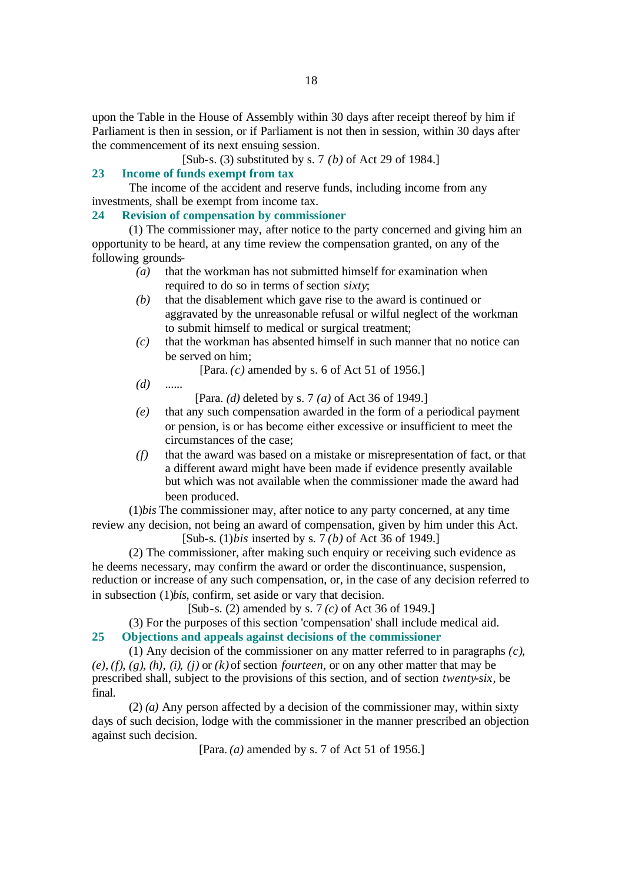upon the Table in the House of Assembly within 30 days after receipt thereof by him if Parliament is then in session, or if Parliament is not then in session, within 30 days after the commencement of its next ensuing session.

[Sub-s. (3) substituted by s. 7 *(b)* of Act 29 of 1984.]

### 23 Income of funds exempt from tax

The income of the accident and reserve funds, including income from any investments, shall be exempt from income tax.

### 24 Revision of compensation by commissioner

(1) The commissioner may, after notice to the party concerned and giving him an opportunity to be heard, at any time review the compensation granted, on any of the following grounds-

*(a)* that the workman has not submitted himself for examination when required to do so in terms of section *sixty*;

*(b)* that the disablement which gave rise to the award is continued or aggravated by the unreasonable refusal or wilful neglect of the workman to submit himself to medical or surgical treatment;

*(c)* that the workman has absented himself in such manner that no notice can be served on him;

[Para. *(c)* amended by s. 6 of Act 51 of 1956.]

*(d)* ......

[Para. *(d)* deleted by s. 7 *(a)* of Act 36 of 1949.]

*(e)* that any such compensation awarded in the form of a periodical payment or pension, is or has become either excessive or insufficient to meet the circumstances of the case;

*(f)* that the award was based on a mistake or misrepresentation of fact, or that a different award might have been made if evidence presently available but which was not available when the commissioner made the award had been produced.

(1)*bis* The commissioner may, after notice to any party concerned, at any time review any decision, not being an award of compensation, given by him under this Act.

[Sub-s. (1)*bis* inserted by s. 7 *(b)* of Act 36 of 1949.]

(2) The commissioner, after making such enquiry or receiving such evidence as he deems necessary, may confirm the award or order the discontinuance, suspension, reduction or increase of any such compensation, or, in the case of any decision referred to in subsection (1)*bis*, confirm, set aside or vary that decision.

[Sub-s. (2) amended by s. 7 *(c)* of Act 36 of 1949.]

(3) For the purposes of this section 'compensation' shall include medical aid.

### 25 Objections and appeals against decisions of the commissioner

(1) Any decision of the commissioner on any matter referred to in paragraphs *(c)*, *(e)*, *(f)*, *(g)*, *(h)*, *(i)*, *(j)* or *(k)* of section *fourteen*, or on any other matter that may be prescribed shall, subject to the provisions of this section, and of section *twenty-six*, be final.

(2) *(a)* Any person affected by a decision of the commissioner may, within sixty days of such decision, lodge with the commissioner in the manner prescribed an objection against such decision.

[Para. *(a)* amended by s. 7 of Act 51 of 1956.]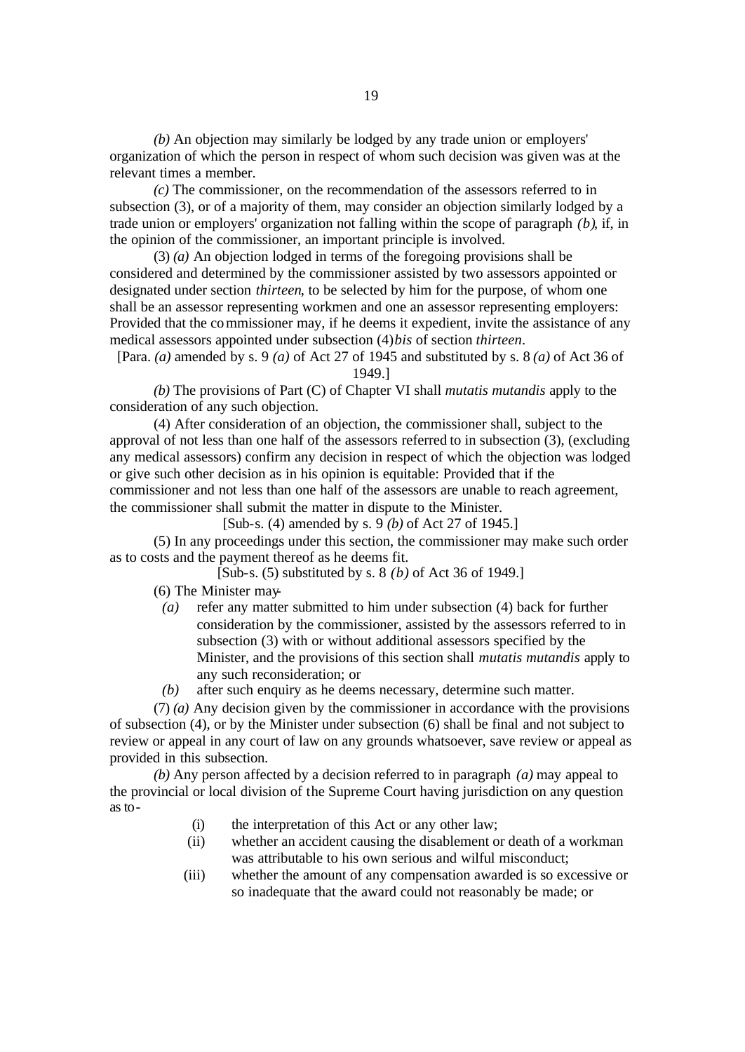*(b)* An objection may similarly be lodged by any trade union or employers' organization of which the person in respect of whom such decision was given was at the relevant times a member.

*(c)* The commissioner, on the recommendation of the assessors referred to in subsection (3), or of a majority of them, may consider an objection similarly lodged by a trade union or employers' organization not falling within the scope of paragraph *(b)*, if, in the opinion of the commissioner, an important principle is involved.

(3) *(a)* An objection lodged in terms of the foregoing provisions shall be considered and determined by the commissioner assisted by two assessors appointed or designated under section *thirteen*, to be selected by him for the purpose, of whom one shall be an assessor representing workmen and one an assessor representing employers: Provided that the commissioner may, if he deems it expedient, invite the assistance of any medical assessors appointed under subsection (4)*bis* of section *thirteen*.

[Para. *(a)* amended by s. 9 *(a)* of Act 27 of 1945 and substituted by s. 8 *(a)* of Act 36 of 1949.]

*(b)* The provisions of Part (C) of Chapter VI shall *mutatis mutandis* apply to the consideration of any such objection.

(4) After consideration of an objection, the commissioner shall, subject to the approval of not less than one half of the assessors referred to in subsection (3), (excluding any medical assessors) confirm any decision in respect of which the objection was lodged or give such other decision as in his opinion is equitable: Provided that if the commissioner and not less than one half of the assessors are unable to reach agreement, the commissioner shall submit the matter in dispute to the Minister.

[Sub-s. (4) amended by s. 9 *(b)* of Act 27 of 1945.]

(5) In any proceedings under this section, the commissioner may make such order as to costs and the payment thereof as he deems fit.

[Sub-s. (5) substituted by s. 8 *(b)* of Act 36 of 1949.]

(6) The Minister may-

*(a)* refer any matter submitted to him under subsection (4) back for further consideration by the commissioner, assisted by the assessors referred to in subsection (3) with or without additional assessors specified by the Minister, and the provisions of this section shall *mutatis mutandis* apply to any such reconsideration; or

*(b)* after such enquiry as he deems necessary, determine such matter.

(7) *(a)* Any decision given by the commissioner in accordance with the provisions of subsection (4), or by the Minister under subsection (6) shall be final and not subject to review or appeal in any court of law on any grounds whatsoever, save review or appeal as provided in this subsection.

*(b)* Any person affected by a decision referred to in paragraph *(a)* may appeal to the provincial or local division of the Supreme Court having jurisdiction on any question as to-

(i) the interpretation of this Act or any other law;

(ii) whether an accident causing the disablement or death of a workman was attributable to his own serious and wilful misconduct;

(iii) whether the amount of any compensation awarded is so excessive or so inadequate that the award could not reasonably be made; or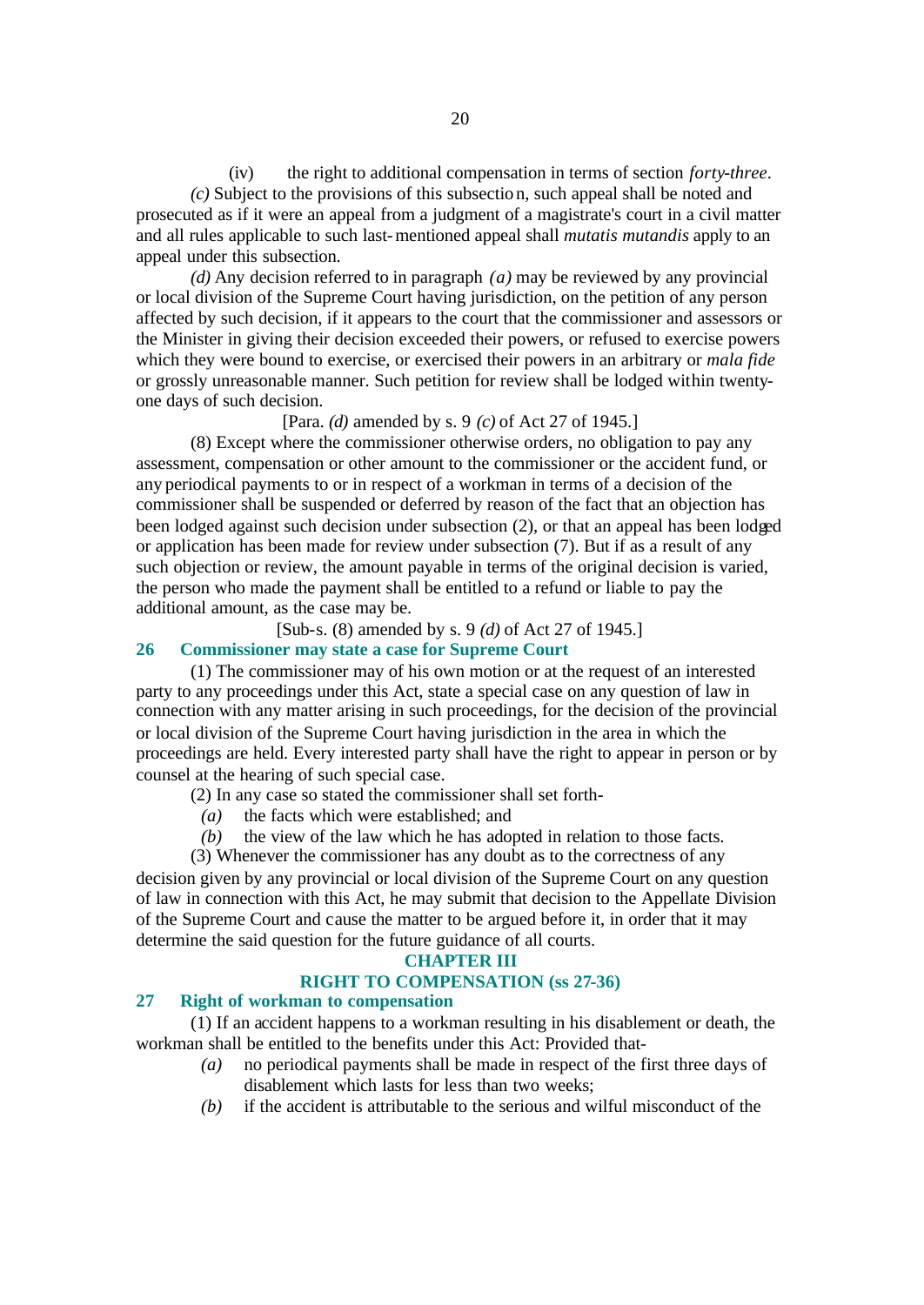(iv) the right to additional compensation in terms of section *forty-three*.

*(c)* Subject to the provisions of this subsection, such appeal shall be noted and prosecuted as if it were an appeal from a judgment of a magistrate's court in a civil matter and all rules applicable to such last-mentioned appeal shall *mutatis mutandis* apply to an appeal under this subsection.

*(d)* Any decision referred to in paragraph *(a)* may be reviewed by any provincial or local division of the Supreme Court having jurisdiction, on the petition of any person affected by such decision, if it appears to the court that the commissioner and assessors or the Minister in giving their decision exceeded their powers, or refused to exercise powers which they were bound to exercise, or exercised their powers in an arbitrary or *mala fide* or grossly unreasonable manner. Such petition for review shall be lodged within twenty-one days of such decision.

[Para. *(d)* amended by s. 9 *(c)* of Act 27 of 1945.]

(8) Except where the commissioner otherwise orders, no obligation to pay any assessment, compensation or other amount to the commissioner or the accident fund, or any periodical payments to or in respect of a workman in terms of a decision of the commissioner shall be suspended or deferred by reason of the fact that an objection has been lodged against such decision under subsection (2), or that an appeal has been lodged or application has been made for review under subsection (7). But if as a result of any such objection or review, the amount payable in terms of the original decision is varied, the person who made the payment shall be entitled to a refund or liable to pay the additional amount, as the case may be.

[Sub-s. (8) amended by s. 9 *(d)* of Act 27 of 1945.]

### 26 Commissioner may state a case for Supreme Court

(1) The commissioner may of his own motion or at the request of an interested party to any proceedings under this Act, state a special case on any question of law in connection with any matter arising in such proceedings, for the decision of the provincial or local division of the Supreme Court having jurisdiction in the area in which the proceedings are held. Every interested party shall have the right to appear in person or by counsel at the hearing of such special case.

(2) In any case so stated the commissioner shall set forth-

*(a)* the facts which were established; and

*(b)* the view of the law which he has adopted in relation to those facts.

(3) Whenever the commissioner has any doubt as to the correctness of any decision given by any provincial or local division of the Supreme Court on any question of law in connection with this Act, he may submit that decision to the Appellate Division of the Supreme Court and cause the matter to be argued before it, in order that it may determine the said question for the future guidance of all courts.

## CHAPTER III

## RIGHT TO COMPENSATION (ss 27-36)

### 27 Right of workman to compensation

(1) If an accident happens to a workman resulting in his disablement or death, the workman shall be entitled to the benefits under this Act: Provided that-

*(a)* no periodical payments shall be made in respect of the first three days of disablement which lasts for less than two weeks;

*(b)* if the accident is attributable to the serious and wilful misconduct of the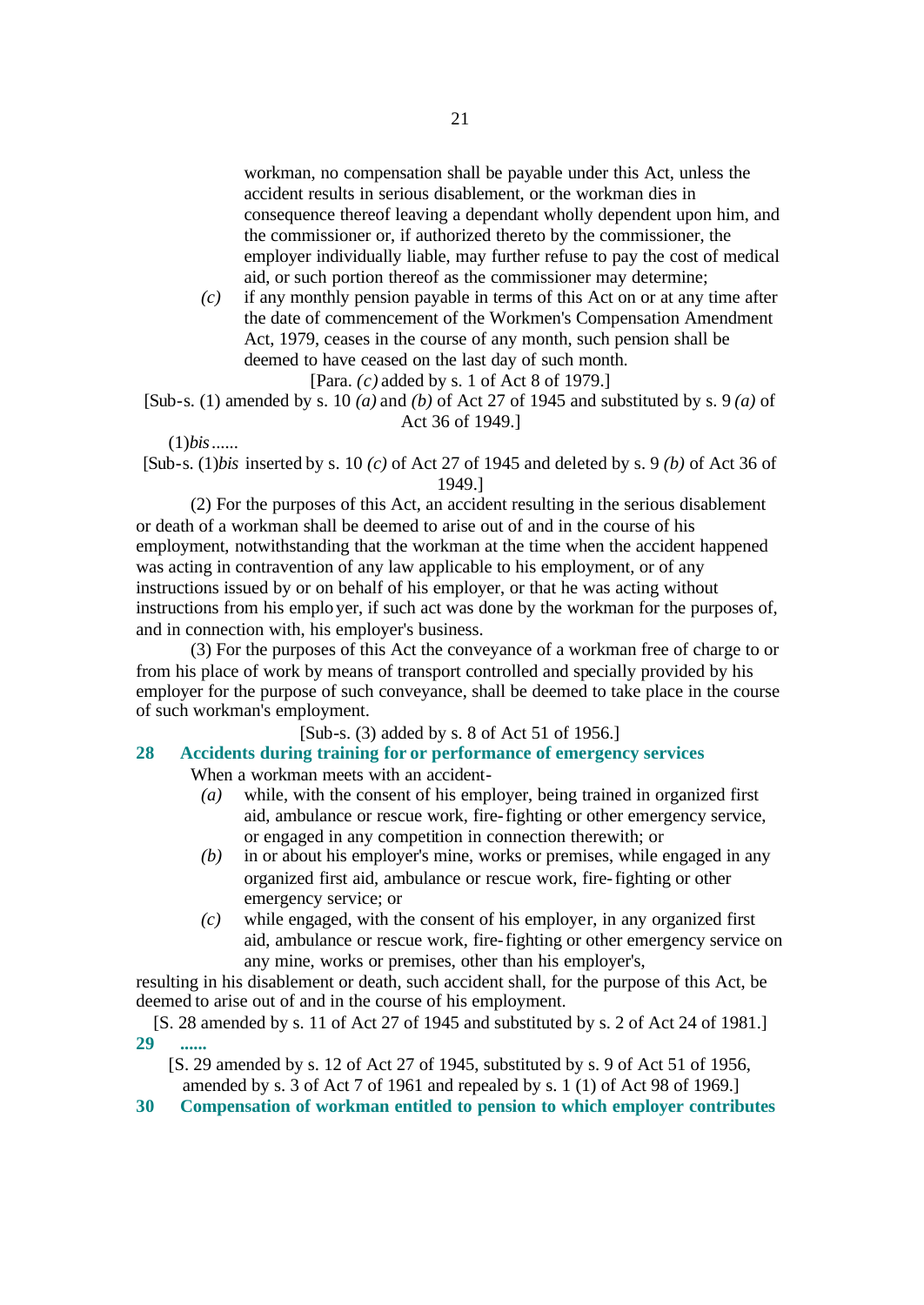workman, no compensation shall be payable under this Act, unless the accident results in serious disablement, or the workman dies in consequence thereof leaving a dependant wholly dependent upon him, and the commissioner or, if authorized thereto by the commissioner, the employer individually liable, may further refuse to pay the cost of medical aid, or such portion thereof as the commissioner may determine;

*(c)* if any monthly pension payable in terms of this Act on or at any time after the date of commencement of the Workmen's Compensation Amendment Act, 1979, ceases in the course of any month, such pension shall be deemed to have ceased on the last day of such month.

[Para. *(c)* added by s. 1 of Act 8 of 1979.]

[Sub-s. (1) amended by s. 10 *(a)* and *(b)* of Act 27 of 1945 and substituted by s. 9 *(a)* of Act 36 of 1949.]

(1)*bis* ......

[Sub-s. (1)*bis* inserted by s. 10 *(c)* of Act 27 of 1945 and deleted by s. 9 *(b)* of Act 36 of 1949.]

(2) For the purposes of this Act, an accident resulting in the serious disablement or death of a workman shall be deemed to arise out of and in the course of his employment, notwithstanding that the workman at the time when the accident happened was acting in contravention of any law applicable to his employment, or of any instructions issued by or on behalf of his employer, or that he was acting without instructions from his employer, if such act was done by the workman for the purposes of, and in connection with, his employer's business.

(3) For the purposes of this Act the conveyance of a workman free of charge to or from his place of work by means of transport controlled and specially provided by his employer for the purpose of such conveyance, shall be deemed to take place in the course of such workman's employment.

[Sub-s. (3) added by s. 8 of Act 51 of 1956.]

## 28 Accidents during training for or performance of emergency services

When a workman meets with an accident-

*(a)* while, with the consent of his employer, being trained in organized first aid, ambulance or rescue work, fire-fighting or other emergency service, or engaged in any competition in connection therewith; or

*(b)* in or about his employer's mine, works or premises, while engaged in any organized first aid, ambulance or rescue work, fire-fighting or other emergency service; or

*(c)* while engaged, with the consent of his employer, in any organized first aid, ambulance or rescue work, fire-fighting or other emergency service on any mine, works or premises, other than his employer's,

resulting in his disablement or death, such accident shall, for the purpose of this Act, be deemed to arise out of and in the course of his employment.

[S. 28 amended by s. 11 of Act 27 of 1945 and substituted by s. 2 of Act 24 of 1981.]

## 29 ......

[S. 29 amended by s. 12 of Act 27 of 1945, substituted by s. 9 of Act 51 of 1956, amended by s. 3 of Act 7 of 1961 and repealed by s. 1 (1) of Act 98 of 1969.]

## 30 Compensation of workman entitled to pension to which employer contributes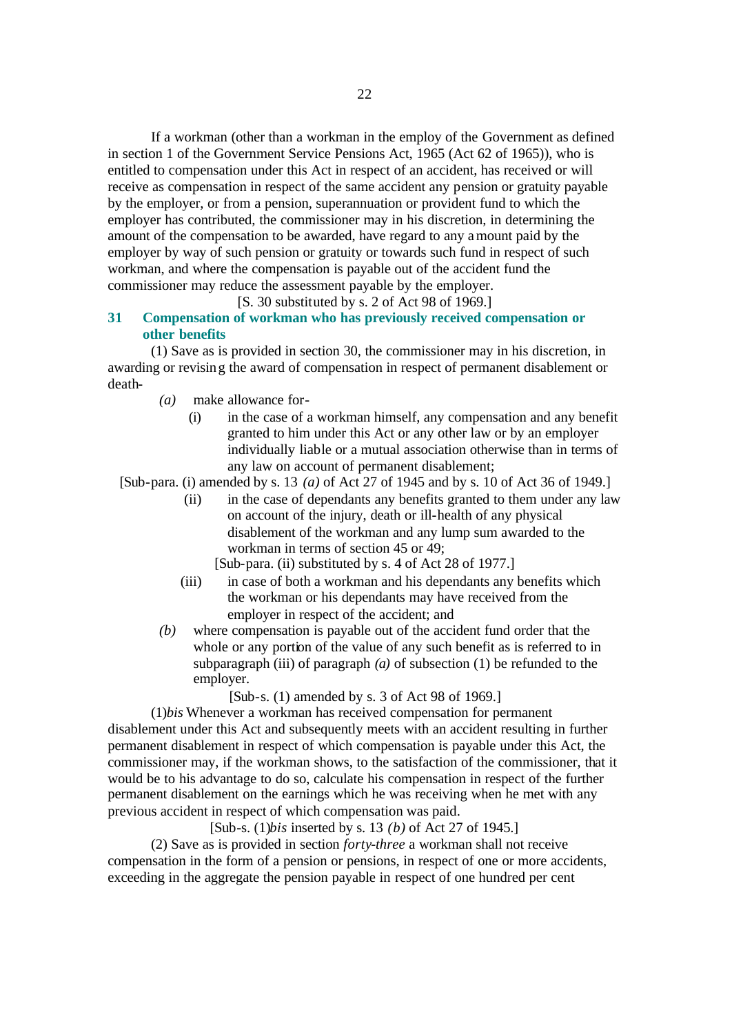If a workman (other than a workman in the employ of the Government as defined in section 1 of the Government Service Pensions Act, 1965 (Act 62 of 1965)), who is entitled to compensation under this Act in respect of an accident, has received or will receive as compensation in respect of the same accident any pension or gratuity payable by the employer, or from a pension, superannuation or provident fund to which the employer has contributed, the commissioner may in his discretion, in determining the amount of the compensation to be awarded, have regard to any amount paid by the employer by way of such pension or gratuity or towards such fund in respect of such workman, and where the compensation is payable out of the accident fund the commissioner may reduce the assessment payable by the employer.

[S. 30 substituted by s. 2 of Act 98 of 1969.]

### 31 Compensation of workman who has previously received compensation or other benefits

(1) Save as is provided in section 30, the commissioner may in his discretion, in awarding or revising the award of compensation in respect of permanent disablement or death-

*(a)* make allowance for-

(i) in the case of a workman himself, any compensation and any benefit granted to him under this Act or any other law or by an employer individually liable or a mutual association otherwise than in terms of any law on account of permanent disablement;

[Sub-para. (i) amended by s. 13 *(a)* of Act 27 of 1945 and by s. 10 of Act 36 of 1949.]

(ii) in the case of dependants any benefits granted to them under any law on account of the injury, death or ill-health of any physical disablement of the workman and any lump sum awarded to the workman in terms of section 45 or 49;

[Sub-para. (ii) substituted by s. 4 of Act 28 of 1977.]

(iii) in case of both a workman and his dependants any benefits which the workman or his dependants may have received from the employer in respect of the accident; and

*(b)* where compensation is payable out of the accident fund order that the whole or any portion of the value of any such benefit as is referred to in subparagraph (iii) of paragraph *(a)* of subsection (1) be refunded to the employer.

[Sub-s. (1) amended by s. 3 of Act 98 of 1969.]

(1)*bis* Whenever a workman has received compensation for permanent disablement under this Act and subsequently meets with an accident resulting in further permanent disablement in respect of which compensation is payable under this Act, the commissioner may, if the workman shows, to the satisfaction of the commissioner, that it would be to his advantage to do so, calculate his compensation in respect of the further permanent disablement on the earnings which he was receiving when he met with any previous accident in respect of which compensation was paid.

[Sub-s. (1)*bis* inserted by s. 13 *(b)* of Act 27 of 1945.]

(2) Save as is provided in section *forty-three* a workman shall not receive compensation in the form of a pension or pensions, in respect of one or more accidents, exceeding in the aggregate the pension payable in respect of one hundred per cent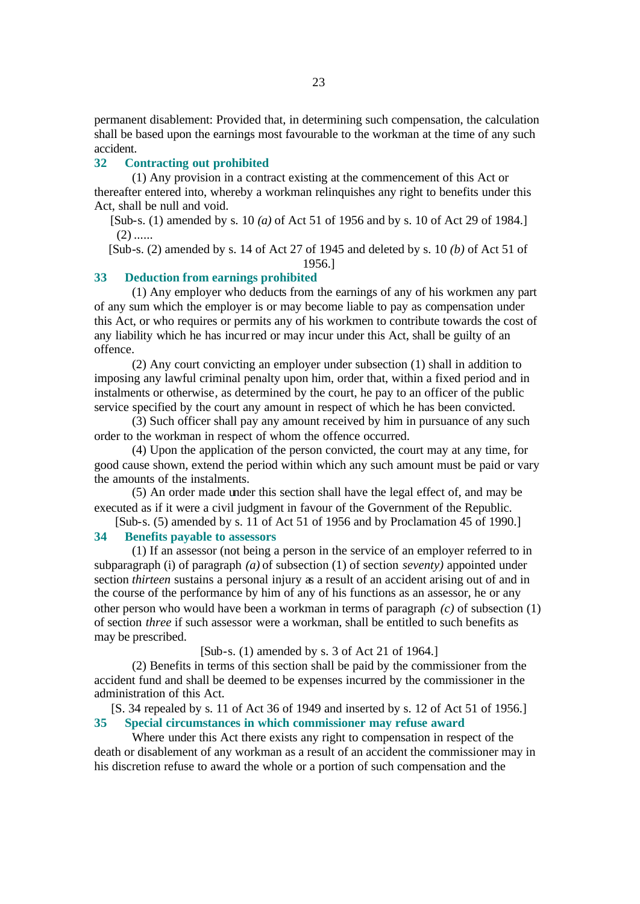permanent disablement: Provided that, in determining such compensation, the calculation shall be based upon the earnings most favourable to the workman at the time of any such accident.

### 32 Contracting out prohibited

(1) Any provision in a contract existing at the commencement of this Act or thereafter entered into, whereby a workman relinquishes any right to benefits under this Act, shall be null and void.

[Sub-s. (1) amended by s. 10 *(a)* of Act 51 of 1956 and by s. 10 of Act 29 of 1984.]

(2) ......

[Sub-s. (2) amended by s. 14 of Act 27 of 1945 and deleted by s. 10 *(b)* of Act 51 of 1956.]

### 33 Deduction from earnings prohibited

(1) Any employer who deducts from the earnings of any of his workmen any part of any sum which the employer is or may become liable to pay as compensation under this Act, or who requires or permits any of his workmen to contribute towards the cost of any liability which he has incurred or may incur under this Act, shall be guilty of an offence.

(2) Any court convicting an employer under subsection (1) shall in addition to imposing any lawful criminal penalty upon him, order that, within a fixed period and in instalments or otherwise, as determined by the court, he pay to an officer of the public service specified by the court any amount in respect of which he has been convicted.

(3) Such officer shall pay any amount received by him in pursuance of any such order to the workman in respect of whom the offence occurred.

(4) Upon the application of the person convicted, the court may at any time, for good cause shown, extend the period within which any such amount must be paid or vary the amounts of the instalments.

(5) An order made under this section shall have the legal effect of, and may be executed as if it were a civil judgment in favour of the Government of the Republic.

[Sub-s. (5) amended by s. 11 of Act 51 of 1956 and by Proclamation 45 of 1990.]

### 34 Benefits payable to assessors

(1) If an assessor (not being a person in the service of an employer referred to in subparagraph (i) of paragraph *(a)* of subsection (1) of section *seventy)* appointed under section *thirteen* sustains a personal injury as a result of an accident arising out of and in the course of the performance by him of any of his functions as an assessor, he or any other person who would have been a workman in terms of paragraph *(c)* of subsection (1) of section *three* if such assessor were a workman, shall be entitled to such benefits as may be prescribed.

[Sub-s. (1) amended by s. 3 of Act 21 of 1964.]

(2) Benefits in terms of this section shall be paid by the commissioner from the accident fund and shall be deemed to be expenses incurred by the commissioner in the administration of this Act.

[S. 34 repealed by s. 11 of Act 36 of 1949 and inserted by s. 12 of Act 51 of 1956.]

### 35 Special circumstances in which commissioner may refuse award

Where under this Act there exists any right to compensation in respect of the death or disablement of any workman as a result of an accident the commissioner may in his discretion refuse to award the whole or a portion of such compensation and the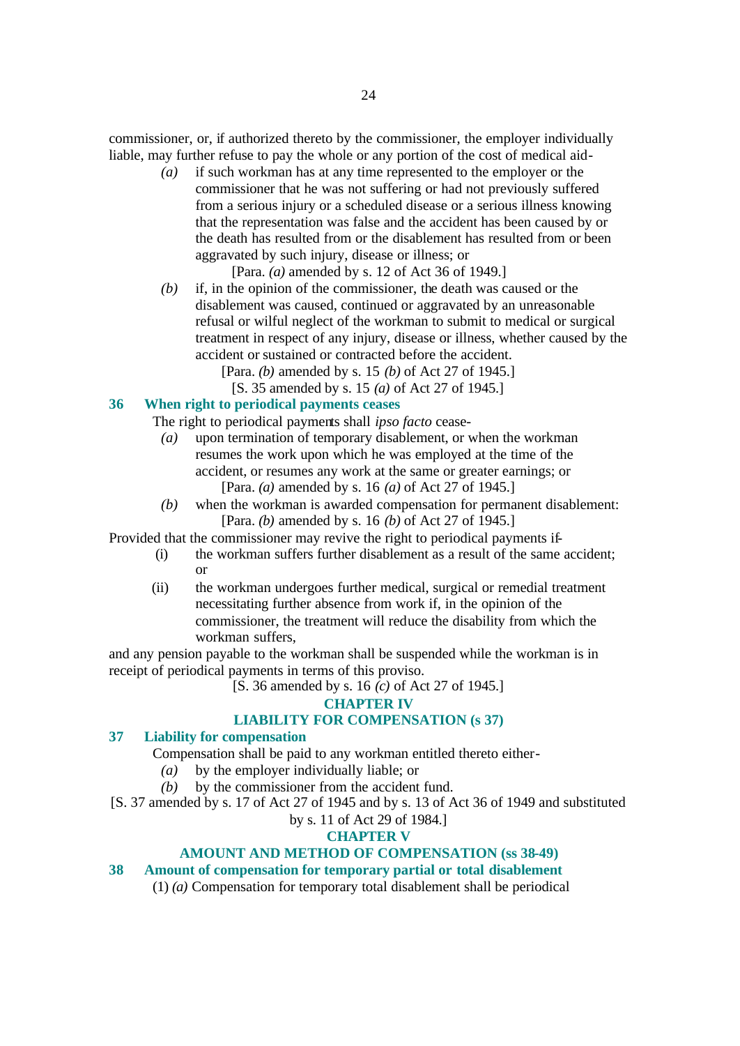commissioner, or, if authorized thereto by the commissioner, the employer individually liable, may further refuse to pay the whole or any portion of the cost of medical aid-

*(a)* if such workman has at any time represented to the employer or the commissioner that he was not suffering or had not previously suffered from a serious injury or a scheduled disease or a serious illness knowing that the representation was false and the accident has been caused by or the death has resulted from or the disablement has resulted from or been aggravated by such injury, disease or illness; or

[Para. *(a)* amended by s. 12 of Act 36 of 1949.]

*(b)* if, in the opinion of the commissioner, the death was caused or the disablement was caused, continued or aggravated by an unreasonable refusal or wilful neglect of the workman to submit to medical or surgical treatment in respect of any injury, disease or illness, whether caused by the accident or sustained or contracted before the accident.

[Para. *(b)* amended by s. 15 *(b)* of Act 27 of 1945.]

[S. 35 amended by s. 15 *(a)* of Act 27 of 1945.]

### 36 When right to periodical payments ceases

The right to periodical payments shall *ipso facto* cease-

*(a)* upon termination of temporary disablement, or when the workman resumes the work upon which he was employed at the time of the accident, or resumes any work at the same or greater earnings; or

[Para. *(a)* amended by s. 16 *(a)* of Act 27 of 1945.]

*(b)* when the workman is awarded compensation for permanent disablement:

[Para. *(b)* amended by s. 16 *(b)* of Act 27 of 1945.]

Provided that the commissioner may revive the right to periodical payments if-

(i) the workman suffers further disablement as a result of the same accident; or

(ii) the workman undergoes further medical, surgical or remedial treatment necessitating further absence from work if, in the opinion of the commissioner, the treatment will reduce the disability from which the workman suffers,

and any pension payable to the workman shall be suspended while the workman is in receipt of periodical payments in terms of this proviso.

[S. 36 amended by s. 16 *(c)* of Act 27 of 1945.]

## CHAPTER IV
## LIABILITY FOR COMPENSATION (s 37)

### 37 Liability for compensation

Compensation shall be paid to any workman entitled thereto either-

*(a)* by the employer individually liable; or

*(b)* by the commissioner from the accident fund.

[S. 37 amended by s. 17 of Act 27 of 1945 and by s. 13 of Act 36 of 1949 and substituted by s. 11 of Act 29 of 1984.]

## CHAPTER V
## AMOUNT AND METHOD OF COMPENSATION (ss 38-49)

### 38 Amount of compensation for temporary partial or total disablement

(1) *(a)* Compensation for temporary total disablement shall be periodical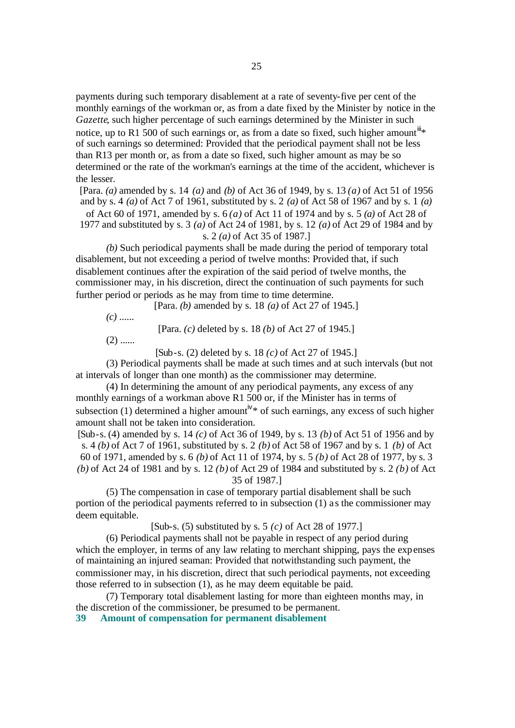payments during such temporary disablement at a rate of seventy-five per cent of the monthly earnings of the workman or, as from a date fixed by the Minister by notice in the *Gazette*, such higher percentage of such earnings determined by the Minister in such notice, up to R1 500 of such earnings or, as from a date so fixed, such higher amount[iii]* of such earnings so determined: Provided that the periodical payment shall not be less than R13 per month or, as from a date so fixed, such higher amount as may be so determined or the rate of the workman's earnings at the time of the accident, whichever is the lesser.

[Para. *(a)* amended by s. 14 *(a)* and *(b)* of Act 36 of 1949, by s. 13 *(a)* of Act 51 of 1956 and by s. 4 *(a)* of Act 7 of 1961, substituted by s. 2 *(a)* of Act 58 of 1967 and by s. 1 *(a)* of Act 60 of 1971, amended by s. 6 *(a)* of Act 11 of 1974 and by s. 5 *(a)* of Act 28 of 1977 and substituted by s. 3 *(a)* of Act 24 of 1981, by s. 12 *(a)* of Act 29 of 1984 and by s. 2 *(a)* of Act 35 of 1987.]

*(b)* Such periodical payments shall be made during the period of temporary total disablement, but not exceeding a period of twelve months: Provided that, if such disablement continues after the expiration of the said period of twelve months, the commissioner may, in his discretion, direct the continuation of such payments for such further period or periods as he may from time to time determine.

[Para. *(b)* amended by s. 18 *(a)* of Act 27 of 1945.]

*(c)* ......

[Para. *(c)* deleted by s. 18 *(b)* of Act 27 of 1945.]

(2) ......

[Sub-s. (2) deleted by s. 18 *(c)* of Act 27 of 1945.]

(3) Periodical payments shall be made at such times and at such intervals (but not at intervals of longer than one month) as the commissioner may determine.

(4) In determining the amount of any periodical payments, any excess of any monthly earnings of a workman above R1 500 or, if the Minister has in terms of subsection (1) determined a higher amount[iv]* of such earnings, any excess of such higher amount shall not be taken into consideration.

[Sub-s. (4) amended by s. 14 *(c)* of Act 36 of 1949, by s. 13 *(b)* of Act 51 of 1956 and by s. 4 *(b)* of Act 7 of 1961, substituted by s. 2 *(b)* of Act 58 of 1967 and by s. 1 *(b)* of Act 60 of 1971, amended by s. 6 *(b)* of Act 11 of 1974, by s. 5 *(b)* of Act 28 of 1977, by s. 3 *(b)* of Act 24 of 1981 and by s. 12 *(b)* of Act 29 of 1984 and substituted by s. 2 *(b)* of Act 35 of 1987.]

(5) The compensation in case of temporary partial disablement shall be such portion of the periodical payments referred to in subsection (1) as the commissioner may deem equitable.

[Sub-s. (5) substituted by s. 5 *(c)* of Act 28 of 1977.]

(6) Periodical payments shall not be payable in respect of any period during which the employer, in terms of any law relating to merchant shipping, pays the expenses of maintaining an injured seaman: Provided that notwithstanding such payment, the commissioner may, in his discretion, direct that such periodical payments, not exceeding those referred to in subsection (1), as he may deem equitable be paid.

(7) Temporary total disablement lasting for more than eighteen months may, in the discretion of the commissioner, be presumed to be permanent.

**39 Amount of compensation for permanent disablement**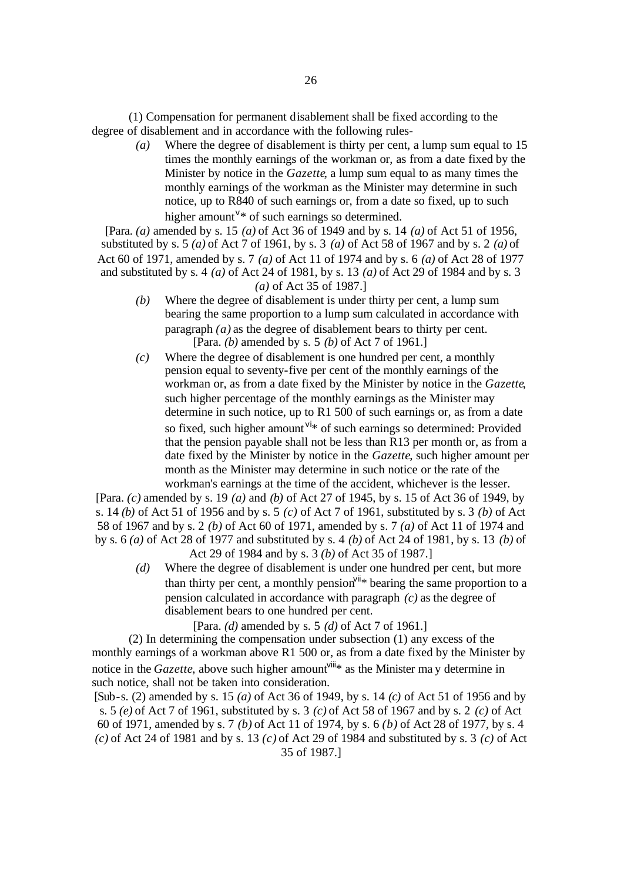(1) Compensation for permanent disablement shall be fixed according to the degree of disablement and in accordance with the following rules-

*(a)* Where the degree of disablement is thirty per cent, a lump sum equal to 15 times the monthly earnings of the workman or, as from a date fixed by the Minister by notice in the *Gazette*, a lump sum equal to as many times the monthly earnings of the workman as the Minister may determine in such notice, up to R840 of such earnings or, from a date so fixed, up to such higher amount[v]* of such earnings so determined.

[Para. *(a)* amended by s. 15 *(a)* of Act 36 of 1949 and by s. 14 *(a)* of Act 51 of 1956, substituted by s. 5 *(a)* of Act 7 of 1961, by s. 3 *(a)* of Act 58 of 1967 and by s. 2 *(a)* of Act 60 of 1971, amended by s. 7 *(a)* of Act 11 of 1974 and by s. 6 *(a)* of Act 28 of 1977 and substituted by s. 4 *(a)* of Act 24 of 1981, by s. 13 *(a)* of Act 29 of 1984 and by s. 3 *(a)* of Act 35 of 1987.]

*(b)* Where the degree of disablement is under thirty per cent, a lump sum bearing the same proportion to a lump sum calculated in accordance with paragraph *(a)* as the degree of disablement bears to thirty per cent.

[Para. *(b)* amended by s. 5 *(b)* of Act 7 of 1961.]

*(c)* Where the degree of disablement is one hundred per cent, a monthly pension equal to seventy-five per cent of the monthly earnings of the workman or, as from a date fixed by the Minister by notice in the *Gazette*, such higher percentage of the monthly earnings as the Minister may determine in such notice, up to R1 500 of such earnings or, as from a date so fixed, such higher amount[vi]* of such earnings so determined: Provided that the pension payable shall not be less than R13 per month or, as from a date fixed by the Minister by notice in the *Gazette*, such higher amount per month as the Minister may determine in such notice or the rate of the workman's earnings at the time of the accident, whichever is the lesser.

[Para. *(c)* amended by s. 19 *(a)* and *(b)* of Act 27 of 1945, by s. 15 of Act 36 of 1949, by s. 14 *(b)* of Act 51 of 1956 and by s. 5 *(c)* of Act 7 of 1961, substituted by s. 3 *(b)* of Act 58 of 1967 and by s. 2 *(b)* of Act 60 of 1971, amended by s. 7 *(a)* of Act 11 of 1974 and by s. 6 *(a)* of Act 28 of 1977 and substituted by s. 4 *(b)* of Act 24 of 1981, by s. 13 *(b)* of Act 29 of 1984 and by s. 3 *(b)* of Act 35 of 1987.]

*(d)* Where the degree of disablement is under one hundred per cent, but more than thirty per cent, a monthly pension[vii]* bearing the same proportion to a pension calculated in accordance with paragraph *(c)* as the degree of disablement bears to one hundred per cent.

[Para. *(d)* amended by s. 5 *(d)* of Act 7 of 1961.]

(2) In determining the compensation under subsection (1) any excess of the monthly earnings of a workman above R1 500 or, as from a date fixed by the Minister by notice in the *Gazette*, above such higher amount[viii]* as the Minister may determine in such notice, shall not be taken into consideration.

[Sub-s. (2) amended by s. 15 *(a)* of Act 36 of 1949, by s. 14 *(c)* of Act 51 of 1956 and by s. 5 *(e)* of Act 7 of 1961, substituted by s. 3 *(c)* of Act 58 of 1967 and by s. 2 *(c)* of Act 60 of 1971, amended by s. 7 *(b)* of Act 11 of 1974, by s. 6 *(b)* of Act 28 of 1977, by s. 4 *(c)* of Act 24 of 1981 and by s. 13 *(c)* of Act 29 of 1984 and substituted by s. 3 *(c)* of Act 35 of 1987.]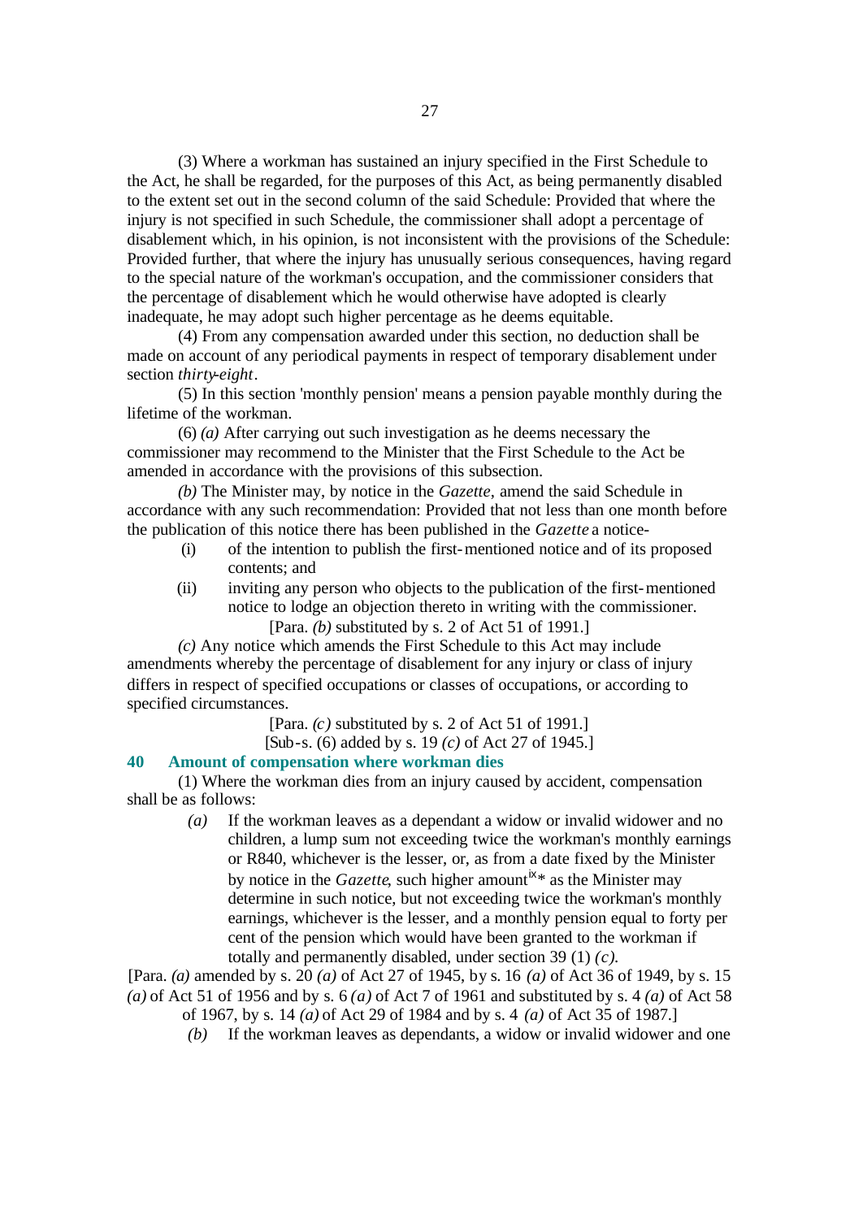(3) Where a workman has sustained an injury specified in the First Schedule to the Act, he shall be regarded, for the purposes of this Act, as being permanently disabled to the extent set out in the second column of the said Schedule: Provided that where the injury is not specified in such Schedule, the commissioner shall adopt a percentage of disablement which, in his opinion, is not inconsistent with the provisions of the Schedule: Provided further, that where the injury has unusually serious consequences, having regard to the special nature of the workman's occupation, and the commissioner considers that the percentage of disablement which he would otherwise have adopted is clearly inadequate, he may adopt such higher percentage as he deems equitable.

(4) From any compensation awarded under this section, no deduction shall be made on account of any periodical payments in respect of temporary disablement under section *thirty-eight*.

(5) In this section 'monthly pension' means a pension payable monthly during the lifetime of the workman.

(6) *(a)* After carrying out such investigation as he deems necessary the commissioner may recommend to the Minister that the First Schedule to the Act be amended in accordance with the provisions of this subsection.

*(b)* The Minister may, by notice in the *Gazette*, amend the said Schedule in accordance with any such recommendation: Provided that not less than one month before the publication of this notice there has been published in the *Gazette* a notice-

(i) of the intention to publish the first-mentioned notice and of its proposed contents; and

(ii) inviting any person who objects to the publication of the first-mentioned notice to lodge an objection thereto in writing with the commissioner.

[Para. *(b)* substituted by s. 2 of Act 51 of 1991.]

*(c)* Any notice which amends the First Schedule to this Act may include amendments whereby the percentage of disablement for any injury or class of injury differs in respect of specified occupations or classes of occupations, or according to specified circumstances.

[Para. *(c)* substituted by s. 2 of Act 51 of 1991.]

[Sub-s. (6) added by s. 19 *(c)* of Act 27 of 1945.]

### 40 Amount of compensation where workman dies

(1) Where the workman dies from an injury caused by accident, compensation shall be as follows:

*(a)* If the workman leaves as a dependant a widow or invalid widower and no children, a lump sum not exceeding twice the workman's monthly earnings or R840, whichever is the lesser, or, as from a date fixed by the Minister by notice in the *Gazette*, such higher amount[ix]* as the Minister may determine in such notice, but not exceeding twice the workman's monthly earnings, whichever is the lesser, and a monthly pension equal to forty per cent of the pension which would have been granted to the workman if totally and permanently disabled, under section 39 (1) *(c)*.

[Para. *(a)* amended by s. 20 *(a)* of Act 27 of 1945, by s. 16 *(a)* of Act 36 of 1949, by s. 15 *(a)* of Act 51 of 1956 and by s. 6 *(a)* of Act 7 of 1961 and substituted by s. 4 *(a)* of Act 58 of 1967, by s. 14 *(a)* of Act 29 of 1984 and by s. 4 *(a)* of Act 35 of 1987.]

*(b)* If the workman leaves as dependants, a widow or invalid widower and one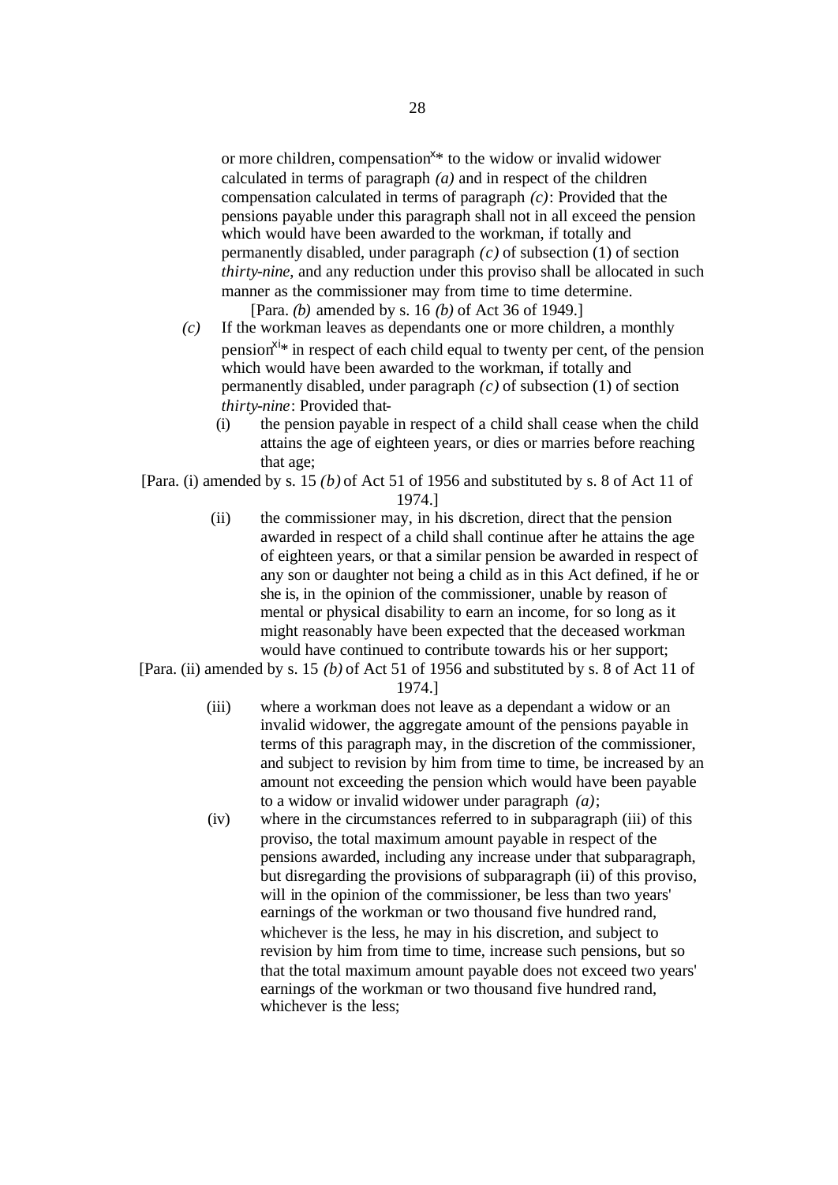or more children, compensation[x]* to the widow or invalid widower calculated in terms of paragraph *(a)* and in respect of the children compensation calculated in terms of paragraph *(c)*: Provided that the pensions payable under this paragraph shall not in all exceed the pension which would have been awarded to the workman, if totally and permanently disabled, under paragraph *(c)* of subsection (1) of section *thirty-nine*, and any reduction under this proviso shall be allocated in such manner as the commissioner may from time to time determine.

[Para. *(b)* amended by s. 16 *(b)* of Act 36 of 1949.]

*(c)* If the workman leaves as dependants one or more children, a monthly pension[xi]* in respect of each child equal to twenty per cent, of the pension which would have been awarded to the workman, if totally and permanently disabled, under paragraph *(c)* of subsection (1) of section *thirty-nine*: Provided that-

(i) the pension payable in respect of a child shall cease when the child attains the age of eighteen years, or dies or marries before reaching that age;

[Para. (i) amended by s. 15 *(b)* of Act 51 of 1956 and substituted by s. 8 of Act 11 of 1974.]

(ii) the commissioner may, in his discretion, direct that the pension awarded in respect of a child shall continue after he attains the age of eighteen years, or that a similar pension be awarded in respect of any son or daughter not being a child as in this Act defined, if he or she is, in the opinion of the commissioner, unable by reason of mental or physical disability to earn an income, for so long as it might reasonably have been expected that the deceased workman would have continued to contribute towards his or her support;

[Para. (ii) amended by s. 15 *(b)* of Act 51 of 1956 and substituted by s. 8 of Act 11 of 1974.]

(iii) where a workman does not leave as a dependant a widow or an invalid widower, the aggregate amount of the pensions payable in terms of this paragraph may, in the discretion of the commissioner, and subject to revision by him from time to time, be increased by an amount not exceeding the pension which would have been payable to a widow or invalid widower under paragraph *(a)*;

(iv) where in the circumstances referred to in subparagraph (iii) of this proviso, the total maximum amount payable in respect of the pensions awarded, including any increase under that subparagraph, but disregarding the provisions of subparagraph (ii) of this proviso, will in the opinion of the commissioner, be less than two years' earnings of the workman or two thousand five hundred rand, whichever is the less, he may in his discretion, and subject to revision by him from time to time, increase such pensions, but so that the total maximum amount payable does not exceed two years' earnings of the workman or two thousand five hundred rand, whichever is the less;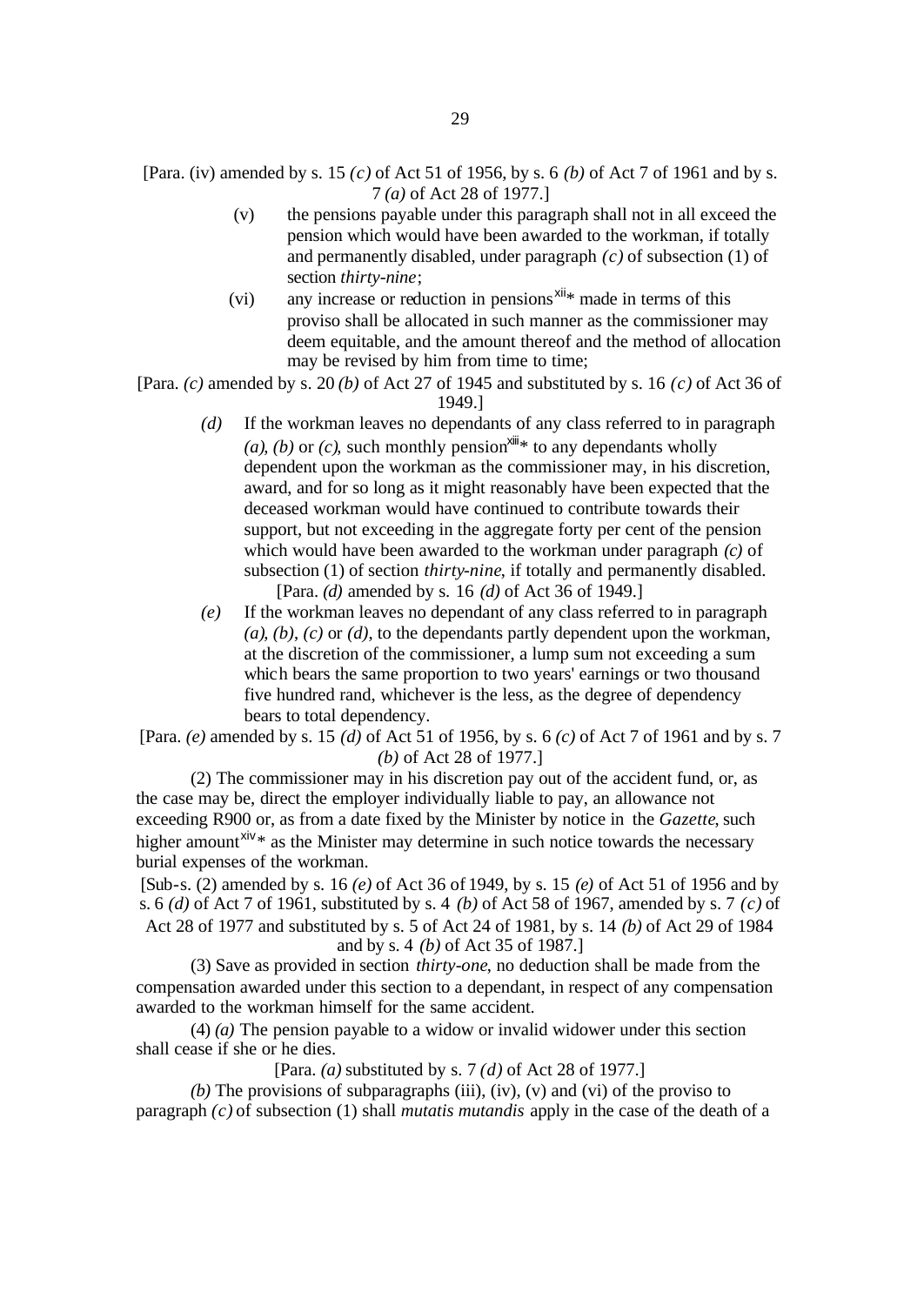[Para. (iv) amended by s. 15 *(c)* of Act 51 of 1956, by s. 6 *(b)* of Act 7 of 1961 and by s. 7 *(a)* of Act 28 of 1977.]

(v) the pensions payable under this paragraph shall not in all exceed the pension which would have been awarded to the workman, if totally and permanently disabled, under paragraph *(c)* of subsection (1) of section *thirty-nine*;

(vi) any increase or reduction in pensions[xii]* made in terms of this proviso shall be allocated in such manner as the commissioner may deem equitable, and the amount thereof and the method of allocation may be revised by him from time to time;

[Para. *(c)* amended by s. 20 *(b)* of Act 27 of 1945 and substituted by s. 16 *(c)* of Act 36 of 1949.]

*(d)* If the workman leaves no dependants of any class referred to in paragraph *(a)*, *(b)* or *(c)*, such monthly pension[xiii]* to any dependants wholly dependent upon the workman as the commissioner may, in his discretion, award, and for so long as it might reasonably have been expected that the deceased workman would have continued to contribute towards their support, but not exceeding in the aggregate forty per cent of the pension which would have been awarded to the workman under paragraph *(c)* of subsection (1) of section *thirty-nine*, if totally and permanently disabled.

[Para. *(d)* amended by s. 16 *(d)* of Act 36 of 1949.]

*(e)* If the workman leaves no dependant of any class referred to in paragraph *(a)*, *(b)*, *(c)* or *(d)*, to the dependants partly dependent upon the workman, at the discretion of the commissioner, a lump sum not exceeding a sum which bears the same proportion to two years' earnings or two thousand five hundred rand, whichever is the less, as the degree of dependency bears to total dependency.

[Para. *(e)* amended by s. 15 *(d)* of Act 51 of 1956, by s. 6 *(c)* of Act 7 of 1961 and by s. 7 *(b)* of Act 28 of 1977.]

(2) The commissioner may in his discretion pay out of the accident fund, or, as the case may be, direct the employer individually liable to pay, an allowance not exceeding R900 or, as from a date fixed by the Minister by notice in the *Gazette*, such higher amount[xiv]* as the Minister may determine in such notice towards the necessary burial expenses of the workman.

[Sub-s. (2) amended by s. 16 *(e)* of Act 36 of 1949, by s. 15 *(e)* of Act 51 of 1956 and by s. 6 *(d)* of Act 7 of 1961, substituted by s. 4 *(b)* of Act 58 of 1967, amended by s. 7 *(c)* of Act 28 of 1977 and substituted by s. 5 of Act 24 of 1981, by s. 14 *(b)* of Act 29 of 1984 and by s. 4 *(b)* of Act 35 of 1987.]

(3) Save as provided in section *thirty-one*, no deduction shall be made from the compensation awarded under this section to a dependant, in respect of any compensation awarded to the workman himself for the same accident.

(4) *(a)* The pension payable to a widow or invalid widower under this section shall cease if she or he dies.

[Para. *(a)* substituted by s. 7 *(d)* of Act 28 of 1977.]

*(b)* The provisions of subparagraphs (iii), (iv), (v) and (vi) of the proviso to paragraph *(c)* of subsection (1) shall *mutatis mutandis* apply in the case of the death of a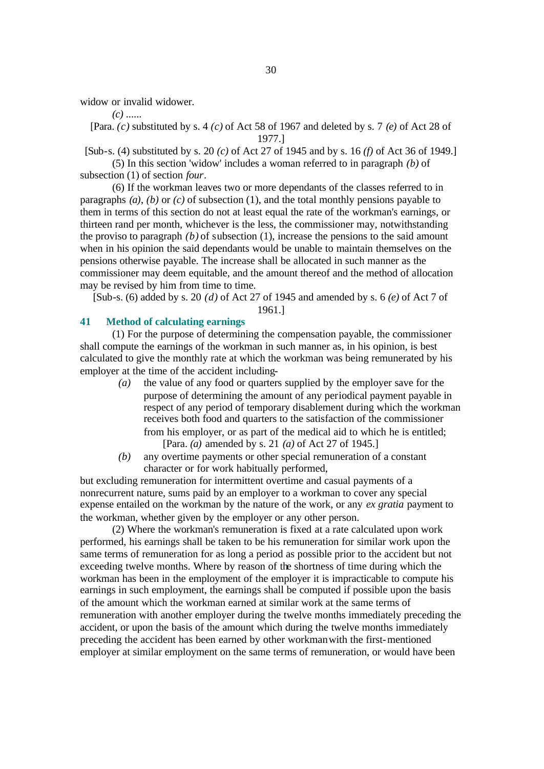widow or invalid widower.

*(c)* ......

[Para. *(c)* substituted by s. 4 *(c)* of Act 58 of 1967 and deleted by s. 7 *(e)* of Act 28 of 1977.]

[Sub-s. (4) substituted by s. 20 *(c)* of Act 27 of 1945 and by s. 16 *(f)* of Act 36 of 1949.]

(5) In this section 'widow' includes a woman referred to in paragraph *(b)* of subsection (1) of section *four*.

(6) If the workman leaves two or more dependants of the classes referred to in paragraphs *(a)*, *(b)* or *(c)* of subsection (1), and the total monthly pensions payable to them in terms of this section do not at least equal the rate of the workman's earnings, or thirteen rand per month, whichever is the less, the commissioner may, notwithstanding the proviso to paragraph *(b)* of subsection (1), increase the pensions to the said amount when in his opinion the said dependants would be unable to maintain themselves on the pensions otherwise payable. The increase shall be allocated in such manner as the commissioner may deem equitable, and the amount thereof and the method of allocation may be revised by him from time to time.

[Sub-s. (6) added by s. 20 *(d)* of Act 27 of 1945 and amended by s. 6 *(e)* of Act 7 of 1961.]

### 41 Method of calculating earnings

(1) For the purpose of determining the compensation payable, the commissioner shall compute the earnings of the workman in such manner as, in his opinion, is best calculated to give the monthly rate at which the workman was being remunerated by his employer at the time of the accident including-

*(a)* the value of any food or quarters supplied by the employer save for the purpose of determining the amount of any periodical payment payable in respect of any period of temporary disablement during which the workman receives both food and quarters to the satisfaction of the commissioner from his employer, or as part of the medical aid to which he is entitled;

[Para. *(a)* amended by s. 21 *(a)* of Act 27 of 1945.]

*(b)* any overtime payments or other special remuneration of a constant character or for work habitually performed,

but excluding remuneration for intermittent overtime and casual payments of a nonrecurrent nature, sums paid by an employer to a workman to cover any special expense entailed on the workman by the nature of the work, or any *ex gratia* payment to the workman, whether given by the employer or any other person.

(2) Where the workman's remuneration is fixed at a rate calculated upon work performed, his earnings shall be taken to be his remuneration for similar work upon the same terms of remuneration for as long a period as possible prior to the accident but not exceeding twelve months. Where by reason of the shortness of time during which the workman has been in the employment of the employer it is impracticable to compute his earnings in such employment, the earnings shall be computed if possible upon the basis of the amount which the workman earned at similar work at the same terms of remuneration with another employer during the twelve months immediately preceding the accident, or upon the basis of the amount which during the twelve months immediately preceding the accident has been earned by other workman with the first-mentioned employer at similar employment on the same terms of remuneration, or would have been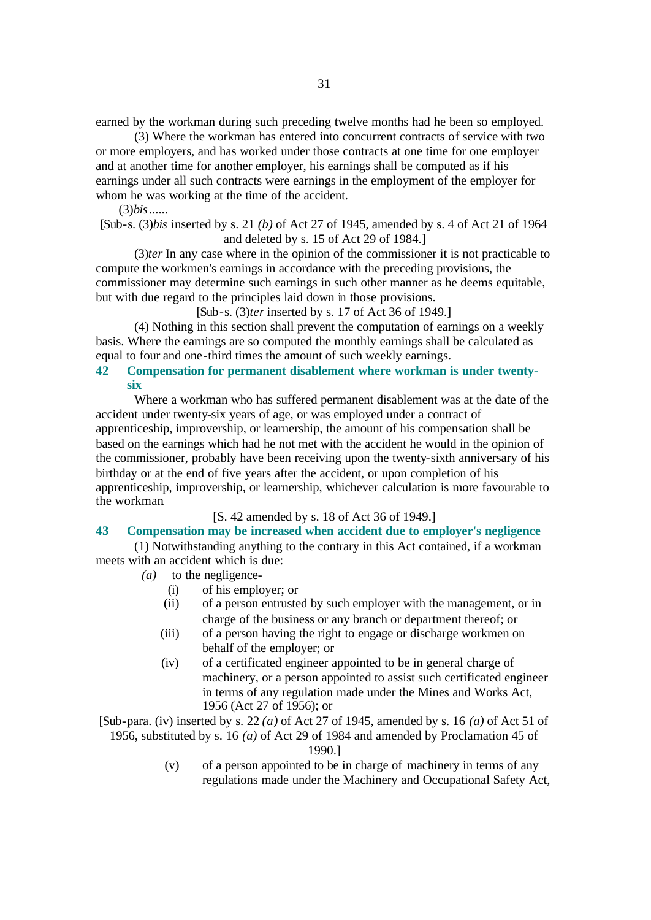earned by the workman during such preceding twelve months had he been so employed.

(3) Where the workman has entered into concurrent contracts of service with two or more employers, and has worked under those contracts at one time for one employer and at another time for another employer, his earnings shall be computed as if his earnings under all such contracts were earnings in the employment of the employer for whom he was working at the time of the accident.

(3)*bis* ......

[Sub-s. (3)*bis* inserted by s. 21 *(b)* of Act 27 of 1945, amended by s. 4 of Act 21 of 1964 and deleted by s. 15 of Act 29 of 1984.]

(3)*ter* In any case where in the opinion of the commissioner it is not practicable to compute the workmen's earnings in accordance with the preceding provisions, the commissioner may determine such earnings in such other manner as he deems equitable, but with due regard to the principles laid down in those provisions.

[Sub-s. (3)*ter* inserted by s. 17 of Act 36 of 1949.]

(4) Nothing in this section shall prevent the computation of earnings on a weekly basis. Where the earnings are so computed the monthly earnings shall be calculated as equal to four and one-third times the amount of such weekly earnings.

### 42 Compensation for permanent disablement where workman is under twenty-six

Where a workman who has suffered permanent disablement was at the date of the accident under twenty-six years of age, or was employed under a contract of apprenticeship, improvership, or learnership, the amount of his compensation shall be based on the earnings which had he not met with the accident he would in the opinion of the commissioner, probably have been receiving upon the twenty-sixth anniversary of his birthday or at the end of five years after the accident, or upon completion of his apprenticeship, improvership, or learnership, whichever calculation is more favourable to the workman.

[S. 42 amended by s. 18 of Act 36 of 1949.]

### 43 Compensation may be increased when accident due to employer's negligence

(1) Notwithstanding anything to the contrary in this Act contained, if a workman meets with an accident which is due:

*(a)* to the negligence-

(i) of his employer; or

(ii) of a person entrusted by such employer with the management, or in charge of the business or any branch or department thereof; or

(iii) of a person having the right to engage or discharge workmen on behalf of the employer; or

(iv) of a certificated engineer appointed to be in general charge of machinery, or a person appointed to assist such certificated engineer in terms of any regulation made under the Mines and Works Act, 1956 (Act 27 of 1956); or

[Sub-para. (iv) inserted by s. 22 *(a)* of Act 27 of 1945, amended by s. 16 *(a)* of Act 51 of 1956, substituted by s. 16 *(a)* of Act 29 of 1984 and amended by Proclamation 45 of 1990.]

(v) of a person appointed to be in charge of machinery in terms of any regulations made under the Machinery and Occupational Safety Act,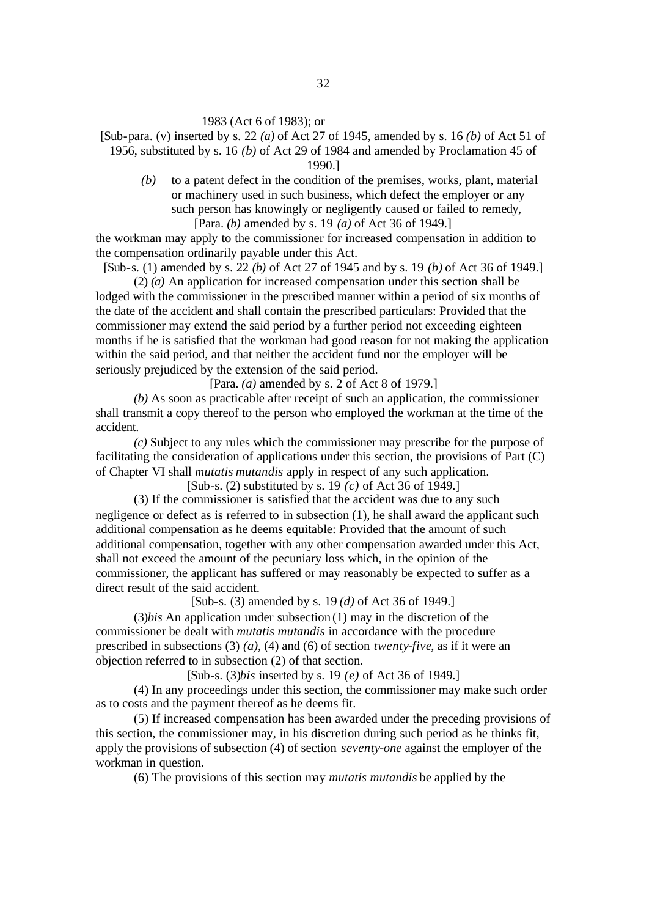1983 (Act 6 of 1983); or

[Sub-para. (v) inserted by s. 22 *(a)* of Act 27 of 1945, amended by s. 16 *(b)* of Act 51 of 1956, substituted by s. 16 *(b)* of Act 29 of 1984 and amended by Proclamation 45 of 1990.]

*(b)* to a patent defect in the condition of the premises, works, plant, material or machinery used in such business, which defect the employer or any such person has knowingly or negligently caused or failed to remedy,

[Para. *(b)* amended by s. 19 *(a)* of Act 36 of 1949.]

the workman may apply to the commissioner for increased compensation in addition to the compensation ordinarily payable under this Act.

[Sub-s. (1) amended by s. 22 *(b)* of Act 27 of 1945 and by s. 19 *(b)* of Act 36 of 1949.]

(2) *(a)* An application for increased compensation under this section shall be lodged with the commissioner in the prescribed manner within a period of six months of the date of the accident and shall contain the prescribed particulars: Provided that the commissioner may extend the said period by a further period not exceeding eighteen months if he is satisfied that the workman had good reason for not making the application within the said period, and that neither the accident fund nor the employer will be seriously prejudiced by the extension of the said period.

[Para. *(a)* amended by s. 2 of Act 8 of 1979.]

*(b)* As soon as practicable after receipt of such an application, the commissioner shall transmit a copy thereof to the person who employed the workman at the time of the accident.

*(c)* Subject to any rules which the commissioner may prescribe for the purpose of facilitating the consideration of applications under this section, the provisions of Part (C) of Chapter VI shall *mutatis mutandis* apply in respect of any such application.

[Sub-s. (2) substituted by s. 19 *(c)* of Act 36 of 1949.]

(3) If the commissioner is satisfied that the accident was due to any such negligence or defect as is referred to in subsection (1), he shall award the applicant such additional compensation as he deems equitable: Provided that the amount of such additional compensation, together with any other compensation awarded under this Act, shall not exceed the amount of the pecuniary loss which, in the opinion of the commissioner, the applicant has suffered or may reasonably be expected to suffer as a direct result of the said accident.

[Sub-s. (3) amended by s. 19 *(d)* of Act 36 of 1949.]

(3)*bis* An application under subsection (1) may in the discretion of the commissioner be dealt with *mutatis mutandis* in accordance with the procedure prescribed in subsections (3) *(a)*, (4) and (6) of section *twenty-five*, as if it were an objection referred to in subsection (2) of that section.

[Sub-s. (3)*bis* inserted by s. 19 *(e)* of Act 36 of 1949.]

(4) In any proceedings under this section, the commissioner may make such order as to costs and the payment thereof as he deems fit.

(5) If increased compensation has been awarded under the preceding provisions of this section, the commissioner may, in his discretion during such period as he thinks fit, apply the provisions of subsection (4) of section *seventy-one* against the employer of the workman in question.

(6) The provisions of this section may *mutatis mutandis* be applied by the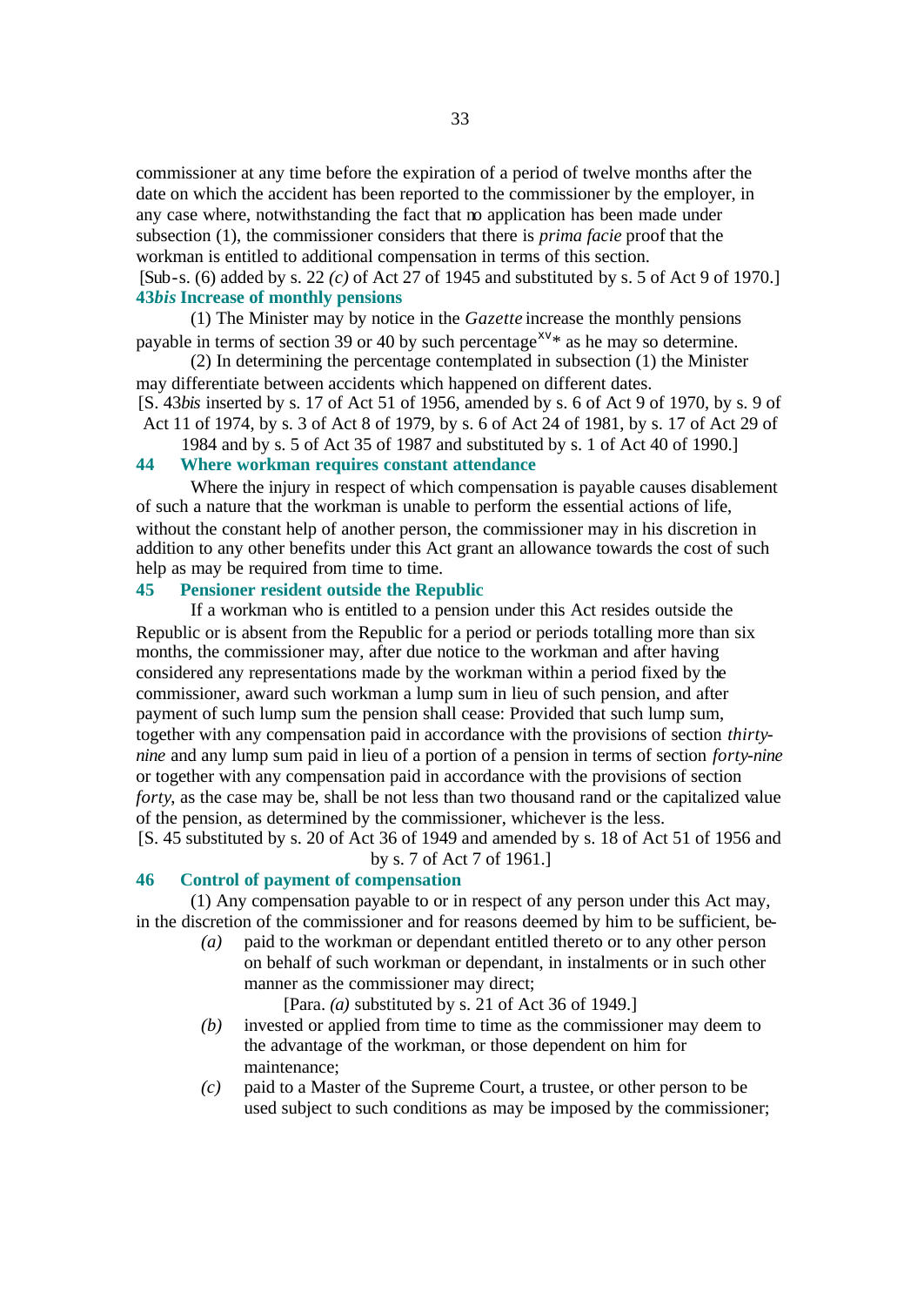commissioner at any time before the expiration of a period of twelve months after the date on which the accident has been reported to the commissioner by the employer, in any case where, notwithstanding the fact that no application has been made under subsection (1), the commissioner considers that there is *prima facie* proof that the workman is entitled to additional compensation in terms of this section.

[Sub-s. (6) added by s. 22 *(c)* of Act 27 of 1945 and substituted by s. 5 of Act 9 of 1970.]

**43*bis* Increase of monthly pensions**

(1) The Minister may by notice in the *Gazette* increase the monthly pensions payable in terms of section 39 or 40 by such percentage[xv]* as he may so determine.

(2) In determining the percentage contemplated in subsection (1) the Minister may differentiate between accidents which happened on different dates.

[S. 43*bis* inserted by s. 17 of Act 51 of 1956, amended by s. 6 of Act 9 of 1970, by s. 9 of Act 11 of 1974, by s. 3 of Act 8 of 1979, by s. 6 of Act 24 of 1981, by s. 17 of Act 29 of 1984 and by s. 5 of Act 35 of 1987 and substituted by s. 1 of Act 40 of 1990.]

**44 Where workman requires constant attendance**

Where the injury in respect of which compensation is payable causes disablement of such a nature that the workman is unable to perform the essential actions of life, without the constant help of another person, the commissioner may in his discretion in addition to any other benefits under this Act grant an allowance towards the cost of such help as may be required from time to time.

**45 Pensioner resident outside the Republic**

If a workman who is entitled to a pension under this Act resides outside the Republic or is absent from the Republic for a period or periods totalling more than six months, the commissioner may, after due notice to the workman and after having considered any representations made by the workman within a period fixed by the commissioner, award such workman a lump sum in lieu of such pension, and after payment of such lump sum the pension shall cease: Provided that such lump sum, together with any compensation paid in accordance with the provisions of section *thirty-nine* and any lump sum paid in lieu of a portion of a pension in terms of section *forty-nine* or together with any compensation paid in accordance with the provisions of section *forty*, as the case may be, shall be not less than two thousand rand or the capitalized value of the pension, as determined by the commissioner, whichever is the less.

[S. 45 substituted by s. 20 of Act 36 of 1949 and amended by s. 18 of Act 51 of 1956 and by s. 7 of Act 7 of 1961.]

**46 Control of payment of compensation**

(1) Any compensation payable to or in respect of any person under this Act may, in the discretion of the commissioner and for reasons deemed by him to be sufficient, be-

*(a)* paid to the workman or dependant entitled thereto or to any other person on behalf of such workman or dependant, in instalments or in such other manner as the commissioner may direct;

[Para. *(a)* substituted by s. 21 of Act 36 of 1949.]

*(b)* invested or applied from time to time as the commissioner may deem to the advantage of the workman, or those dependent on him for maintenance;

*(c)* paid to a Master of the Supreme Court, a trustee, or other person to be used subject to such conditions as may be imposed by the commissioner;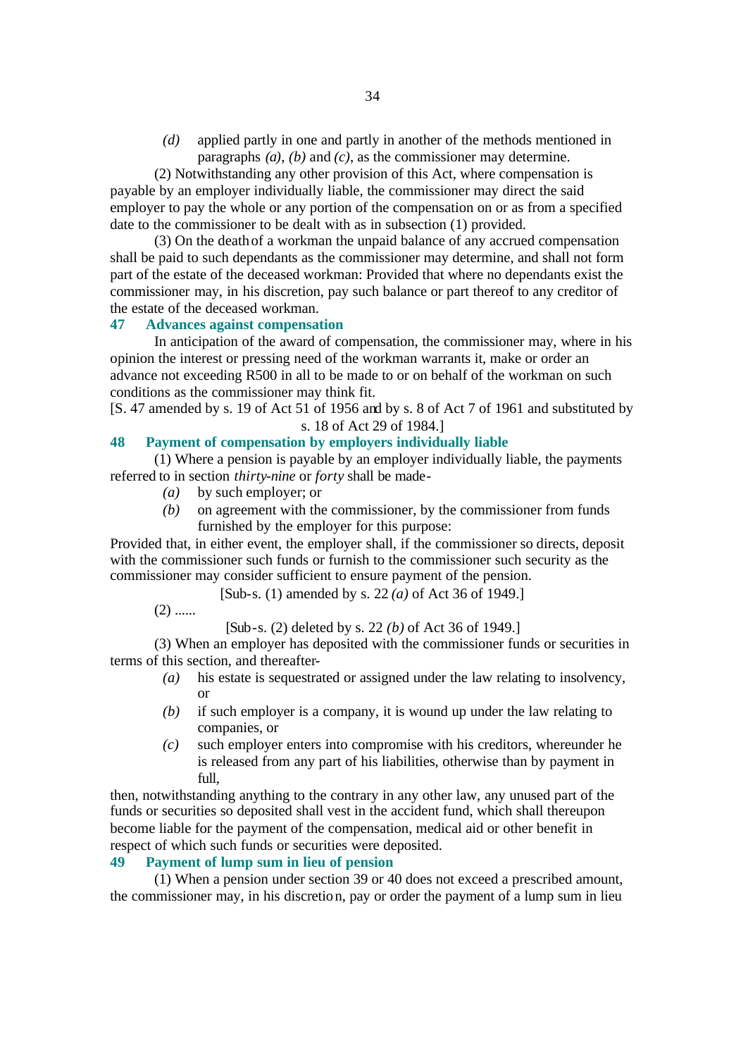*(d)* applied partly in one and partly in another of the methods mentioned in paragraphs *(a)*, *(b)* and *(c)*, as the commissioner may determine.

(2) Notwithstanding any other provision of this Act, where compensation is payable by an employer individually liable, the commissioner may direct the said employer to pay the whole or any portion of the compensation on or as from a specified date to the commissioner to be dealt with as in subsection (1) provided.

(3) On the death of a workman the unpaid balance of any accrued compensation shall be paid to such dependants as the commissioner may determine, and shall not form part of the estate of the deceased workman: Provided that where no dependants exist the commissioner may, in his discretion, pay such balance or part thereof to any creditor of the estate of the deceased workman.

### 47 Advances against compensation

In anticipation of the award of compensation, the commissioner may, where in his opinion the interest or pressing need of the workman warrants it, make or order an advance not exceeding R500 in all to be made to or on behalf of the workman on such conditions as the commissioner may think fit.

[S. 47 amended by s. 19 of Act 51 of 1956 and by s. 8 of Act 7 of 1961 and substituted by s. 18 of Act 29 of 1984.]

### 48 Payment of compensation by employers individually liable

(1) Where a pension is payable by an employer individually liable, the payments referred to in section *thirty-nine* or *forty* shall be made-

*(a)* by such employer; or

*(b)* on agreement with the commissioner, by the commissioner from funds furnished by the employer for this purpose:

Provided that, in either event, the employer shall, if the commissioner so directs, deposit with the commissioner such funds or furnish to the commissioner such security as the commissioner may consider sufficient to ensure payment of the pension.

[Sub-s. (1) amended by s. 22 *(a)* of Act 36 of 1949.]

(2) ......

[Sub-s. (2) deleted by s. 22 *(b)* of Act 36 of 1949.]

(3) When an employer has deposited with the commissioner funds or securities in terms of this section, and thereafter-

*(a)* his estate is sequestrated or assigned under the law relating to insolvency, or

*(b)* if such employer is a company, it is wound up under the law relating to companies, or

*(c)* such employer enters into compromise with his creditors, whereunder he is released from any part of his liabilities, otherwise than by payment in full,

then, notwithstanding anything to the contrary in any other law, any unused part of the funds or securities so deposited shall vest in the accident fund, which shall thereupon become liable for the payment of the compensation, medical aid or other benefit in respect of which such funds or securities were deposited.

### 49 Payment of lump sum in lieu of pension

(1) When a pension under section 39 or 40 does not exceed a prescribed amount, the commissioner may, in his discretion, pay or order the payment of a lump sum in lieu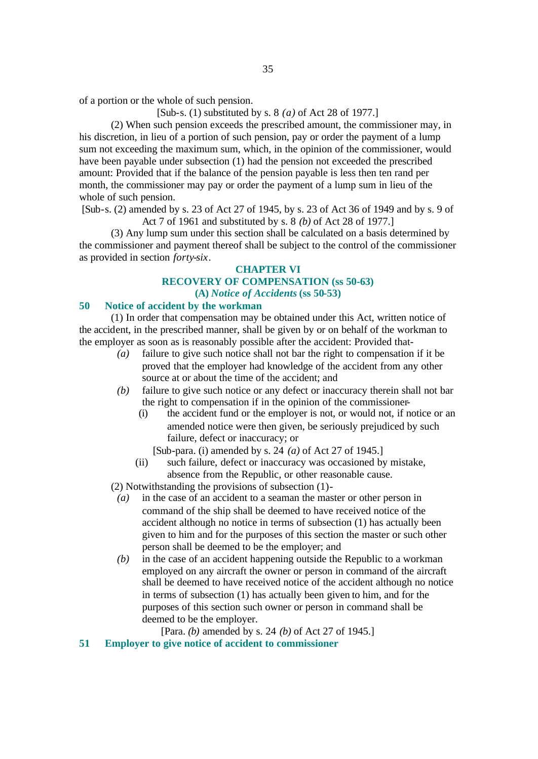of a portion or the whole of such pension.

[Sub-s. (1) substituted by s. 8 *(a)* of Act 28 of 1977.]

(2) When such pension exceeds the prescribed amount, the commissioner may, in his discretion, in lieu of a portion of such pension, pay or order the payment of a lump sum not exceeding the maximum sum, which, in the opinion of the commissioner, would have been payable under subsection (1) had the pension not exceeded the prescribed amount: Provided that if the balance of the pension payable is less then ten rand per month, the commissioner may pay or order the payment of a lump sum in lieu of the whole of such pension.

[Sub-s. (2) amended by s. 23 of Act 27 of 1945, by s. 23 of Act 36 of 1949 and by s. 9 of Act 7 of 1961 and substituted by s. 8 *(b)* of Act 28 of 1977.]

(3) Any lump sum under this section shall be calculated on a basis determined by the commissioner and payment thereof shall be subject to the control of the commissioner as provided in section *forty-six*.

## CHAPTER VI
## RECOVERY OF COMPENSATION (ss 50-63)
### (A) *Notice of Accidents* (ss 50-53)

### 50 Notice of accident by the workman

(1) In order that compensation may be obtained under this Act, written notice of the accident, in the prescribed manner, shall be given by or on behalf of the workman to the employer as soon as is reasonably possible after the accident: Provided that-

*(a)* failure to give such notice shall not bar the right to compensation if it be proved that the employer had knowledge of the accident from any other source at or about the time of the accident; and

*(b)* failure to give such notice or any defect or inaccuracy therein shall not bar the right to compensation if in the opinion of the commissioner-

(i) the accident fund or the employer is not, or would not, if notice or an amended notice were then given, be seriously prejudiced by such failure, defect or inaccuracy; or

[Sub-para. (i) amended by s. 24 *(a)* of Act 27 of 1945.]

(ii) such failure, defect or inaccuracy was occasioned by mistake, absence from the Republic, or other reasonable cause.

(2) Notwithstanding the provisions of subsection (1)-

*(a)* in the case of an accident to a seaman the master or other person in command of the ship shall be deemed to have received notice of the accident although no notice in terms of subsection (1) has actually been given to him and for the purposes of this section the master or such other person shall be deemed to be the employer; and

*(b)* in the case of an accident happening outside the Republic to a workman employed on any aircraft the owner or person in command of the aircraft shall be deemed to have received notice of the accident although no notice in terms of subsection (1) has actually been given to him, and for the purposes of this section such owner or person in command shall be deemed to be the employer.

[Para. *(b)* amended by s. 24 *(b)* of Act 27 of 1945.]

### 51 Employer to give notice of accident to commissioner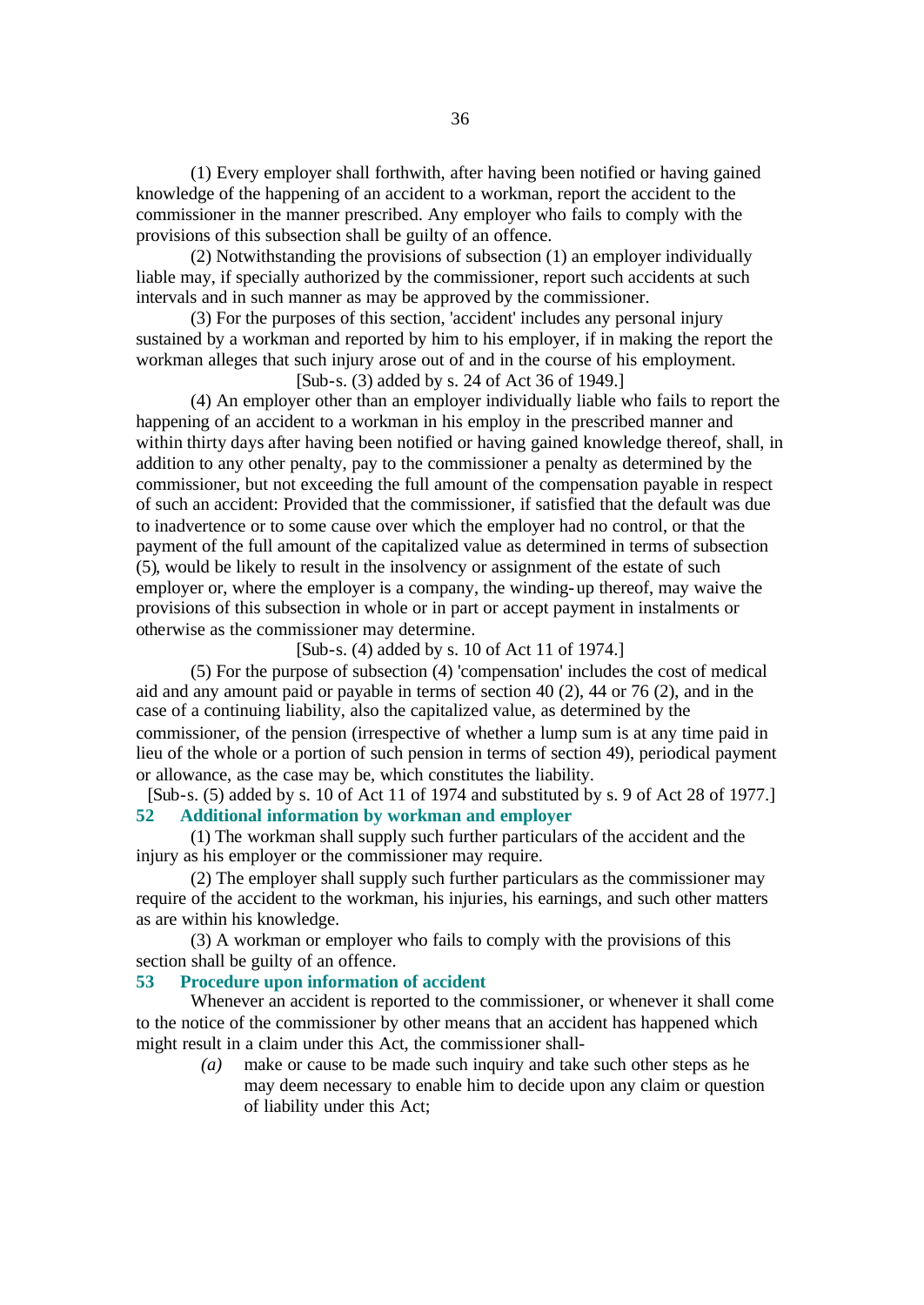(1) Every employer shall forthwith, after having been notified or having gained knowledge of the happening of an accident to a workman, report the accident to the commissioner in the manner prescribed. Any employer who fails to comply with the provisions of this subsection shall be guilty of an offence.

(2) Notwithstanding the provisions of subsection (1) an employer individually liable may, if specially authorized by the commissioner, report such accidents at such intervals and in such manner as may be approved by the commissioner.

(3) For the purposes of this section, 'accident' includes any personal injury sustained by a workman and reported by him to his employer, if in making the report the workman alleges that such injury arose out of and in the course of his employment.

[Sub-s. (3) added by s. 24 of Act 36 of 1949.]

(4) An employer other than an employer individually liable who fails to report the happening of an accident to a workman in his employ in the prescribed manner and within thirty days after having been notified or having gained knowledge thereof, shall, in addition to any other penalty, pay to the commissioner a penalty as determined by the commissioner, but not exceeding the full amount of the compensation payable in respect of such an accident: Provided that the commissioner, if satisfied that the default was due to inadvertence or to some cause over which the employer had no control, or that the payment of the full amount of the capitalized value as determined in terms of subsection (5), would be likely to result in the insolvency or assignment of the estate of such employer or, where the employer is a company, the winding-up thereof, may waive the provisions of this subsection in whole or in part or accept payment in instalments or otherwise as the commissioner may determine.

[Sub-s. (4) added by s. 10 of Act 11 of 1974.]

(5) For the purpose of subsection (4) 'compensation' includes the cost of medical aid and any amount paid or payable in terms of section 40 (2), 44 or 76 (2), and in the case of a continuing liability, also the capitalized value, as determined by the commissioner, of the pension (irrespective of whether a lump sum is at any time paid in lieu of the whole or a portion of such pension in terms of section 49), periodical payment or allowance, as the case may be, which constitutes the liability.

[Sub-s. (5) added by s. 10 of Act 11 of 1974 and substituted by s. 9 of Act 28 of 1977.]

### 52 Additional information by workman and employer

(1) The workman shall supply such further particulars of the accident and the injury as his employer or the commissioner may require.

(2) The employer shall supply such further particulars as the commissioner may require of the accident to the workman, his injuries, his earnings, and such other matters as are within his knowledge.

(3) A workman or employer who fails to comply with the provisions of this section shall be guilty of an offence.

### 53 Procedure upon information of accident

Whenever an accident is reported to the commissioner, or whenever it shall come to the notice of the commissioner by other means that an accident has happened which might result in a claim under this Act, the commissioner shall-

*(a)* make or cause to be made such inquiry and take such other steps as he may deem necessary to enable him to decide upon any claim or question of liability under this Act;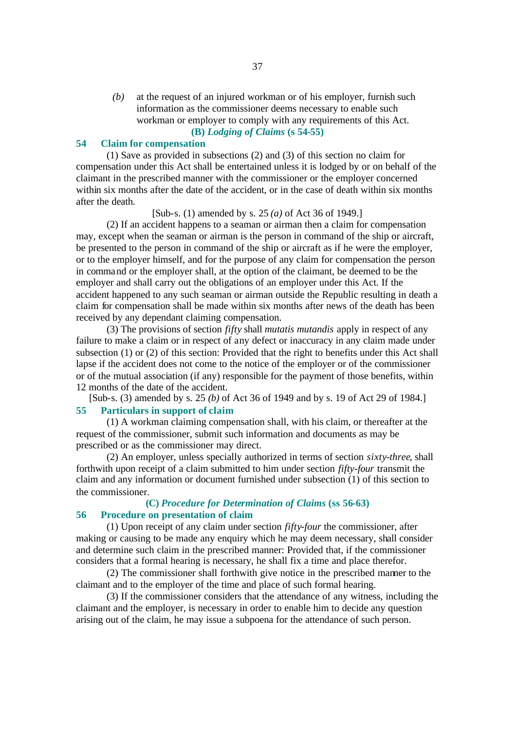*(b)* at the request of an injured workman or of his employer, furnish such information as the commissioner deems necessary to enable such workman or employer to comply with any requirements of this Act.

### (B) *Lodging of Claims* (s 54-55)

### 54 Claim for compensation

(1) Save as provided in subsections (2) and (3) of this section no claim for compensation under this Act shall be entertained unless it is lodged by or on behalf of the claimant in the prescribed manner with the commissioner or the employer concerned within six months after the date of the accident, or in the case of death within six months after the death.

[Sub-s. (1) amended by s. 25 *(a)* of Act 36 of 1949.]

(2) If an accident happens to a seaman or airman then a claim for compensation may, except when the seaman or airman is the person in command of the ship or aircraft, be presented to the person in command of the ship or aircraft as if he were the employer, or to the employer himself, and for the purpose of any claim for compensation the person in command or the employer shall, at the option of the claimant, be deemed to be the employer and shall carry out the obligations of an employer under this Act. If the accident happened to any such seaman or airman outside the Republic resulting in death a claim for compensation shall be made within six months after news of the death has been received by any dependant claiming compensation.

(3) The provisions of section *fifty* shall *mutatis mutandis* apply in respect of any failure to make a claim or in respect of any defect or inaccuracy in any claim made under subsection (1) or (2) of this section: Provided that the right to benefits under this Act shall lapse if the accident does not come to the notice of the employer or of the commissioner or of the mutual association (if any) responsible for the payment of those benefits, within 12 months of the date of the accident.

[Sub-s. (3) amended by s. 25 *(b)* of Act 36 of 1949 and by s. 19 of Act 29 of 1984.]

### 55 Particulars in support of claim

(1) A workman claiming compensation shall, with his claim, or thereafter at the request of the commissioner, submit such information and documents as may be prescribed or as the commissioner may direct.

(2) An employer, unless specially authorized in terms of section *sixty-three*, shall forthwith upon receipt of a claim submitted to him under section *fifty-four* transmit the claim and any information or document furnished under subsection (1) of this section to the commissioner.

### (C) *Procedure for Determination of Claims* (ss 56-63)

### 56 Procedure on presentation of claim

(1) Upon receipt of any claim under section *fifty-four* the commissioner, after making or causing to be made any enquiry which he may deem necessary, shall consider and determine such claim in the prescribed manner: Provided that, if the commissioner considers that a formal hearing is necessary, he shall fix a time and place therefor.

(2) The commissioner shall forthwith give notice in the prescribed manner to the claimant and to the employer of the time and place of such formal hearing.

(3) If the commissioner considers that the attendance of any witness, including the claimant and the employer, is necessary in order to enable him to decide any question arising out of the claim, he may issue a subpoena for the attendance of such person.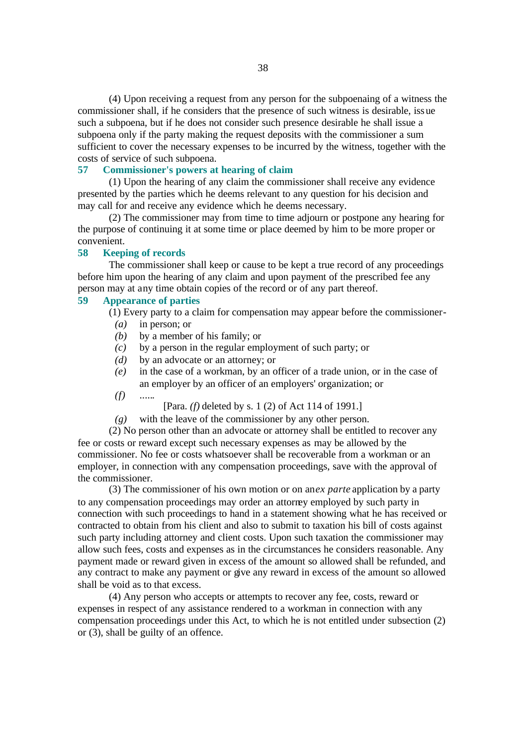(4) Upon receiving a request from any person for the subpoenaing of a witness the commissioner shall, if he considers that the presence of such witness is desirable, issue such a subpoena, but if he does not consider such presence desirable he shall issue a subpoena only if the party making the request deposits with the commissioner a sum sufficient to cover the necessary expenses to be incurred by the witness, together with the costs of service of such subpoena.

### 57 Commissioner's powers at hearing of claim

(1) Upon the hearing of any claim the commissioner shall receive any evidence presented by the parties which he deems relevant to any question for his decision and may call for and receive any evidence which he deems necessary.

(2) The commissioner may from time to time adjourn or postpone any hearing for the purpose of continuing it at some time or place deemed by him to be more proper or convenient.

### 58 Keeping of records

The commissioner shall keep or cause to be kept a true record of any proceedings before him upon the hearing of any claim and upon payment of the prescribed fee any person may at any time obtain copies of the record or of any part thereof.

### 59 Appearance of parties

(1) Every party to a claim for compensation may appear before the commissioner-

*(a)* in person; or

*(b)* by a member of his family; or

*(c)* by a person in the regular employment of such party; or

*(d)* by an advocate or an attorney; or

*(e)* in the case of a workman, by an officer of a trade union, or in the case of an employer by an officer of an employers' organization; or

*(f)* ......

[Para. *(f)* deleted by s. 1 (2) of Act 114 of 1991.]

*(g)* with the leave of the commissioner by any other person.

(2) No person other than an advocate or attorney shall be entitled to recover any fee or costs or reward except such necessary expenses as may be allowed by the commissioner. No fee or costs whatsoever shall be recoverable from a workman or an employer, in connection with any compensation proceedings, save with the approval of the commissioner.

(3) The commissioner of his own motion or on an *ex parte* application by a party to any compensation proceedings may order an attorney employed by such party in connection with such proceedings to hand in a statement showing what he has received or contracted to obtain from his client and also to submit to taxation his bill of costs against such party including attorney and client costs. Upon such taxation the commissioner may allow such fees, costs and expenses as in the circumstances he considers reasonable. Any payment made or reward given in excess of the amount so allowed shall be refunded, and any contract to make any payment or give any reward in excess of the amount so allowed shall be void as to that excess.

(4) Any person who accepts or attempts to recover any fee, costs, reward or expenses in respect of any assistance rendered to a workman in connection with any compensation proceedings under this Act, to which he is not entitled under subsection (2) or (3), shall be guilty of an offence.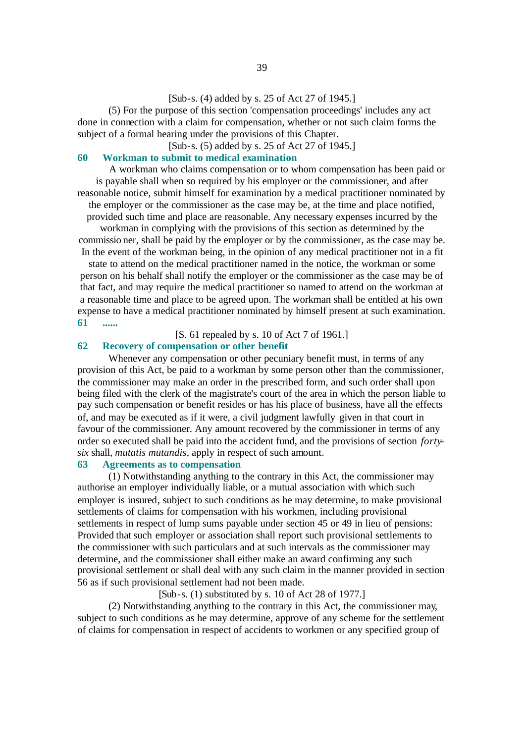[Sub-s. (4) added by s. 25 of Act 27 of 1945.]

(5) For the purpose of this section 'compensation proceedings' includes any act done in connection with a claim for compensation, whether or not such claim forms the subject of a formal hearing under the provisions of this Chapter.

[Sub-s. (5) added by s. 25 of Act 27 of 1945.]

### 60 Workman to submit to medical examination

A workman who claims compensation or to whom compensation has been paid or is payable shall when so required by his employer or the commissioner, and after reasonable notice, submit himself for examination by a medical practitioner nominated by the employer or the commissioner as the case may be, at the time and place notified, provided such time and place are reasonable. Any necessary expenses incurred by the workman in complying with the provisions of this section as determined by the commissioner, shall be paid by the employer or by the commissioner, as the case may be. In the event of the workman being, in the opinion of any medical practitioner not in a fit state to attend on the medical practitioner named in the notice, the workman or some person on his behalf shall notify the employer or the commissioner as the case may be of that fact, and may require the medical practitioner so named to attend on the workman at a reasonable time and place to be agreed upon. The workman shall be entitled at his own expense to have a medical practitioner nominated by himself present at such examination.

### 61 ......

[S. 61 repealed by s. 10 of Act 7 of 1961.]

### 62 Recovery of compensation or other benefit

Whenever any compensation or other pecuniary benefit must, in terms of any provision of this Act, be paid to a workman by some person other than the commissioner, the commissioner may make an order in the prescribed form, and such order shall upon being filed with the clerk of the magistrate's court of the area in which the person liable to pay such compensation or benefit resides or has his place of business, have all the effects of, and may be executed as if it were, a civil judgment lawfully given in that court in favour of the commissioner. Any amount recovered by the commissioner in terms of any order so executed shall be paid into the accident fund, and the provisions of section *forty-six* shall, *mutatis mutandis*, apply in respect of such amount.

### 63 Agreements as to compensation

(1) Notwithstanding anything to the contrary in this Act, the commissioner may authorise an employer individually liable, or a mutual association with which such employer is insured, subject to such conditions as he may determine, to make provisional settlements of claims for compensation with his workmen, including provisional settlements in respect of lump sums payable under section 45 or 49 in lieu of pensions: Provided that such employer or association shall report such provisional settlements to the commissioner with such particulars and at such intervals as the commissioner may determine, and the commissioner shall either make an award confirming any such provisional settlement or shall deal with any such claim in the manner provided in section 56 as if such provisional settlement had not been made.

[Sub-s. (1) substituted by s. 10 of Act 28 of 1977.]

(2) Notwithstanding anything to the contrary in this Act, the commissioner may, subject to such conditions as he may determine, approve of any scheme for the settlement of claims for compensation in respect of accidents to workmen or any specified group of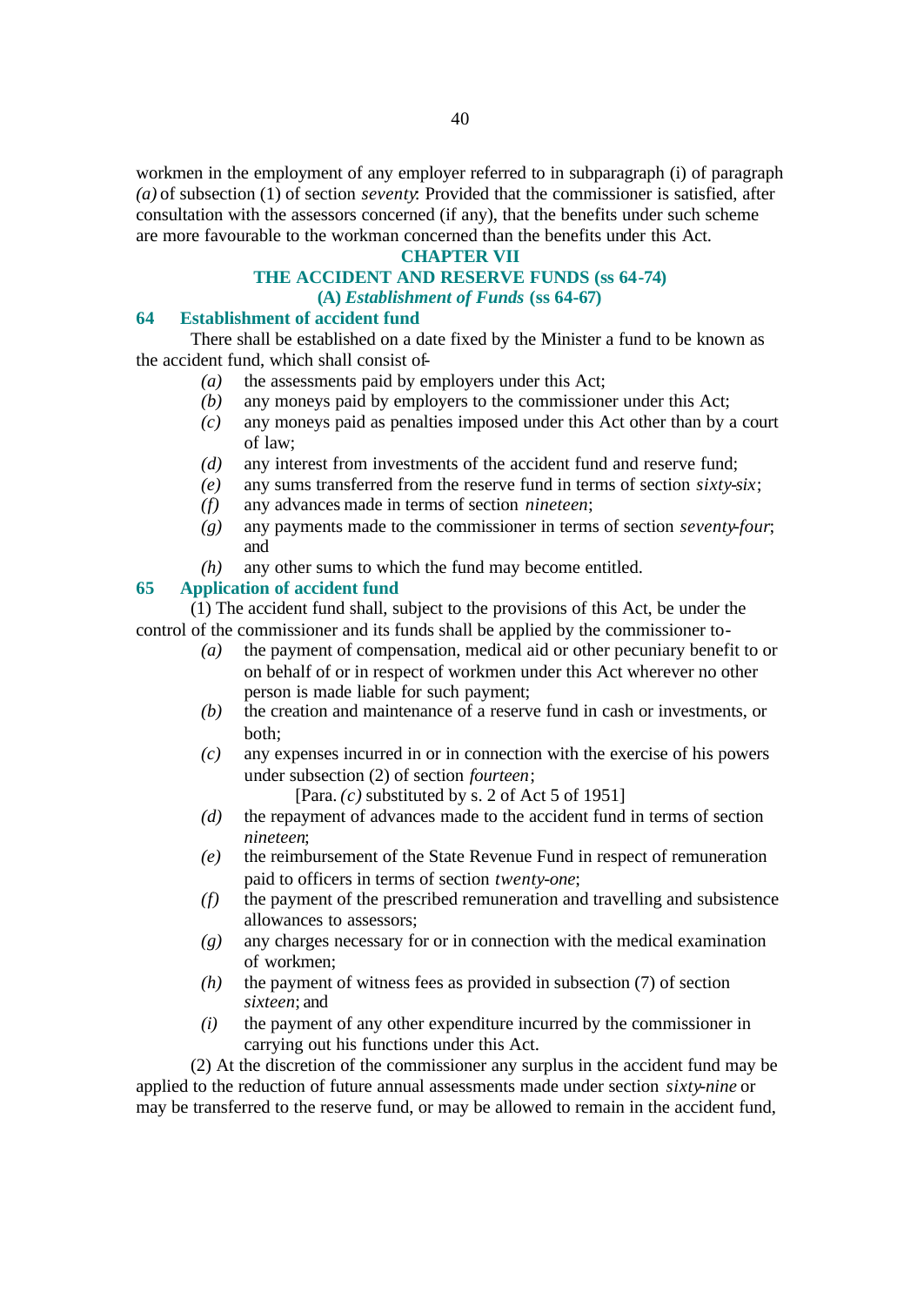workmen in the employment of any employer referred to in subparagraph (i) of paragraph *(a)* of subsection (1) of section *seventy*: Provided that the commissioner is satisfied, after consultation with the assessors concerned (if any), that the benefits under such scheme are more favourable to the workman concerned than the benefits under this Act.

## CHAPTER VII

## THE ACCIDENT AND RESERVE FUNDS (ss 64-74)

### (A) *Establishment of Funds* (ss 64-67)

**64 Establishment of accident fund**

There shall be established on a date fixed by the Minister a fund to be known as the accident fund, which shall consist of-

- *(a)* the assessments paid by employers under this Act;
- *(b)* any moneys paid by employers to the commissioner under this Act;
- *(c)* any moneys paid as penalties imposed under this Act other than by a court of law;
- *(d)* any interest from investments of the accident fund and reserve fund;
- *(e)* any sums transferred from the reserve fund in terms of section *sixty-six*;
- *(f)* any advances made in terms of section *nineteen*;
- *(g)* any payments made to the commissioner in terms of section *seventy-four*; and
- *(h)* any other sums to which the fund may become entitled.

**65 Application of accident fund**

(1) The accident fund shall, subject to the provisions of this Act, be under the control of the commissioner and its funds shall be applied by the commissioner to-

- *(a)* the payment of compensation, medical aid or other pecuniary benefit to or on behalf of or in respect of workmen under this Act wherever no other person is made liable for such payment;
- *(b)* the creation and maintenance of a reserve fund in cash or investments, or both;
- *(c)* any expenses incurred in or in connection with the exercise of his powers under subsection (2) of section *fourteen*;

  [Para. *(c)* substituted by s. 2 of Act 5 of 1951]
- *(d)* the repayment of advances made to the accident fund in terms of section *nineteen*;
- *(e)* the reimbursement of the State Revenue Fund in respect of remuneration paid to officers in terms of section *twenty-one*;
- *(f)* the payment of the prescribed remuneration and travelling and subsistence allowances to assessors;
- *(g)* any charges necessary for or in connection with the medical examination of workmen;
- *(h)* the payment of witness fees as provided in subsection (7) of section *sixteen*; and
- *(i)* the payment of any other expenditure incurred by the commissioner in carrying out his functions under this Act.

(2) At the discretion of the commissioner any surplus in the accident fund may be applied to the reduction of future annual assessments made under section *sixty-nine* or may be transferred to the reserve fund, or may be allowed to remain in the accident fund,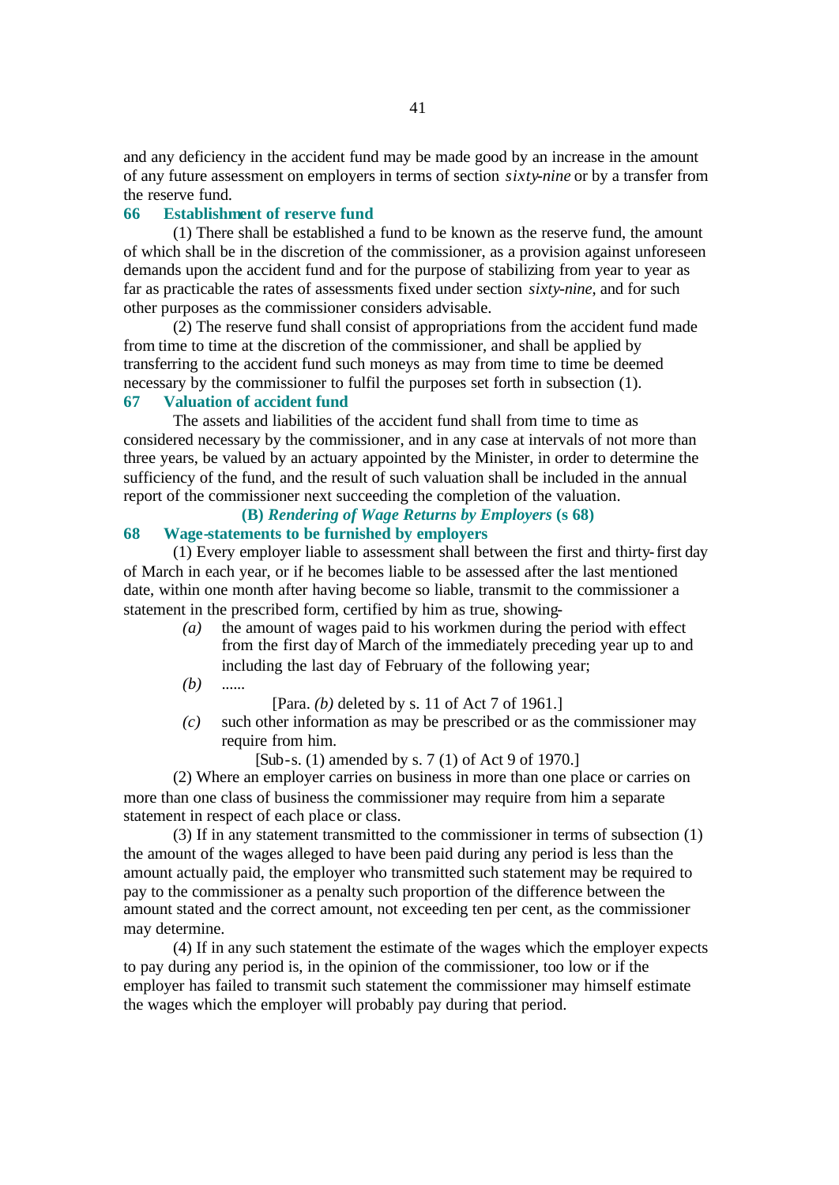and any deficiency in the accident fund may be made good by an increase in the amount of any future assessment on employers in terms of section *sixty-nine* or by a transfer from the reserve fund.

### 66 Establishment of reserve fund

(1) There shall be established a fund to be known as the reserve fund, the amount of which shall be in the discretion of the commissioner, as a provision against unforeseen demands upon the accident fund and for the purpose of stabilizing from year to year as far as practicable the rates of assessments fixed under section *sixty-nine*, and for such other purposes as the commissioner considers advisable.

(2) The reserve fund shall consist of appropriations from the accident fund made from time to time at the discretion of the commissioner, and shall be applied by transferring to the accident fund such moneys as may from time to time be deemed necessary by the commissioner to fulfil the purposes set forth in subsection (1).

### 67 Valuation of accident fund

The assets and liabilities of the accident fund shall from time to time as considered necessary by the commissioner, and in any case at intervals of not more than three years, be valued by an actuary appointed by the Minister, in order to determine the sufficiency of the fund, and the result of such valuation shall be included in the annual report of the commissioner next succeeding the completion of the valuation.

## (B) *Rendering of Wage Returns by Employers* (s 68)

### 68 Wage-statements to be furnished by employers

(1) Every employer liable to assessment shall between the first and thirty-first day of March in each year, or if he becomes liable to be assessed after the last mentioned date, within one month after having become so liable, transmit to the commissioner a statement in the prescribed form, certified by him as true, showing-

*(a)* the amount of wages paid to his workmen during the period with effect from the first day of March of the immediately preceding year up to and including the last day of February of the following year;

*(b)* ......

[Para. *(b)* deleted by s. 11 of Act 7 of 1961.]

*(c)* such other information as may be prescribed or as the commissioner may require from him.

[Sub-s. (1) amended by s. 7 (1) of Act 9 of 1970.]

(2) Where an employer carries on business in more than one place or carries on more than one class of business the commissioner may require from him a separate statement in respect of each place or class.

(3) If in any statement transmitted to the commissioner in terms of subsection (1) the amount of the wages alleged to have been paid during any period is less than the amount actually paid, the employer who transmitted such statement may be required to pay to the commissioner as a penalty such proportion of the difference between the amount stated and the correct amount, not exceeding ten per cent, as the commissioner may determine.

(4) If in any such statement the estimate of the wages which the employer expects to pay during any period is, in the opinion of the commissioner, too low or if the employer has failed to transmit such statement the commissioner may himself estimate the wages which the employer will probably pay during that period.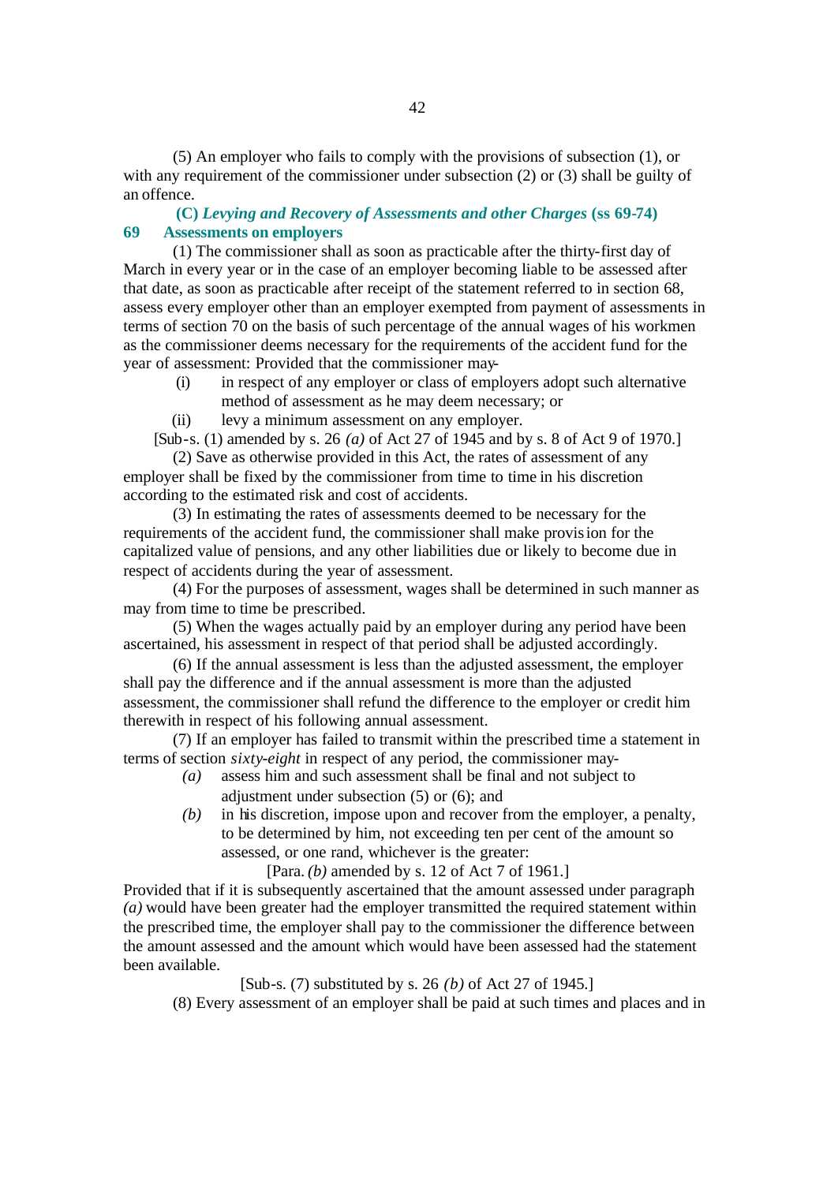(5) An employer who fails to comply with the provisions of subsection (1), or with any requirement of the commissioner under subsection (2) or (3) shall be guilty of an offence.

### (C) *Levying and Recovery of Assessments and other Charges* (ss 69-74)

### 69 Assessments on employers

(1) The commissioner shall as soon as practicable after the thirty-first day of March in every year or in the case of an employer becoming liable to be assessed after that date, as soon as practicable after receipt of the statement referred to in section 68, assess every employer other than an employer exempted from payment of assessments in terms of section 70 on the basis of such percentage of the annual wages of his workmen as the commissioner deems necessary for the requirements of the accident fund for the year of assessment: Provided that the commissioner may-

(i) in respect of any employer or class of employers adopt such alternative method of assessment as he may deem necessary; or

(ii) levy a minimum assessment on any employer.

[Sub-s. (1) amended by s. 26 *(a)* of Act 27 of 1945 and by s. 8 of Act 9 of 1970.]

(2) Save as otherwise provided in this Act, the rates of assessment of any employer shall be fixed by the commissioner from time to time in his discretion according to the estimated risk and cost of accidents.

(3) In estimating the rates of assessments deemed to be necessary for the requirements of the accident fund, the commissioner shall make provision for the capitalized value of pensions, and any other liabilities due or likely to become due in respect of accidents during the year of assessment.

(4) For the purposes of assessment, wages shall be determined in such manner as may from time to time be prescribed.

(5) When the wages actually paid by an employer during any period have been ascertained, his assessment in respect of that period shall be adjusted accordingly.

(6) If the annual assessment is less than the adjusted assessment, the employer shall pay the difference and if the annual assessment is more than the adjusted assessment, the commissioner shall refund the difference to the employer or credit him therewith in respect of his following annual assessment.

(7) If an employer has failed to transmit within the prescribed time a statement in terms of section *sixty-eight* in respect of any period, the commissioner may-

*(a)* assess him and such assessment shall be final and not subject to adjustment under subsection (5) or (6); and

*(b)* in his discretion, impose upon and recover from the employer, a penalty, to be determined by him, not exceeding ten per cent of the amount so assessed, or one rand, whichever is the greater:

[Para. *(b)* amended by s. 12 of Act 7 of 1961.]

Provided that if it is subsequently ascertained that the amount assessed under paragraph *(a)* would have been greater had the employer transmitted the required statement within the prescribed time, the employer shall pay to the commissioner the difference between the amount assessed and the amount which would have been assessed had the statement been available.

[Sub-s. (7) substituted by s. 26 *(b)* of Act 27 of 1945.]

(8) Every assessment of an employer shall be paid at such times and places and in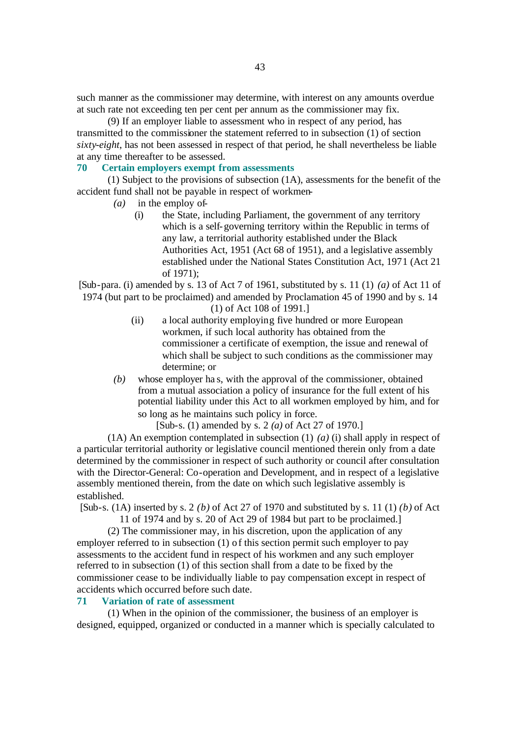such manner as the commissioner may determine, with interest on any amounts overdue at such rate not exceeding ten per cent per annum as the commissioner may fix.

(9) If an employer liable to assessment who in respect of any period, has transmitted to the commissioner the statement referred to in subsection (1) of section *sixty-eight*, has not been assessed in respect of that period, he shall nevertheless be liable at any time thereafter to be assessed.

**70 Certain employers exempt from assessments**

(1) Subject to the provisions of subsection (1A), assessments for the benefit of the accident fund shall not be payable in respect of workmen-

*(a)* in the employ of-

(i) the State, including Parliament, the government of any territory which is a self-governing territory within the Republic in terms of any law, a territorial authority established under the Black Authorities Act, 1951 (Act 68 of 1951), and a legislative assembly established under the National States Constitution Act, 1971 (Act 21 of 1971);

[Sub-para. (i) amended by s. 13 of Act 7 of 1961, substituted by s. 11 (1) *(a)* of Act 11 of 1974 (but part to be proclaimed) and amended by Proclamation 45 of 1990 and by s. 14 (1) of Act 108 of 1991.]

(ii) a local authority employing five hundred or more European workmen, if such local authority has obtained from the commissioner a certificate of exemption, the issue and renewal of which shall be subject to such conditions as the commissioner may determine; or

*(b)* whose employer has, with the approval of the commissioner, obtained from a mutual association a policy of insurance for the full extent of his potential liability under this Act to all workmen employed by him, and for so long as he maintains such policy in force.

[Sub-s. (1) amended by s. 2 *(a)* of Act 27 of 1970.]

(1A) An exemption contemplated in subsection (1) *(a)* (i) shall apply in respect of a particular territorial authority or legislative council mentioned therein only from a date determined by the commissioner in respect of such authority or council after consultation with the Director-General: Co-operation and Development, and in respect of a legislative assembly mentioned therein, from the date on which such legislative assembly is established.

[Sub-s. (1A) inserted by s. 2 *(b)* of Act 27 of 1970 and substituted by s. 11 (1) *(b)* of Act 11 of 1974 and by s. 20 of Act 29 of 1984 but part to be proclaimed.]

(2) The commissioner may, in his discretion, upon the application of any employer referred to in subsection (1) of this section permit such employer to pay assessments to the accident fund in respect of his workmen and any such employer referred to in subsection (1) of this section shall from a date to be fixed by the commissioner cease to be individually liable to pay compensation except in respect of accidents which occurred before such date.

**71 Variation of rate of assessment**

(1) When in the opinion of the commissioner, the business of an employer is designed, equipped, organized or conducted in a manner which is specially calculated to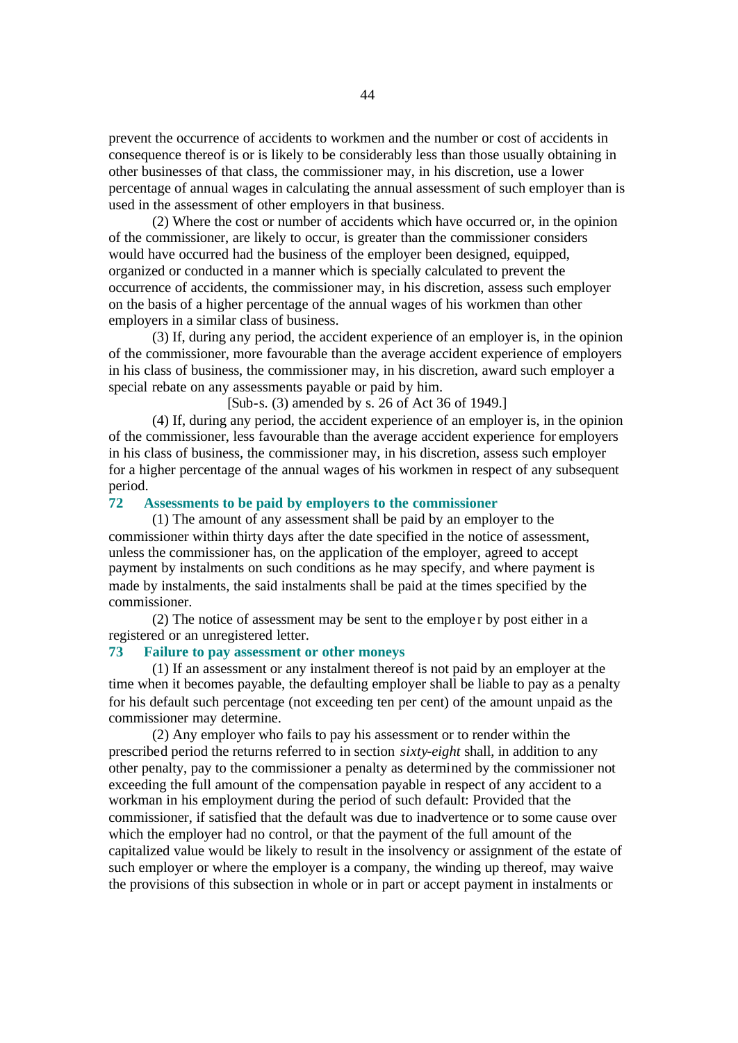prevent the occurrence of accidents to workmen and the number or cost of accidents in consequence thereof is or is likely to be considerably less than those usually obtaining in other businesses of that class, the commissioner may, in his discretion, use a lower percentage of annual wages in calculating the annual assessment of such employer than is used in the assessment of other employers in that business.

(2) Where the cost or number of accidents which have occurred or, in the opinion of the commissioner, are likely to occur, is greater than the commissioner considers would have occurred had the business of the employer been designed, equipped, organized or conducted in a manner which is specially calculated to prevent the occurrence of accidents, the commissioner may, in his discretion, assess such employer on the basis of a higher percentage of the annual wages of his workmen than other employers in a similar class of business.

(3) If, during any period, the accident experience of an employer is, in the opinion of the commissioner, more favourable than the average accident experience of employers in his class of business, the commissioner may, in his discretion, award such employer a special rebate on any assessments payable or paid by him.

[Sub-s. (3) amended by s. 26 of Act 36 of 1949.]

(4) If, during any period, the accident experience of an employer is, in the opinion of the commissioner, less favourable than the average accident experience for employers in his class of business, the commissioner may, in his discretion, assess such employer for a higher percentage of the annual wages of his workmen in respect of any subsequent period.

### 72 Assessments to be paid by employers to the commissioner

(1) The amount of any assessment shall be paid by an employer to the commissioner within thirty days after the date specified in the notice of assessment, unless the commissioner has, on the application of the employer, agreed to accept payment by instalments on such conditions as he may specify, and where payment is made by instalments, the said instalments shall be paid at the times specified by the commissioner.

(2) The notice of assessment may be sent to the employer by post either in a registered or an unregistered letter.

### 73 Failure to pay assessment or other moneys

(1) If an assessment or any instalment thereof is not paid by an employer at the time when it becomes payable, the defaulting employer shall be liable to pay as a penalty for his default such percentage (not exceeding ten per cent) of the amount unpaid as the commissioner may determine.

(2) Any employer who fails to pay his assessment or to render within the prescribed period the returns referred to in section *sixty-eight* shall, in addition to any other penalty, pay to the commissioner a penalty as determined by the commissioner not exceeding the full amount of the compensation payable in respect of any accident to a workman in his employment during the period of such default: Provided that the commissioner, if satisfied that the default was due to inadvertence or to some cause over which the employer had no control, or that the payment of the full amount of the capitalized value would be likely to result in the insolvency or assignment of the estate of such employer or where the employer is a company, the winding up thereof, may waive the provisions of this subsection in whole or in part or accept payment in instalments or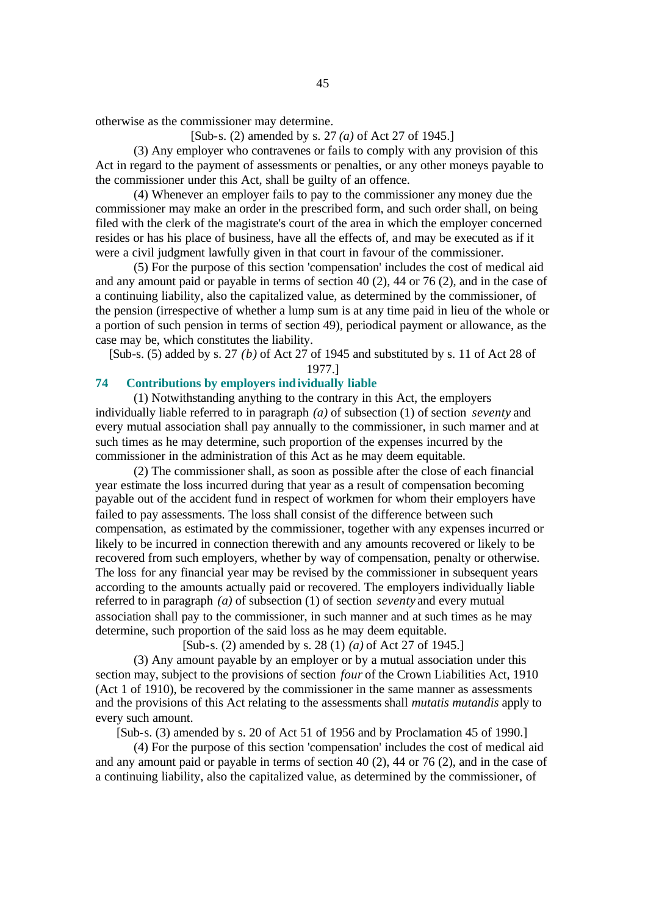otherwise as the commissioner may determine.

[Sub-s. (2) amended by s. 27 *(a)* of Act 27 of 1945.]

(3) Any employer who contravenes or fails to comply with any provision of this Act in regard to the payment of assessments or penalties, or any other moneys payable to the commissioner under this Act, shall be guilty of an offence.

(4) Whenever an employer fails to pay to the commissioner any money due the commissioner may make an order in the prescribed form, and such order shall, on being filed with the clerk of the magistrate's court of the area in which the employer concerned resides or has his place of business, have all the effects of, and may be executed as if it were a civil judgment lawfully given in that court in favour of the commissioner.

(5) For the purpose of this section 'compensation' includes the cost of medical aid and any amount paid or payable in terms of section 40 (2), 44 or 76 (2), and in the case of a continuing liability, also the capitalized value, as determined by the commissioner, of the pension (irrespective of whether a lump sum is at any time paid in lieu of the whole or a portion of such pension in terms of section 49), periodical payment or allowance, as the case may be, which constitutes the liability.

[Sub-s. (5) added by s. 27 *(b)* of Act 27 of 1945 and substituted by s. 11 of Act 28 of 1977.]

### 74 Contributions by employers individually liable

(1) Notwithstanding anything to the contrary in this Act, the employers individually liable referred to in paragraph *(a)* of subsection (1) of section *seventy* and every mutual association shall pay annually to the commissioner, in such manner and at such times as he may determine, such proportion of the expenses incurred by the commissioner in the administration of this Act as he may deem equitable.

(2) The commissioner shall, as soon as possible after the close of each financial year estimate the loss incurred during that year as a result of compensation becoming payable out of the accident fund in respect of workmen for whom their employers have failed to pay assessments. The loss shall consist of the difference between such compensation, as estimated by the commissioner, together with any expenses incurred or likely to be incurred in connection therewith and any amounts recovered or likely to be recovered from such employers, whether by way of compensation, penalty or otherwise. The loss for any financial year may be revised by the commissioner in subsequent years according to the amounts actually paid or recovered. The employers individually liable referred to in paragraph *(a)* of subsection (1) of section *seventy* and every mutual association shall pay to the commissioner, in such manner and at such times as he may determine, such proportion of the said loss as he may deem equitable.

[Sub-s. (2) amended by s. 28 (1) *(a)* of Act 27 of 1945.]

(3) Any amount payable by an employer or by a mutual association under this section may, subject to the provisions of section *four* of the Crown Liabilities Act, 1910 (Act 1 of 1910), be recovered by the commissioner in the same manner as assessments and the provisions of this Act relating to the assessments shall *mutatis mutandis* apply to every such amount.

[Sub-s. (3) amended by s. 20 of Act 51 of 1956 and by Proclamation 45 of 1990.]

(4) For the purpose of this section 'compensation' includes the cost of medical aid and any amount paid or payable in terms of section 40 (2), 44 or 76 (2), and in the case of a continuing liability, also the capitalized value, as determined by the commissioner, of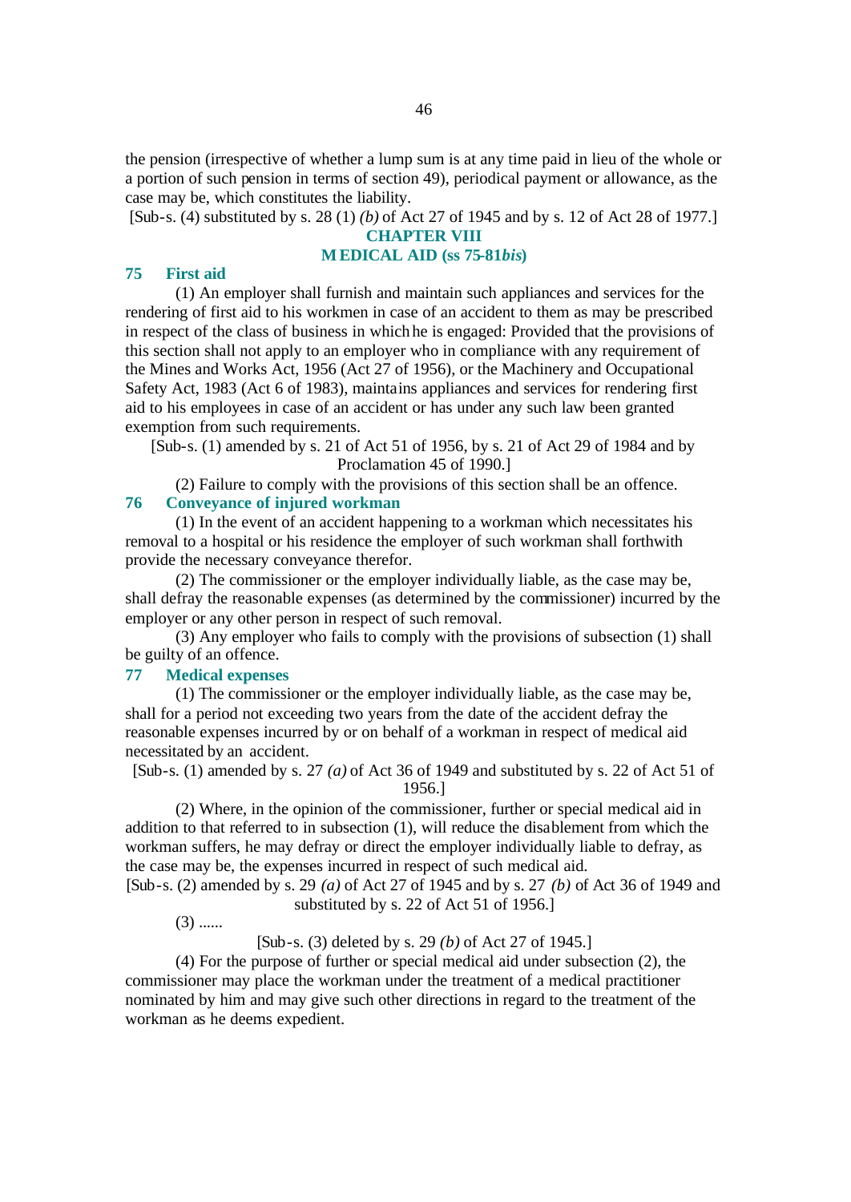the pension (irrespective of whether a lump sum is at any time paid in lieu of the whole or a portion of such pension in terms of section 49), periodical payment or allowance, as the case may be, which constitutes the liability.

[Sub-s. (4) substituted by s. 28 (1) *(b)* of Act 27 of 1945 and by s. 12 of Act 28 of 1977.]

## CHAPTER VIII

## MEDICAL AID (ss 75-81*bis*)

### 75 First aid

(1) An employer shall furnish and maintain such appliances and services for the rendering of first aid to his workmen in case of an accident to them as may be prescribed in respect of the class of business in which he is engaged: Provided that the provisions of this section shall not apply to an employer who in compliance with any requirement of the Mines and Works Act, 1956 (Act 27 of 1956), or the Machinery and Occupational Safety Act, 1983 (Act 6 of 1983), maintains appliances and services for rendering first aid to his employees in case of an accident or has under any such law been granted exemption from such requirements.

[Sub-s. (1) amended by s. 21 of Act 51 of 1956, by s. 21 of Act 29 of 1984 and by Proclamation 45 of 1990.]

(2) Failure to comply with the provisions of this section shall be an offence.

### 76 Conveyance of injured workman

(1) In the event of an accident happening to a workman which necessitates his removal to a hospital or his residence the employer of such workman shall forthwith provide the necessary conveyance therefor.

(2) The commissioner or the employer individually liable, as the case may be, shall defray the reasonable expenses (as determined by the commissioner) incurred by the employer or any other person in respect of such removal.

(3) Any employer who fails to comply with the provisions of subsection (1) shall be guilty of an offence.

### 77 Medical expenses

(1) The commissioner or the employer individually liable, as the case may be, shall for a period not exceeding two years from the date of the accident defray the reasonable expenses incurred by or on behalf of a workman in respect of medical aid necessitated by an accident.

[Sub-s. (1) amended by s. 27 *(a)* of Act 36 of 1949 and substituted by s. 22 of Act 51 of 1956.]

(2) Where, in the opinion of the commissioner, further or special medical aid in addition to that referred to in subsection (1), will reduce the disablement from which the workman suffers, he may defray or direct the employer individually liable to defray, as the case may be, the expenses incurred in respect of such medical aid.

[Sub-s. (2) amended by s. 29 *(a)* of Act 27 of 1945 and by s. 27 *(b)* of Act 36 of 1949 and substituted by s. 22 of Act 51 of 1956.]

(3) ......

[Sub-s. (3) deleted by s. 29 *(b)* of Act 27 of 1945.]

(4) For the purpose of further or special medical aid under subsection (2), the commissioner may place the workman under the treatment of a medical practitioner nominated by him and may give such other directions in regard to the treatment of the workman as he deems expedient.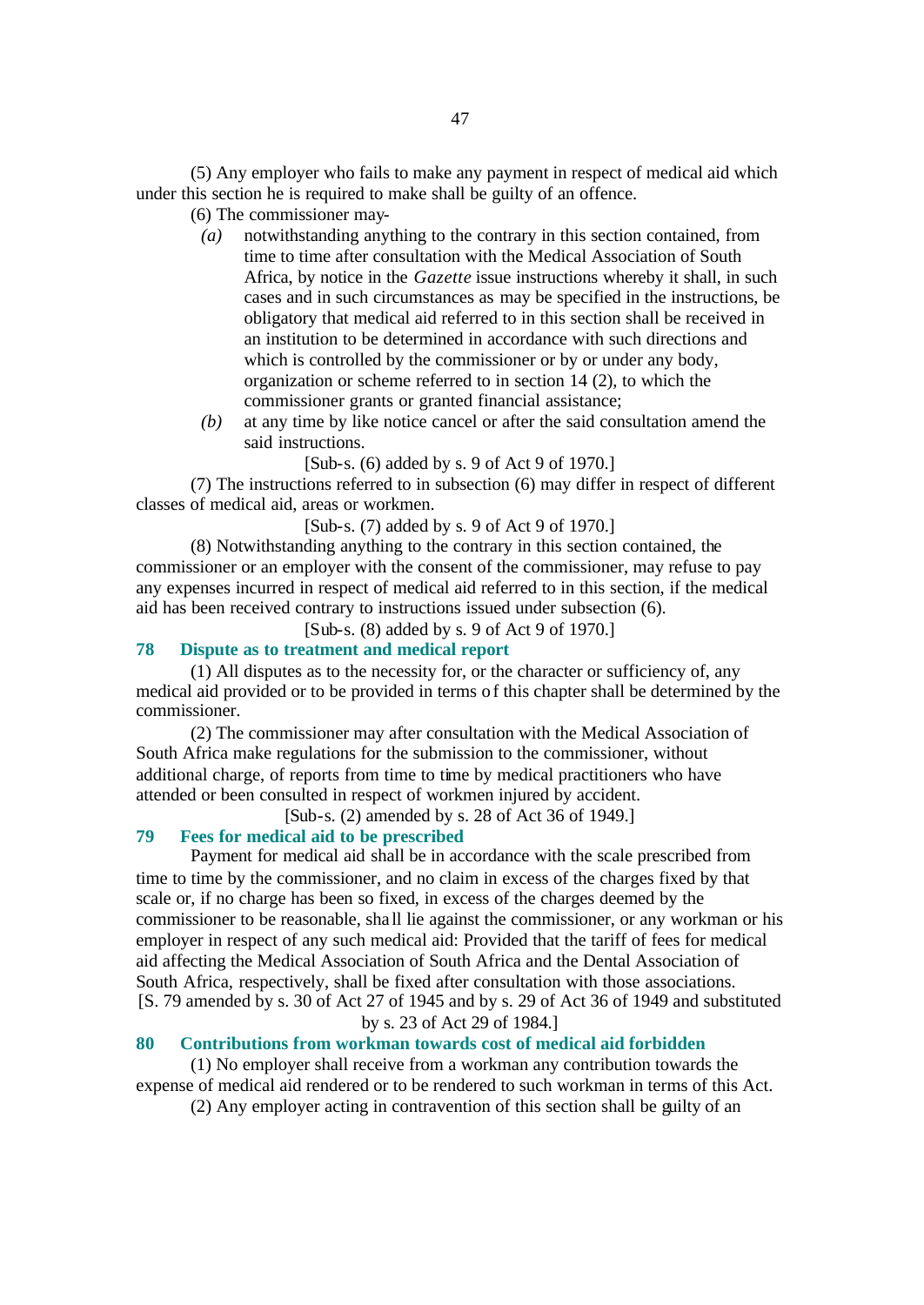(5) Any employer who fails to make any payment in respect of medical aid which under this section he is required to make shall be guilty of an offence.

(6) The commissioner may-

*(a)* notwithstanding anything to the contrary in this section contained, from time to time after consultation with the Medical Association of South Africa, by notice in the *Gazette* issue instructions whereby it shall, in such cases and in such circumstances as may be specified in the instructions, be obligatory that medical aid referred to in this section shall be received in an institution to be determined in accordance with such directions and which is controlled by the commissioner or by or under any body, organization or scheme referred to in section 14 (2), to which the commissioner grants or granted financial assistance;

*(b)* at any time by like notice cancel or after the said consultation amend the said instructions.

[Sub-s. (6) added by s. 9 of Act 9 of 1970.]

(7) The instructions referred to in subsection (6) may differ in respect of different classes of medical aid, areas or workmen.

[Sub-s. (7) added by s. 9 of Act 9 of 1970.]

(8) Notwithstanding anything to the contrary in this section contained, the commissioner or an employer with the consent of the commissioner, may refuse to pay any expenses incurred in respect of medical aid referred to in this section, if the medical aid has been received contrary to instructions issued under subsection (6).

[Sub-s. (8) added by s. 9 of Act 9 of 1970.]

### 78 Dispute as to treatment and medical report

(1) All disputes as to the necessity for, or the character or sufficiency of, any medical aid provided or to be provided in terms of this chapter shall be determined by the commissioner.

(2) The commissioner may after consultation with the Medical Association of South Africa make regulations for the submission to the commissioner, without additional charge, of reports from time to time by medical practitioners who have attended or been consulted in respect of workmen injured by accident.

[Sub-s. (2) amended by s. 28 of Act 36 of 1949.]

### 79 Fees for medical aid to be prescribed

Payment for medical aid shall be in accordance with the scale prescribed from time to time by the commissioner, and no claim in excess of the charges fixed by that scale or, if no charge has been so fixed, in excess of the charges deemed by the commissioner to be reasonable, shall lie against the commissioner, or any workman or his employer in respect of any such medical aid: Provided that the tariff of fees for medical aid affecting the Medical Association of South Africa and the Dental Association of South Africa, respectively, shall be fixed after consultation with those associations.

[S. 79 amended by s. 30 of Act 27 of 1945 and by s. 29 of Act 36 of 1949 and substituted by s. 23 of Act 29 of 1984.]

### 80 Contributions from workman towards cost of medical aid forbidden

(1) No employer shall receive from a workman any contribution towards the expense of medical aid rendered or to be rendered to such workman in terms of this Act.

(2) Any employer acting in contravention of this section shall be guilty of an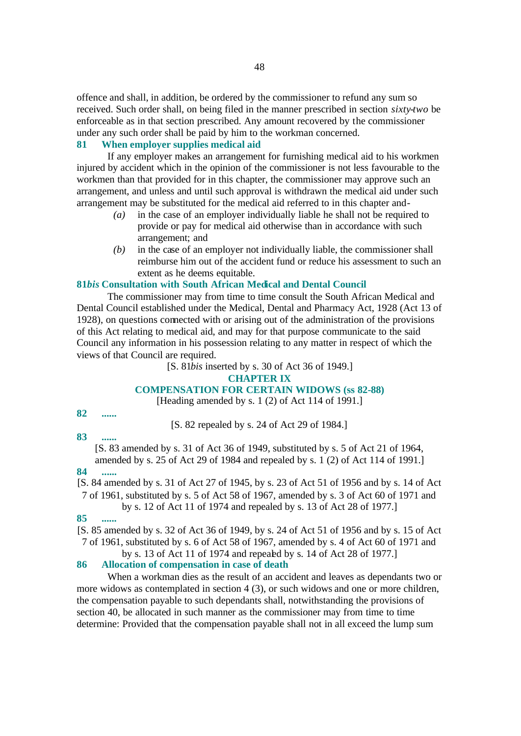offence and shall, in addition, be ordered by the commissioner to refund any sum so received. Such order shall, on being filed in the manner prescribed in section *sixty-two* be enforceable as in that section prescribed. Any amount recovered by the commissioner under any such order shall be paid by him to the workman concerned.

### 81 When employer supplies medical aid

If any employer makes an arrangement for furnishing medical aid to his workmen injured by accident which in the opinion of the commissioner is not less favourable to the workmen than that provided for in this chapter, the commissioner may approve such an arrangement, and unless and until such approval is withdrawn the medical aid under such arrangement may be substituted for the medical aid referred to in this chapter and-

*(a)* in the case of an employer individually liable he shall not be required to provide or pay for medical aid otherwise than in accordance with such arrangement; and

*(b)* in the case of an employer not individually liable, the commissioner shall reimburse him out of the accident fund or reduce his assessment to such an extent as he deems equitable.

### 81*bis* Consultation with South African Medical and Dental Council

The commissioner may from time to time consult the South African Medical and Dental Council established under the Medical, Dental and Pharmacy Act, 1928 (Act 13 of 1928), on questions connected with or arising out of the administration of the provisions of this Act relating to medical aid, and may for that purpose communicate to the said Council any information in his possession relating to any matter in respect of which the views of that Council are required.

[S. 81*bis* inserted by s. 30 of Act 36 of 1949.]

## CHAPTER IX
## COMPENSATION FOR CERTAIN WIDOWS (ss 82-88)

[Heading amended by s. 1 (2) of Act 114 of 1991.]

### 82 ......

[S. 82 repealed by s. 24 of Act 29 of 1984.]

### 83 ......

[S. 83 amended by s. 31 of Act 36 of 1949, substituted by s. 5 of Act 21 of 1964, amended by s. 25 of Act 29 of 1984 and repealed by s. 1 (2) of Act 114 of 1991.]

### 84 ......

[S. 84 amended by s. 31 of Act 27 of 1945, by s. 23 of Act 51 of 1956 and by s. 14 of Act 7 of 1961, substituted by s. 5 of Act 58 of 1967, amended by s. 3 of Act 60 of 1971 and by s. 12 of Act 11 of 1974 and repealed by s. 13 of Act 28 of 1977.]

### 85 ......

[S. 85 amended by s. 32 of Act 36 of 1949, by s. 24 of Act 51 of 1956 and by s. 15 of Act 7 of 1961, substituted by s. 6 of Act 58 of 1967, amended by s. 4 of Act 60 of 1971 and by s. 13 of Act 11 of 1974 and repealed by s. 14 of Act 28 of 1977.]

### 86 Allocation of compensation in case of death

When a workman dies as the result of an accident and leaves as dependants two or more widows as contemplated in section 4 (3), or such widows and one or more children, the compensation payable to such dependants shall, notwithstanding the provisions of section 40, be allocated in such manner as the commissioner may from time to time determine: Provided that the compensation payable shall not in all exceed the lump sum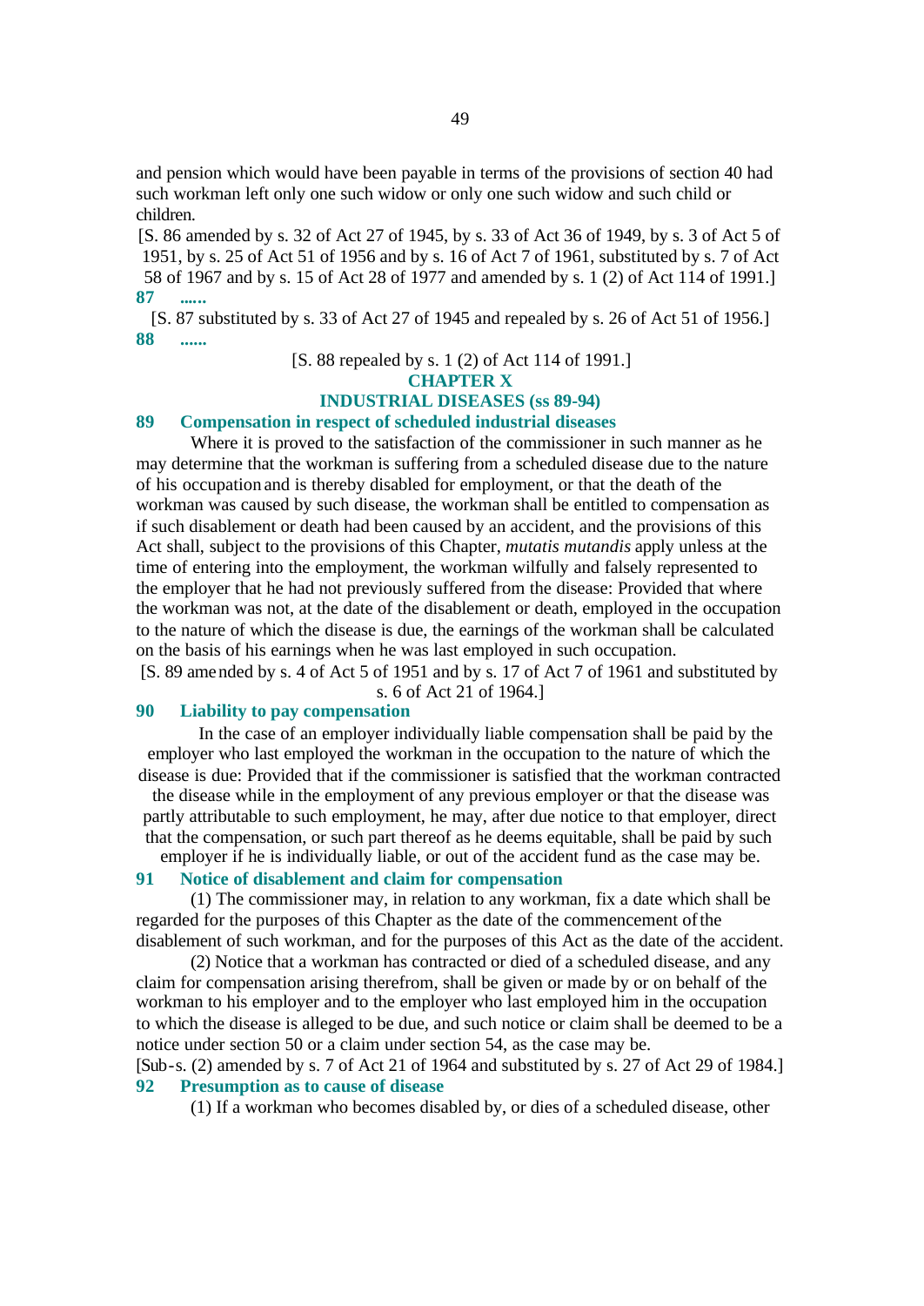and pension which would have been payable in terms of the provisions of section 40 had such workman left only one such widow or only one such widow and such child or children.

[S. 86 amended by s. 32 of Act 27 of 1945, by s. 33 of Act 36 of 1949, by s. 3 of Act 5 of 1951, by s. 25 of Act 51 of 1956 and by s. 16 of Act 7 of 1961, substituted by s. 7 of Act 58 of 1967 and by s. 15 of Act 28 of 1977 and amended by s. 1 (2) of Act 114 of 1991.]

**87 ......**

[S. 87 substituted by s. 33 of Act 27 of 1945 and repealed by s. 26 of Act 51 of 1956.]

**88 ......**

[S. 88 repealed by s. 1 (2) of Act 114 of 1991.]

## CHAPTER X
## INDUSTRIAL DISEASES (ss 89-94)

**89 Compensation in respect of scheduled industrial diseases**

Where it is proved to the satisfaction of the commissioner in such manner as he may determine that the workman is suffering from a scheduled disease due to the nature of his occupation and is thereby disabled for employment, or that the death of the workman was caused by such disease, the workman shall be entitled to compensation as if such disablement or death had been caused by an accident, and the provisions of this Act shall, subject to the provisions of this Chapter, *mutatis mutandis* apply unless at the time of entering into the employment, the workman wilfully and falsely represented to the employer that he had not previously suffered from the disease: Provided that where the workman was not, at the date of the disablement or death, employed in the occupation to the nature of which the disease is due, the earnings of the workman shall be calculated on the basis of his earnings when he was last employed in such occupation.

[S. 89 amended by s. 4 of Act 5 of 1951 and by s. 17 of Act 7 of 1961 and substituted by s. 6 of Act 21 of 1964.]

**90 Liability to pay compensation**

In the case of an employer individually liable compensation shall be paid by the employer who last employed the workman in the occupation to the nature of which the disease is due: Provided that if the commissioner is satisfied that the workman contracted the disease while in the employment of any previous employer or that the disease was partly attributable to such employment, he may, after due notice to that employer, direct that the compensation, or such part thereof as he deems equitable, shall be paid by such employer if he is individually liable, or out of the accident fund as the case may be.

**91 Notice of disablement and claim for compensation**

(1) The commissioner may, in relation to any workman, fix a date which shall be regarded for the purposes of this Chapter as the date of the commencement of the disablement of such workman, and for the purposes of this Act as the date of the accident.

(2) Notice that a workman has contracted or died of a scheduled disease, and any claim for compensation arising therefrom, shall be given or made by or on behalf of the workman to his employer and to the employer who last employed him in the occupation to which the disease is alleged to be due, and such notice or claim shall be deemed to be a notice under section 50 or a claim under section 54, as the case may be.

[Sub-s. (2) amended by s. 7 of Act 21 of 1964 and substituted by s. 27 of Act 29 of 1984.]

**92 Presumption as to cause of disease**

(1) If a workman who becomes disabled by, or dies of a scheduled disease, other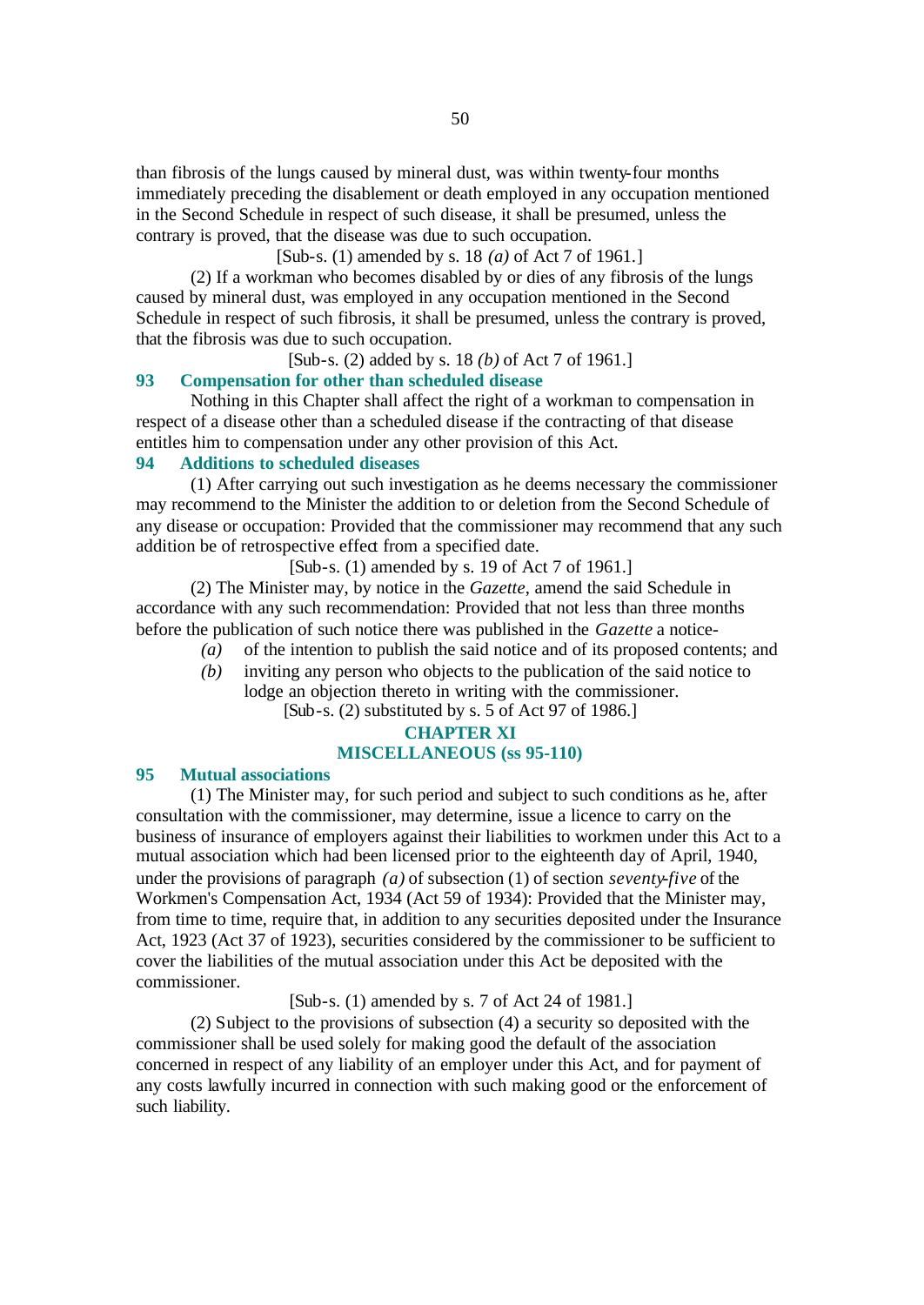than fibrosis of the lungs caused by mineral dust, was within twenty-four months immediately preceding the disablement or death employed in any occupation mentioned in the Second Schedule in respect of such disease, it shall be presumed, unless the contrary is proved, that the disease was due to such occupation.

[Sub-s. (1) amended by s. 18 *(a)* of Act 7 of 1961.]

(2) If a workman who becomes disabled by or dies of any fibrosis of the lungs caused by mineral dust, was employed in any occupation mentioned in the Second Schedule in respect of such fibrosis, it shall be presumed, unless the contrary is proved, that the fibrosis was due to such occupation.

[Sub-s. (2) added by s. 18 *(b)* of Act 7 of 1961.]

### 93 Compensation for other than scheduled disease

Nothing in this Chapter shall affect the right of a workman to compensation in respect of a disease other than a scheduled disease if the contracting of that disease entitles him to compensation under any other provision of this Act.

### 94 Additions to scheduled diseases

(1) After carrying out such investigation as he deems necessary the commissioner may recommend to the Minister the addition to or deletion from the Second Schedule of any disease or occupation: Provided that the commissioner may recommend that any such addition be of retrospective effect from a specified date.

[Sub-s. (1) amended by s. 19 of Act 7 of 1961.]

(2) The Minister may, by notice in the *Gazette*, amend the said Schedule in accordance with any such recommendation: Provided that not less than three months before the publication of such notice there was published in the *Gazette* a notice-

*(a)* of the intention to publish the said notice and of its proposed contents; and

*(b)* inviting any person who objects to the publication of the said notice to lodge an objection thereto in writing with the commissioner.

[Sub-s. (2) substituted by s. 5 of Act 97 of 1986.]

## CHAPTER XI
## MISCELLANEOUS (ss 95-110)

### 95 Mutual associations

(1) The Minister may, for such period and subject to such conditions as he, after consultation with the commissioner, may determine, issue a licence to carry on the business of insurance of employers against their liabilities to workmen under this Act to a mutual association which had been licensed prior to the eighteenth day of April, 1940, under the provisions of paragraph *(a)* of subsection (1) of section *seventy-five* of the Workmen's Compensation Act, 1934 (Act 59 of 1934): Provided that the Minister may, from time to time, require that, in addition to any securities deposited under the Insurance Act, 1923 (Act 37 of 1923), securities considered by the commissioner to be sufficient to cover the liabilities of the mutual association under this Act be deposited with the commissioner.

[Sub-s. (1) amended by s. 7 of Act 24 of 1981.]

(2) Subject to the provisions of subsection (4) a security so deposited with the commissioner shall be used solely for making good the default of the association concerned in respect of any liability of an employer under this Act, and for payment of any costs lawfully incurred in connection with such making good or the enforcement of such liability.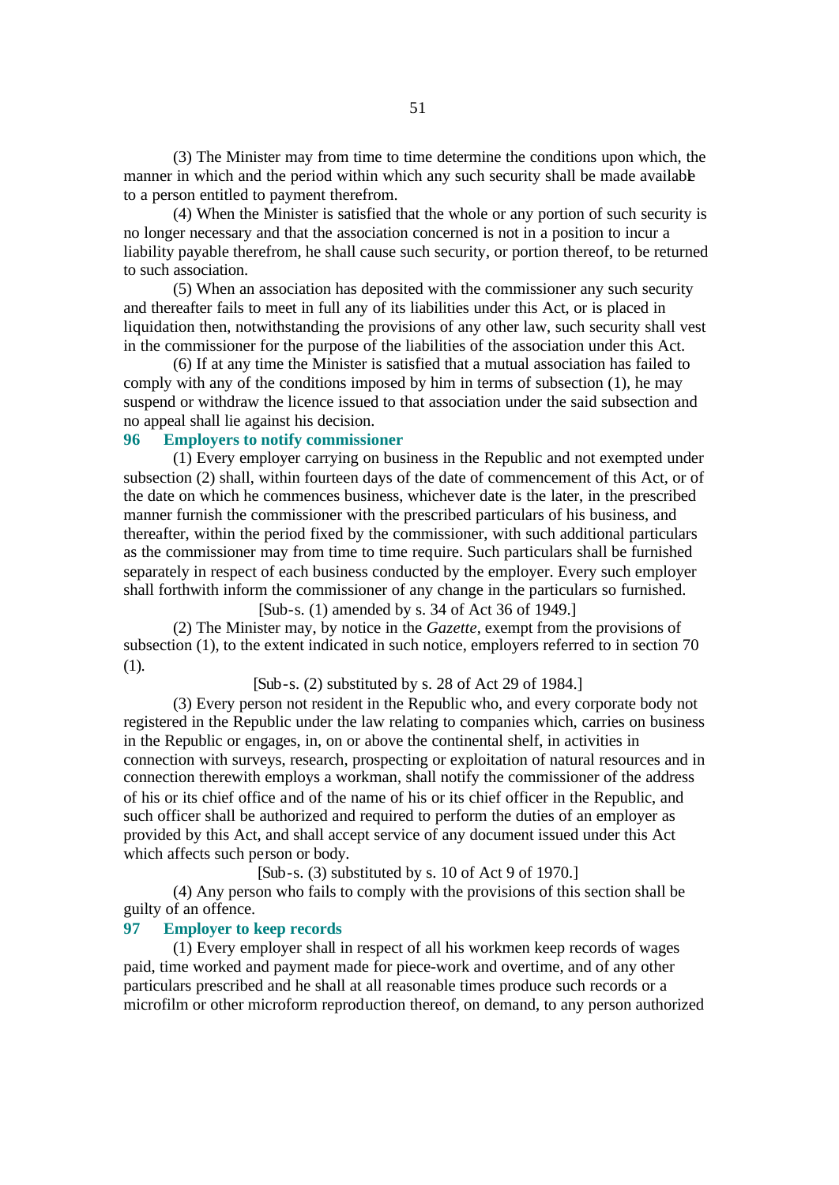(3) The Minister may from time to time determine the conditions upon which, the manner in which and the period within which any such security shall be made available to a person entitled to payment therefrom.

(4) When the Minister is satisfied that the whole or any portion of such security is no longer necessary and that the association concerned is not in a position to incur a liability payable therefrom, he shall cause such security, or portion thereof, to be returned to such association.

(5) When an association has deposited with the commissioner any such security and thereafter fails to meet in full any of its liabilities under this Act, or is placed in liquidation then, notwithstanding the provisions of any other law, such security shall vest in the commissioner for the purpose of the liabilities of the association under this Act.

(6) If at any time the Minister is satisfied that a mutual association has failed to comply with any of the conditions imposed by him in terms of subsection (1), he may suspend or withdraw the licence issued to that association under the said subsection and no appeal shall lie against his decision.

### 96 Employers to notify commissioner

(1) Every employer carrying on business in the Republic and not exempted under subsection (2) shall, within fourteen days of the date of commencement of this Act, or of the date on which he commences business, whichever date is the later, in the prescribed manner furnish the commissioner with the prescribed particulars of his business, and thereafter, within the period fixed by the commissioner, with such additional particulars as the commissioner may from time to time require. Such particulars shall be furnished separately in respect of each business conducted by the employer. Every such employer shall forthwith inform the commissioner of any change in the particulars so furnished.

[Sub-s. (1) amended by s. 34 of Act 36 of 1949.]

(2) The Minister may, by notice in the *Gazette*, exempt from the provisions of subsection (1), to the extent indicated in such notice, employers referred to in section 70 (1).

[Sub-s. (2) substituted by s. 28 of Act 29 of 1984.]

(3) Every person not resident in the Republic who, and every corporate body not registered in the Republic under the law relating to companies which, carries on business in the Republic or engages, in, on or above the continental shelf, in activities in connection with surveys, research, prospecting or exploitation of natural resources and in connection therewith employs a workman, shall notify the commissioner of the address of his or its chief office and of the name of his or its chief officer in the Republic, and such officer shall be authorized and required to perform the duties of an employer as provided by this Act, and shall accept service of any document issued under this Act which affects such person or body.

[Sub-s. (3) substituted by s. 10 of Act 9 of 1970.]

(4) Any person who fails to comply with the provisions of this section shall be guilty of an offence.

### 97 Employer to keep records

(1) Every employer shall in respect of all his workmen keep records of wages paid, time worked and payment made for piece-work and overtime, and of any other particulars prescribed and he shall at all reasonable times produce such records or a microfilm or other microform reproduction thereof, on demand, to any person authorized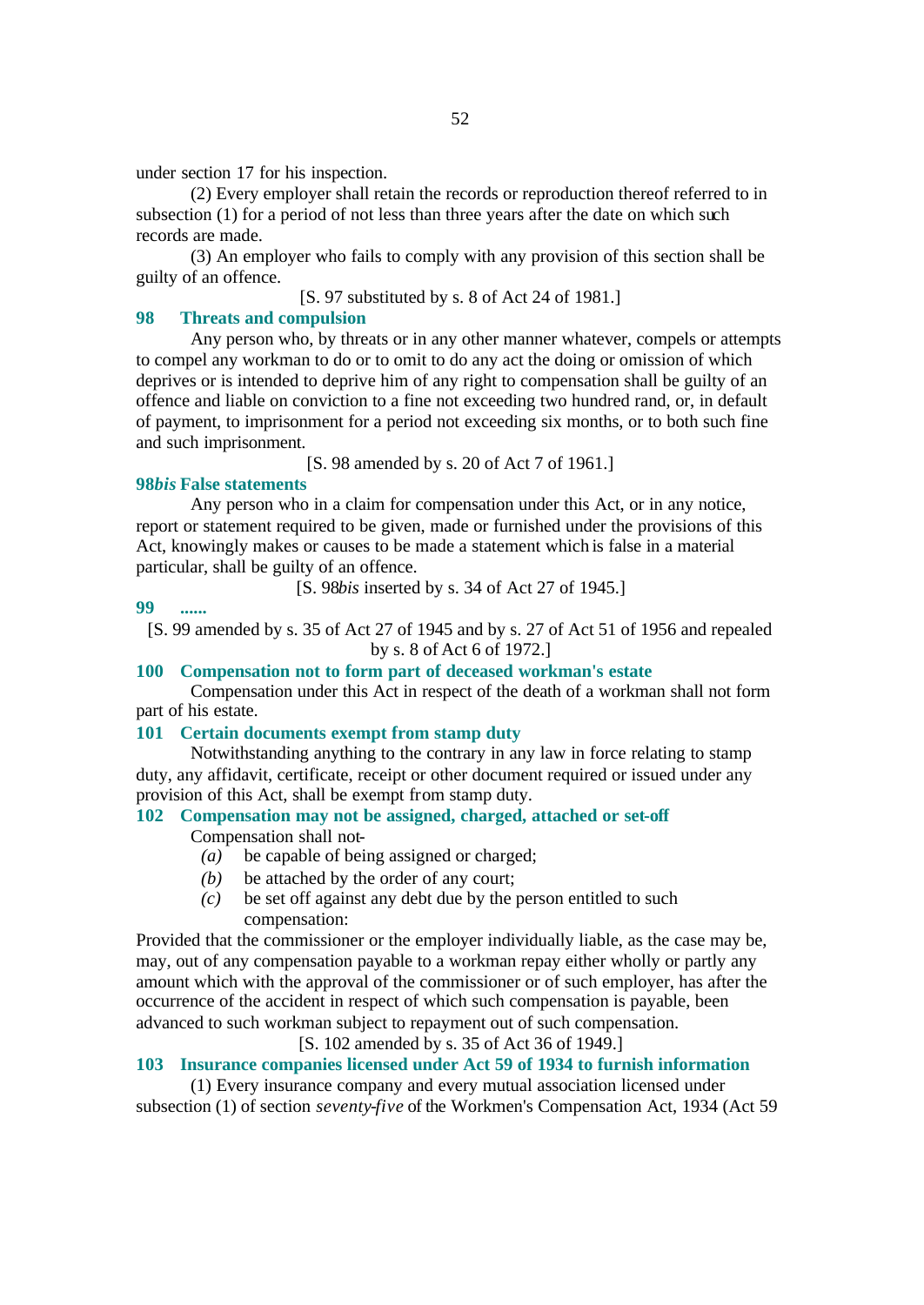under section 17 for his inspection.

(2) Every employer shall retain the records or reproduction thereof referred to in subsection (1) for a period of not less than three years after the date on which such records are made.

(3) An employer who fails to comply with any provision of this section shall be guilty of an offence.

[S. 97 substituted by s. 8 of Act 24 of 1981.]

### 98 Threats and compulsion

Any person who, by threats or in any other manner whatever, compels or attempts to compel any workman to do or to omit to do any act the doing or omission of which deprives or is intended to deprive him of any right to compensation shall be guilty of an offence and liable on conviction to a fine not exceeding two hundred rand, or, in default of payment, to imprisonment for a period not exceeding six months, or to both such fine and such imprisonment.

[S. 98 amended by s. 20 of Act 7 of 1961.]

### 98*bis* False statements

Any person who in a claim for compensation under this Act, or in any notice, report or statement required to be given, made or furnished under the provisions of this Act, knowingly makes or causes to be made a statement which is false in a material particular, shall be guilty of an offence.

[S. 98*bis* inserted by s. 34 of Act 27 of 1945.]

### 99 ......

[S. 99 amended by s. 35 of Act 27 of 1945 and by s. 27 of Act 51 of 1956 and repealed by s. 8 of Act 6 of 1972.]

### 100 Compensation not to form part of deceased workman's estate

Compensation under this Act in respect of the death of a workman shall not form part of his estate.

### 101 Certain documents exempt from stamp duty

Notwithstanding anything to the contrary in any law in force relating to stamp duty, any affidavit, certificate, receipt or other document required or issued under any provision of this Act, shall be exempt from stamp duty.

### 102 Compensation may not be assigned, charged, attached or set-off

Compensation shall not-

*(a)* be capable of being assigned or charged;

*(b)* be attached by the order of any court;

*(c)* be set off against any debt due by the person entitled to such compensation:

Provided that the commissioner or the employer individually liable, as the case may be, may, out of any compensation payable to a workman repay either wholly or partly any amount which with the approval of the commissioner or of such employer, has after the occurrence of the accident in respect of which such compensation is payable, been advanced to such workman subject to repayment out of such compensation.

[S. 102 amended by s. 35 of Act 36 of 1949.]

### 103 Insurance companies licensed under Act 59 of 1934 to furnish information

(1) Every insurance company and every mutual association licensed under subsection (1) of section *seventy-five* of the Workmen's Compensation Act, 1934 (Act 59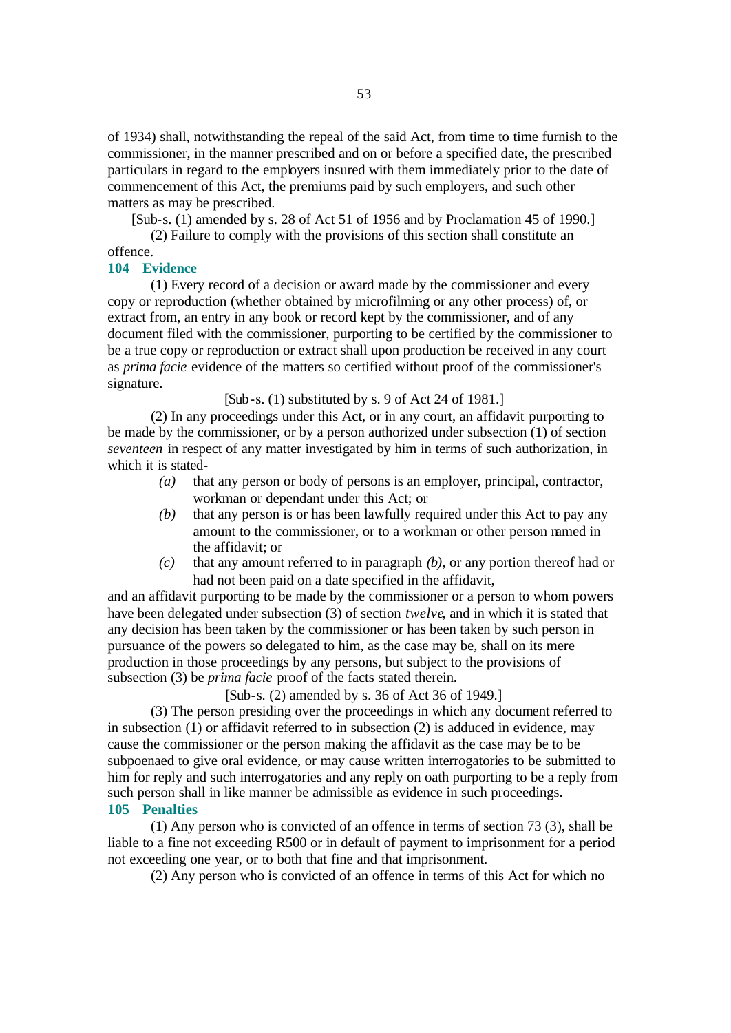of 1934) shall, notwithstanding the repeal of the said Act, from time to time furnish to the commissioner, in the manner prescribed and on or before a specified date, the prescribed particulars in regard to the employers insured with them immediately prior to the date of commencement of this Act, the premiums paid by such employers, and such other matters as may be prescribed.

[Sub-s. (1) amended by s. 28 of Act 51 of 1956 and by Proclamation 45 of 1990.]

(2) Failure to comply with the provisions of this section shall constitute an offence.

### 104 Evidence

(1) Every record of a decision or award made by the commissioner and every copy or reproduction (whether obtained by microfilming or any other process) of, or extract from, an entry in any book or record kept by the commissioner, and of any document filed with the commissioner, purporting to be certified by the commissioner to be a true copy or reproduction or extract shall upon production be received in any court as *prima facie* evidence of the matters so certified without proof of the commissioner's signature.

[Sub-s. (1) substituted by s. 9 of Act 24 of 1981.]

(2) In any proceedings under this Act, or in any court, an affidavit purporting to be made by the commissioner, or by a person authorized under subsection (1) of section *seventeen* in respect of any matter investigated by him in terms of such authorization, in which it is stated-

*(a)* that any person or body of persons is an employer, principal, contractor, workman or dependant under this Act; or

*(b)* that any person is or has been lawfully required under this Act to pay any amount to the commissioner, or to a workman or other person named in the affidavit; or

*(c)* that any amount referred to in paragraph *(b)*, or any portion thereof had or had not been paid on a date specified in the affidavit,

and an affidavit purporting to be made by the commissioner or a person to whom powers have been delegated under subsection (3) of section *twelve*, and in which it is stated that any decision has been taken by the commissioner or has been taken by such person in pursuance of the powers so delegated to him, as the case may be, shall on its mere production in those proceedings by any persons, but subject to the provisions of subsection (3) be *prima facie* proof of the facts stated therein.

[Sub-s. (2) amended by s. 36 of Act 36 of 1949.]

(3) The person presiding over the proceedings in which any document referred to in subsection (1) or affidavit referred to in subsection (2) is adduced in evidence, may cause the commissioner or the person making the affidavit as the case may be to be subpoenaed to give oral evidence, or may cause written interrogatories to be submitted to him for reply and such interrogatories and any reply on oath purporting to be a reply from such person shall in like manner be admissible as evidence in such proceedings.

### 105 Penalties

(1) Any person who is convicted of an offence in terms of section 73 (3), shall be liable to a fine not exceeding R500 or in default of payment to imprisonment for a period not exceeding one year, or to both that fine and that imprisonment.

(2) Any person who is convicted of an offence in terms of this Act for which no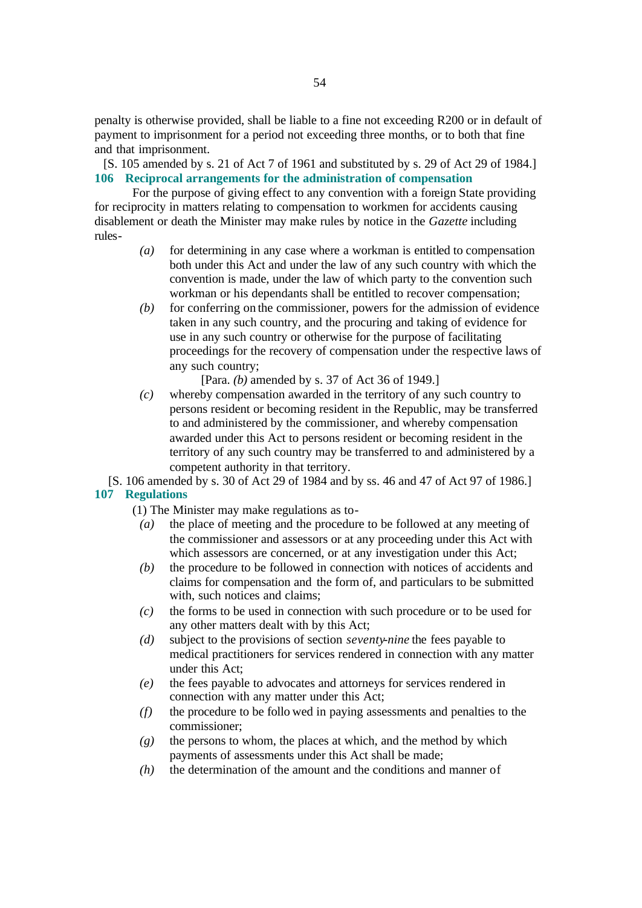penalty is otherwise provided, shall be liable to a fine not exceeding R200 or in default of payment to imprisonment for a period not exceeding three months, or to both that fine and that imprisonment.

[S. 105 amended by s. 21 of Act 7 of 1961 and substituted by s. 29 of Act 29 of 1984.]

**106 Reciprocal arrangements for the administration of compensation**

For the purpose of giving effect to any convention with a foreign State providing for reciprocity in matters relating to compensation to workmen for accidents causing disablement or death the Minister may make rules by notice in the *Gazette* including rules-

*(a)* for determining in any case where a workman is entitled to compensation both under this Act and under the law of any such country with which the convention is made, under the law of which party to the convention such workman or his dependants shall be entitled to recover compensation;

*(b)* for conferring on the commissioner, powers for the admission of evidence taken in any such country, and the procuring and taking of evidence for use in any such country or otherwise for the purpose of facilitating proceedings for the recovery of compensation under the respective laws of any such country;

[Para. *(b)* amended by s. 37 of Act 36 of 1949.]

*(c)* whereby compensation awarded in the territory of any such country to persons resident or becoming resident in the Republic, may be transferred to and administered by the commissioner, and whereby compensation awarded under this Act to persons resident or becoming resident in the territory of any such country may be transferred to and administered by a competent authority in that territory.

[S. 106 amended by s. 30 of Act 29 of 1984 and by ss. 46 and 47 of Act 97 of 1986.]

**107 Regulations**

(1) The Minister may make regulations as to-

*(a)* the place of meeting and the procedure to be followed at any meeting of the commissioner and assessors or at any proceeding under this Act with which assessors are concerned, or at any investigation under this Act;

*(b)* the procedure to be followed in connection with notices of accidents and claims for compensation and the form of, and particulars to be submitted with, such notices and claims;

*(c)* the forms to be used in connection with such procedure or to be used for any other matters dealt with by this Act;

*(d)* subject to the provisions of section *seventy-nine* the fees payable to medical practitioners for services rendered in connection with any matter under this Act;

*(e)* the fees payable to advocates and attorneys for services rendered in connection with any matter under this Act;

*(f)* the procedure to be followed in paying assessments and penalties to the commissioner;

*(g)* the persons to whom, the places at which, and the method by which payments of assessments under this Act shall be made;

*(h)* the determination of the amount and the conditions and manner of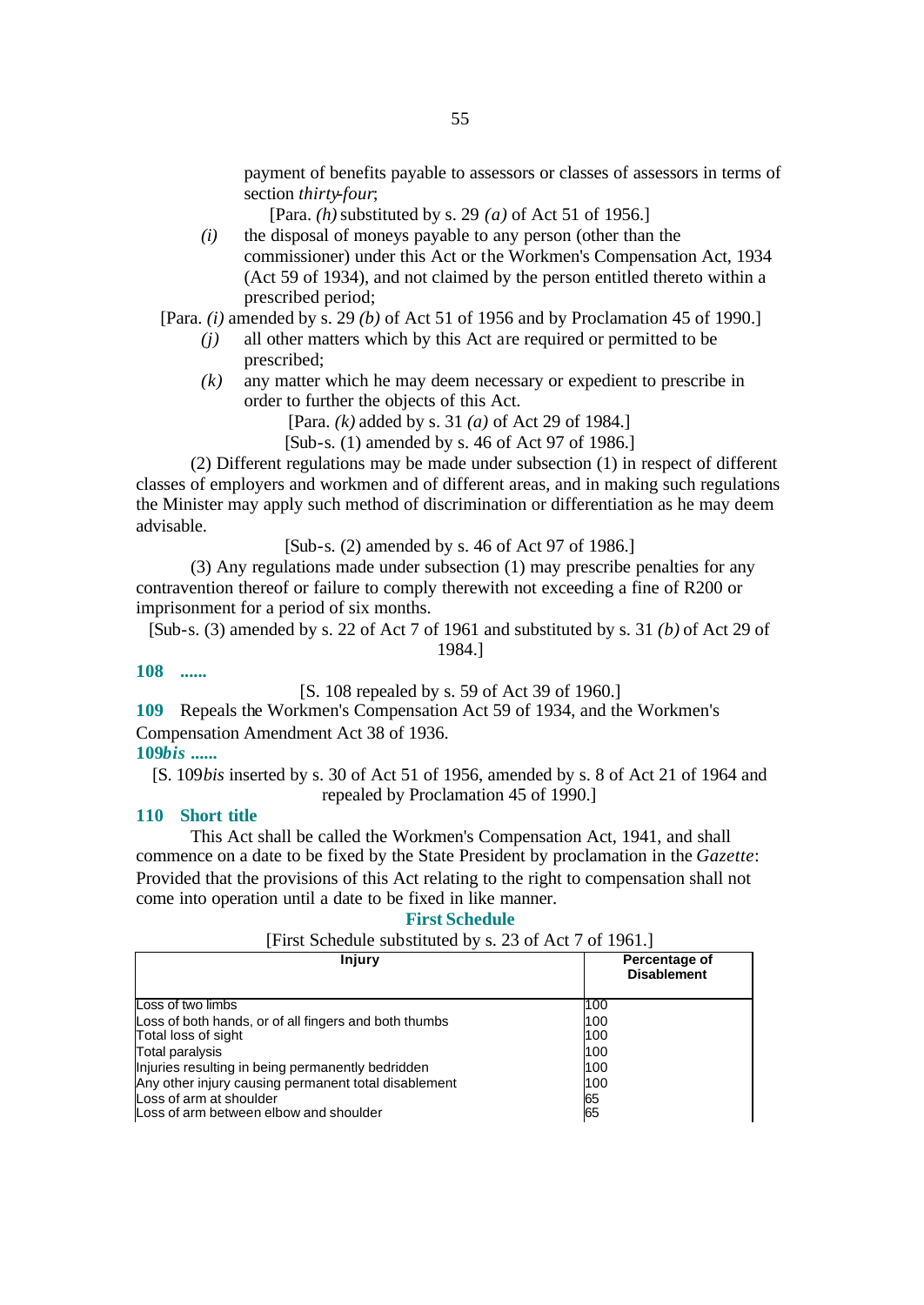payment of benefits payable to assessors or classes of assessors in terms of section *thirty-four*;

[Para. *(h)* substituted by s. 29 *(a)* of Act 51 of 1956.]

*(i)* the disposal of moneys payable to any person (other than the commissioner) under this Act or the Workmen's Compensation Act, 1934 (Act 59 of 1934), and not claimed by the person entitled thereto within a prescribed period;

[Para. *(i)* amended by s. 29 *(b)* of Act 51 of 1956 and by Proclamation 45 of 1990.]

*(j)* all other matters which by this Act are required or permitted to be prescribed;

*(k)* any matter which he may deem necessary or expedient to prescribe in order to further the objects of this Act.

[Para. *(k)* added by s. 31 *(a)* of Act 29 of 1984.]

[Sub-s. (1) amended by s. 46 of Act 97 of 1986.]

(2) Different regulations may be made under subsection (1) in respect of different classes of employers and workmen and of different areas, and in making such regulations the Minister may apply such method of discrimination or differentiation as he may deem advisable.

[Sub-s. (2) amended by s. 46 of Act 97 of 1986.]

(3) Any regulations made under subsection (1) may prescribe penalties for any contravention thereof or failure to comply therewith not exceeding a fine of R200 or imprisonment for a period of six months.

[Sub-s. (3) amended by s. 22 of Act 7 of 1961 and substituted by s. 31 *(b)* of Act 29 of 1984.]

**108 ......**

[S. 108 repealed by s. 59 of Act 39 of 1960.]

**109** Repeals the Workmen's Compensation Act 59 of 1934, and the Workmen's Compensation Amendment Act 38 of 1936.

**109*bis* ......**

[S. 109*bis* inserted by s. 30 of Act 51 of 1956, amended by s. 8 of Act 21 of 1964 and repealed by Proclamation 45 of 1990.]

### 110 Short title

This Act shall be called the Workmen's Compensation Act, 1941, and shall commence on a date to be fixed by the State President by proclamation in the *Gazette*: Provided that the provisions of this Act relating to the right to compensation shall not come into operation until a date to be fixed in like manner.

## First Schedule

[First Schedule substituted by s. 23 of Act 7 of 1961.]

| Injury | Percentage of Disablement |
|---|---|
| Loss of two limbs | 100 |
| Loss of both hands, or of all fingers and both thumbs | 100 |
| Total loss of sight | 100 |
| Total paralysis | 100 |
| Injuries resulting in being permanently bedridden | 100 |
| Any other injury causing permanent total disablement | 100 |
| Loss of arm at shoulder | 65 |
| Loss of arm between elbow and shoulder | 65 |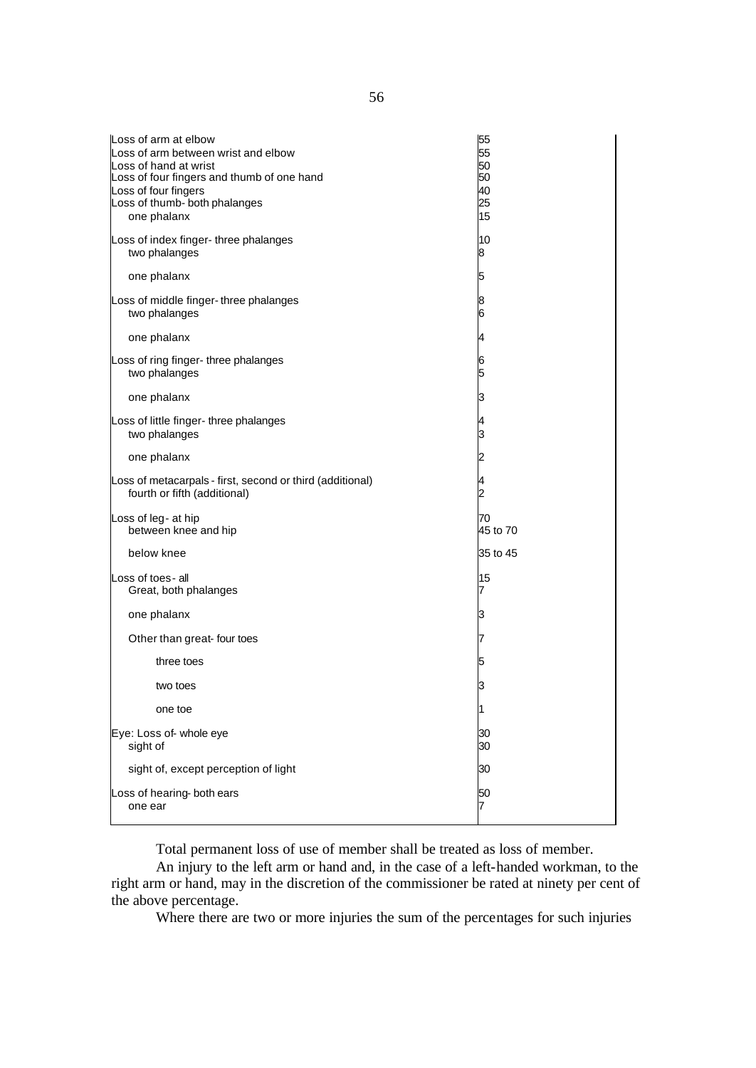| | |
|---|---|
| Loss of arm at elbow | 55 |
| Loss of arm between wrist and elbow | 55 |
| Loss of hand at wrist | 50 |
| Loss of four fingers and thumb of one hand | 50 |
| Loss of four fingers | 40 |
| Loss of thumb- both phalanges | 25 |
| one phalanx | 15 |
| Loss of index finger- three phalanges | 10 |
| two phalanges | 8 |
| one phalanx | 5 |
| Loss of middle finger- three phalanges | 8 |
| two phalanges | 6 |
| one phalanx | 4 |
| Loss of ring finger- three phalanges | 6 |
| two phalanges | 5 |
| one phalanx | 3 |
| Loss of little finger- three phalanges | 4 |
| two phalanges | 3 |
| one phalanx | 2 |
| Loss of metacarpals - first, second or third (additional) | 4 |
| fourth or fifth (additional) | 2 |
| Loss of leg - at hip | 70 |
| between knee and hip | 45 to 70 |
| below knee | 35 to 45 |
| Loss of toes - all | 15 |
| Great, both phalanges | 7 |
| one phalanx | 3 |
| Other than great- four toes | 7 |
| three toes | 5 |
| two toes | 3 |
| one toe | 1 |
| Eye: Loss of- whole eye | 30 |
| sight of | 30 |
| sight of, except perception of light | 30 |
| Loss of hearing- both ears | 50 |
| one ear | 7 |

Total permanent loss of use of member shall be treated as loss of member.

An injury to the left arm or hand and, in the case of a left-handed workman, to the right arm or hand, may in the discretion of the commissioner be rated at ninety per cent of the above percentage.

Where there are two or more injuries the sum of the percentages for such injuries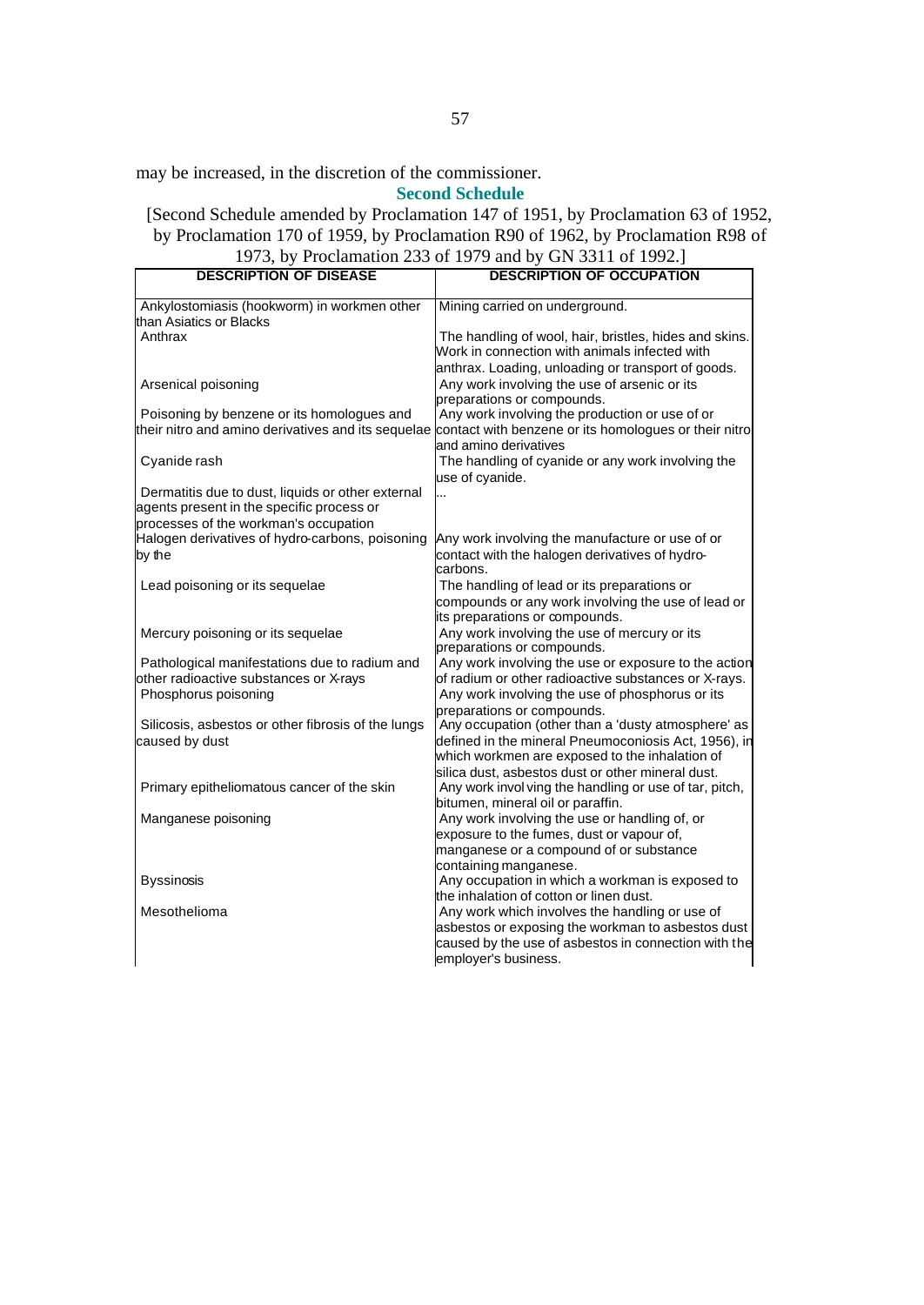may be increased, in the discretion of the commissioner.

## Second Schedule

[Second Schedule amended by Proclamation 147 of 1951, by Proclamation 63 of 1952, by Proclamation 170 of 1959, by Proclamation R90 of 1962, by Proclamation R98 of 1973, by Proclamation 233 of 1979 and by GN 3311 of 1992.]

| DESCRIPTION OF DISEASE | DESCRIPTION OF OCCUPATION |
|---|---|
| Ankylostomiasis (hookworm) in workmen other than Asiatics or Blacks | Mining carried on underground. |
| Anthrax | The handling of wool, hair, bristles, hides and skins. Work in connection with animals infected with anthrax. Loading, unloading or transport of goods. |
| Arsenical poisoning | Any work involving the use of arsenic or its preparations or compounds. |
| Poisoning by benzene or its homologues and their nitro and amino derivatives and its sequelae | Any work involving the production or use of or contact with benzene or its homologues or their nitro and amino derivatives |
| Cyanide rash | The handling of cyanide or any work involving the use of cyanide. |
| Dermatitis due to dust, liquids or other external agents present in the specific process or processes of the workman's occupation | ... |
| Halogen derivatives of hydro-carbons, poisoning by the | Any work involving the manufacture or use of or contact with the halogen derivatives of hydro-carbons. |
| Lead poisoning or its sequelae | The handling of lead or its preparations or compounds or any work involving the use of lead or its preparations or compounds. |
| Mercury poisoning or its sequelae | Any work involving the use of mercury or its preparations or compounds. |
| Pathological manifestations due to radium and other radioactive substances or X-rays | Any work involving the use or exposure to the action of radium or other radioactive substances or X-rays. |
| Phosphorus poisoning | Any work involving the use of phosphorus or its preparations or compounds. |
| Silicosis, asbestos or other fibrosis of the lungs caused by dust | Any occupation (other than a 'dusty atmosphere' as defined in the mineral Pneumoconiosis Act, 1956), in which workmen are exposed to the inhalation of silica dust, asbestos dust or other mineral dust. |
| Primary epitheliomatous cancer of the skin | Any work involving the handling or use of tar, pitch, bitumen, mineral oil or paraffin. |
| Manganese poisoning | Any work involving the use or handling of, or exposure to the fumes, dust or vapour of, manganese or a compound of or substance containing manganese. |
| Byssinosis | Any occupation in which a workman is exposed to the inhalation of cotton or linen dust. |
| Mesothelioma | Any work which involves the handling or use of asbestos or exposing the workman to asbestos dust caused by the use of asbestos in connection with the employer's business. |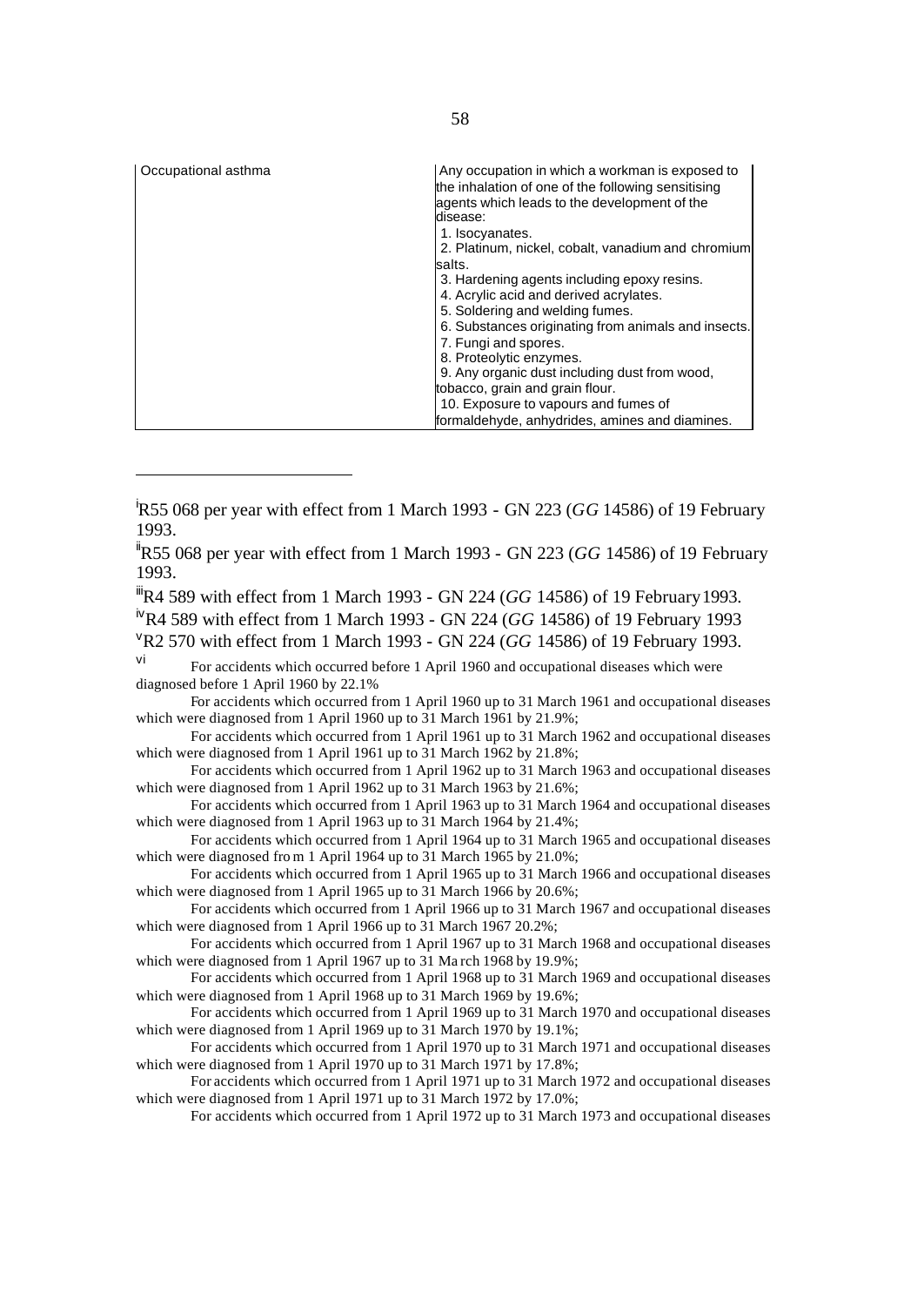| Occupational asthma | Any occupation in which a workman is exposed to the inhalation of one of the following sensitising agents which leads to the development of the disease:<br>1. Isocyanates.<br>2. Platinum, nickel, cobalt, vanadium and chromium salts.<br>3. Hardening agents including epoxy resins.<br>4. Acrylic acid and derived acrylates.<br>5. Soldering and welding fumes.<br>6. Substances originating from animals and insects.<br>7. Fungi and spores.<br>8. Proteolytic enzymes.<br>9. Any organic dust including dust from wood, tobacco, grain and grain flour.<br>10. Exposure to vapours and fumes of formaldehyde, anhydrides, amines and diamines. |
|---|---|

---

[i] R55 068 per year with effect from 1 March 1993 - GN 223 (*GG* 14586) of 19 February 1993.

[ii] R55 068 per year with effect from 1 March 1993 - GN 223 (*GG* 14586) of 19 February 1993.

[iii] R4 589 with effect from 1 March 1993 - GN 224 (*GG* 14586) of 19 February 1993.

[iv] R4 589 with effect from 1 March 1993 - GN 224 (*GG* 14586) of 19 February 1993

[v] R2 570 with effect from 1 March 1993 - GN 224 (*GG* 14586) of 19 February 1993.

[vi] For accidents which occurred before 1 April 1960 and occupational diseases which were diagnosed before 1 April 1960 by 22.1%

For accidents which occurred from 1 April 1960 up to 31 March 1961 and occupational diseases which were diagnosed from 1 April 1960 up to 31 March 1961 by 21.9%;

For accidents which occurred from 1 April 1961 up to 31 March 1962 and occupational diseases which were diagnosed from 1 April 1961 up to 31 March 1962 by 21.8%;

For accidents which occurred from 1 April 1962 up to 31 March 1963 and occupational diseases which were diagnosed from 1 April 1962 up to 31 March 1963 by 21.6%;

For accidents which occurred from 1 April 1963 up to 31 March 1964 and occupational diseases which were diagnosed from 1 April 1963 up to 31 March 1964 by 21.4%;

For accidents which occurred from 1 April 1964 up to 31 March 1965 and occupational diseases which were diagnosed from 1 April 1964 up to 31 March 1965 by 21.0%;

For accidents which occurred from 1 April 1965 up to 31 March 1966 and occupational diseases which were diagnosed from 1 April 1965 up to 31 March 1966 by 20.6%;

For accidents which occurred from 1 April 1966 up to 31 March 1967 and occupational diseases which were diagnosed from 1 April 1966 up to 31 March 1967 20.2%;

For accidents which occurred from 1 April 1967 up to 31 March 1968 and occupational diseases which were diagnosed from 1 April 1967 up to 31 March 1968 by 19.9%;

For accidents which occurred from 1 April 1968 up to 31 March 1969 and occupational diseases which were diagnosed from 1 April 1968 up to 31 March 1969 by 19.6%;

For accidents which occurred from 1 April 1969 up to 31 March 1970 and occupational diseases which were diagnosed from 1 April 1969 up to 31 March 1970 by 19.1%;

For accidents which occurred from 1 April 1970 up to 31 March 1971 and occupational diseases which were diagnosed from 1 April 1970 up to 31 March 1971 by 17.8%;

For accidents which occurred from 1 April 1971 up to 31 March 1972 and occupational diseases which were diagnosed from 1 April 1971 up to 31 March 1972 by 17.0%;

For accidents which occurred from 1 April 1972 up to 31 March 1973 and occupational diseases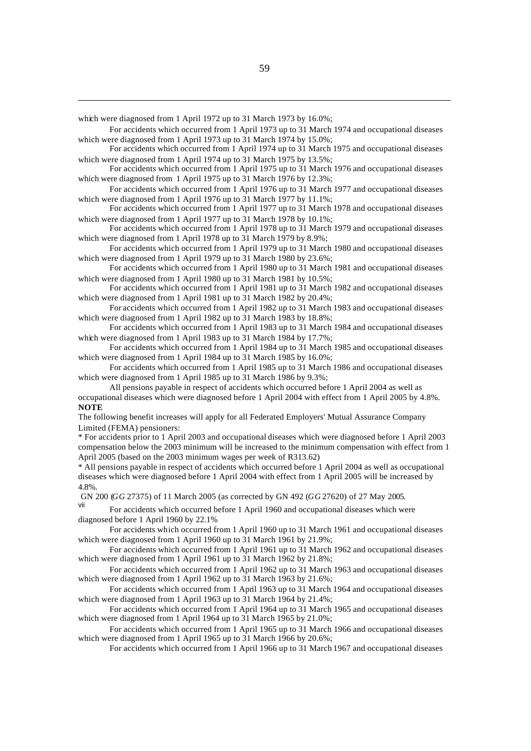which were diagnosed from 1 April 1972 up to 31 March 1973 by 16.0%;

For accidents which occurred from 1 April 1973 up to 31 March 1974 and occupational diseases which were diagnosed from 1 April 1973 up to 31 March 1974 by 15.0%;

For accidents which occurred from 1 April 1974 up to 31 March 1975 and occupational diseases which were diagnosed from 1 April 1974 up to 31 March 1975 by 13.5%;

For accidents which occurred from 1 April 1975 up to 31 March 1976 and occupational diseases which were diagnosed from 1 April 1975 up to 31 March 1976 by 12.3%;

For accidents which occurred from 1 April 1976 up to 31 March 1977 and occupational diseases which were diagnosed from 1 April 1976 up to 31 March 1977 by 11.1%;

For accidents which occurred from 1 April 1977 up to 31 March 1978 and occupational diseases which were diagnosed from 1 April 1977 up to 31 March 1978 by 10.1%;

For accidents which occurred from 1 April 1978 up to 31 March 1979 and occupational diseases which were diagnosed from 1 April 1978 up to 31 March 1979 by 8.9%;

For accidents which occurred from 1 April 1979 up to 31 March 1980 and occupational diseases which were diagnosed from 1 April 1979 up to 31 March 1980 by 23.6%;

For accidents which occurred from 1 April 1980 up to 31 March 1981 and occupational diseases which were diagnosed from 1 April 1980 up to 31 March 1981 by 10.5%;

For accidents which occurred from 1 April 1981 up to 31 March 1982 and occupational diseases which were diagnosed from 1 April 1981 up to 31 March 1982 by 20.4%;

For accidents which occurred from 1 April 1982 up to 31 March 1983 and occupational diseases which were diagnosed from 1 April 1982 up to 31 March 1983 by 18.8%;

For accidents which occurred from 1 April 1983 up to 31 March 1984 and occupational diseases which were diagnosed from 1 April 1983 up to 31 March 1984 by 17.7%;

For accidents which occurred from 1 April 1984 up to 31 March 1985 and occupational diseases which were diagnosed from 1 April 1984 up to 31 March 1985 by 16.0%;

For accidents which occurred from 1 April 1985 up to 31 March 1986 and occupational diseases which were diagnosed from 1 April 1985 up to 31 March 1986 by 9.3%;

All pensions payable in respect of accidents which occurred before 1 April 2004 as well as occupational diseases which were diagnosed before 1 April 2004 with effect from 1 April 2005 by 4.8%.

**NOTE**

The following benefit increases will apply for all Federated Employers' Mutual Assurance Company Limited (FEMA) pensioners:

* For accidents prior to 1 April 2003 and occupational diseases which were diagnosed before 1 April 2003 compensation below the 2003 minimum will be increased to the minimum compensation with effect from 1 April 2005 (based on the 2003 minimum wages per week of R313.62)

* All pensions payable in respect of accidents which occurred before 1 April 2004 as well as occupational diseases which were diagnosed before 1 April 2004 with effect from 1 April 2005 will be increased by 4.8%.

GN 200 (*GG* 27375) of 11 March 2005 (as corrected by GN 492 (*GG* 27620) of 27 May 2005.

[vii] For accidents which occurred before 1 April 1960 and occupational diseases which were diagnosed before 1 April 1960 by 22.1%

For accidents which occurred from 1 April 1960 up to 31 March 1961 and occupational diseases which were diagnosed from 1 April 1960 up to 31 March 1961 by 21.9%;

For accidents which occurred from 1 April 1961 up to 31 March 1962 and occupational diseases which were diagnosed from 1 April 1961 up to 31 March 1962 by 21.8%;

For accidents which occurred from 1 April 1962 up to 31 March 1963 and occupational diseases which were diagnosed from 1 April 1962 up to 31 March 1963 by 21.6%;

For accidents which occurred from 1 April 1963 up to 31 March 1964 and occupational diseases which were diagnosed from 1 April 1963 up to 31 March 1964 by 21.4%;

For accidents which occurred from 1 April 1964 up to 31 March 1965 and occupational diseases which were diagnosed from 1 April 1964 up to 31 March 1965 by 21.0%;

For accidents which occurred from 1 April 1965 up to 31 March 1966 and occupational diseases which were diagnosed from 1 April 1965 up to 31 March 1966 by 20.6%;

For accidents which occurred from 1 April 1966 up to 31 March 1967 and occupational diseases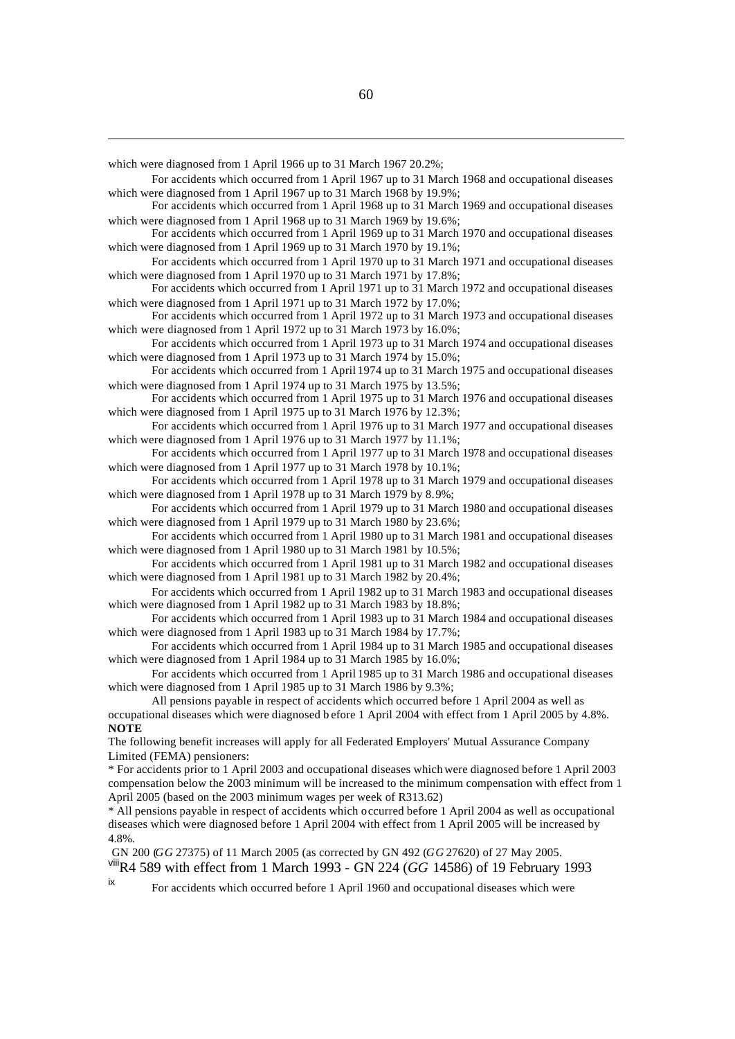which were diagnosed from 1 April 1966 up to 31 March 1967 20.2%;

For accidents which occurred from 1 April 1967 up to 31 March 1968 and occupational diseases which were diagnosed from 1 April 1967 up to 31 March 1968 by 19.9%;

For accidents which occurred from 1 April 1968 up to 31 March 1969 and occupational diseases which were diagnosed from 1 April 1968 up to 31 March 1969 by 19.6%;

For accidents which occurred from 1 April 1969 up to 31 March 1970 and occupational diseases which were diagnosed from 1 April 1969 up to 31 March 1970 by 19.1%;

For accidents which occurred from 1 April 1970 up to 31 March 1971 and occupational diseases which were diagnosed from 1 April 1970 up to 31 March 1971 by 17.8%;

For accidents which occurred from 1 April 1971 up to 31 March 1972 and occupational diseases which were diagnosed from 1 April 1971 up to 31 March 1972 by 17.0%;

For accidents which occurred from 1 April 1972 up to 31 March 1973 and occupational diseases which were diagnosed from 1 April 1972 up to 31 March 1973 by 16.0%;

For accidents which occurred from 1 April 1973 up to 31 March 1974 and occupational diseases which were diagnosed from 1 April 1973 up to 31 March 1974 by 15.0%;

For accidents which occurred from 1 April 1974 up to 31 March 1975 and occupational diseases which were diagnosed from 1 April 1974 up to 31 March 1975 by 13.5%;

For accidents which occurred from 1 April 1975 up to 31 March 1976 and occupational diseases which were diagnosed from 1 April 1975 up to 31 March 1976 by 12.3%;

For accidents which occurred from 1 April 1976 up to 31 March 1977 and occupational diseases which were diagnosed from 1 April 1976 up to 31 March 1977 by 11.1%;

For accidents which occurred from 1 April 1977 up to 31 March 1978 and occupational diseases which were diagnosed from 1 April 1977 up to 31 March 1978 by 10.1%;

For accidents which occurred from 1 April 1978 up to 31 March 1979 and occupational diseases which were diagnosed from 1 April 1978 up to 31 March 1979 by 8.9%;

For accidents which occurred from 1 April 1979 up to 31 March 1980 and occupational diseases which were diagnosed from 1 April 1979 up to 31 March 1980 by 23.6%;

For accidents which occurred from 1 April 1980 up to 31 March 1981 and occupational diseases which were diagnosed from 1 April 1980 up to 31 March 1981 by 10.5%;

For accidents which occurred from 1 April 1981 up to 31 March 1982 and occupational diseases which were diagnosed from 1 April 1981 up to 31 March 1982 by 20.4%;

For accidents which occurred from 1 April 1982 up to 31 March 1983 and occupational diseases which were diagnosed from 1 April 1982 up to 31 March 1983 by 18.8%;

For accidents which occurred from 1 April 1983 up to 31 March 1984 and occupational diseases which were diagnosed from 1 April 1983 up to 31 March 1984 by 17.7%;

For accidents which occurred from 1 April 1984 up to 31 March 1985 and occupational diseases which were diagnosed from 1 April 1984 up to 31 March 1985 by 16.0%;

For accidents which occurred from 1 April 1985 up to 31 March 1986 and occupational diseases which were diagnosed from 1 April 1985 up to 31 March 1986 by 9.3%;

All pensions payable in respect of accidents which occurred before 1 April 2004 as well as occupational diseases which were diagnosed before 1 April 2004 with effect from 1 April 2005 by 4.8%.

**NOTE**

The following benefit increases will apply for all Federated Employers' Mutual Assurance Company Limited (FEMA) pensioners:

* For accidents prior to 1 April 2003 and occupational diseases which were diagnosed before 1 April 2003 compensation below the 2003 minimum will be increased to the minimum compensation with effect from 1 April 2005 (based on the 2003 minimum wages per week of R313.62)

* All pensions payable in respect of accidents which occurred before 1 April 2004 as well as occupational diseases which were diagnosed before 1 April 2004 with effect from 1 April 2005 will be increased by 4.8%.

GN 200 (*GG* 27375) of 11 March 2005 (as corrected by GN 492 (*GG* 27620) of 27 May 2005.

[viii] R4 589 with effect from 1 March 1993 - GN 224 (*GG* 14586) of 19 February 1993

[ix] For accidents which occurred before 1 April 1960 and occupational diseases which were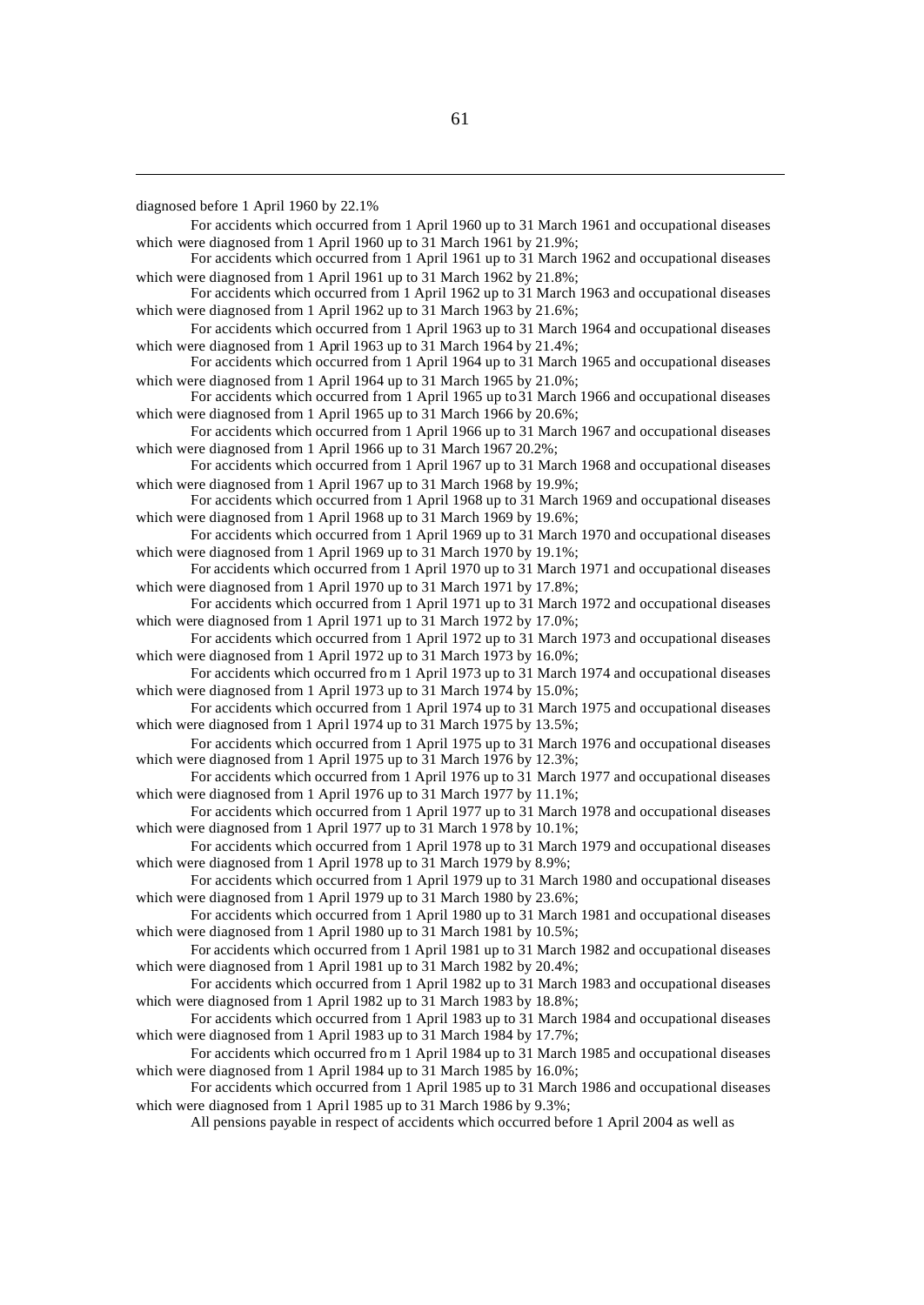diagnosed before 1 April 1960 by 22.1%

For accidents which occurred from 1 April 1960 up to 31 March 1961 and occupational diseases which were diagnosed from 1 April 1960 up to 31 March 1961 by 21.9%;

For accidents which occurred from 1 April 1961 up to 31 March 1962 and occupational diseases which were diagnosed from 1 April 1961 up to 31 March 1962 by 21.8%;

For accidents which occurred from 1 April 1962 up to 31 March 1963 and occupational diseases which were diagnosed from 1 April 1962 up to 31 March 1963 by 21.6%;

For accidents which occurred from 1 April 1963 up to 31 March 1964 and occupational diseases which were diagnosed from 1 April 1963 up to 31 March 1964 by 21.4%;

For accidents which occurred from 1 April 1964 up to 31 March 1965 and occupational diseases which were diagnosed from 1 April 1964 up to 31 March 1965 by 21.0%;

For accidents which occurred from 1 April 1965 up to 31 March 1966 and occupational diseases which were diagnosed from 1 April 1965 up to 31 March 1966 by 20.6%;

For accidents which occurred from 1 April 1966 up to 31 March 1967 and occupational diseases which were diagnosed from 1 April 1966 up to 31 March 1967 20.2%;

For accidents which occurred from 1 April 1967 up to 31 March 1968 and occupational diseases which were diagnosed from 1 April 1967 up to 31 March 1968 by 19.9%;

For accidents which occurred from 1 April 1968 up to 31 March 1969 and occupational diseases which were diagnosed from 1 April 1968 up to 31 March 1969 by 19.6%;

For accidents which occurred from 1 April 1969 up to 31 March 1970 and occupational diseases which were diagnosed from 1 April 1969 up to 31 March 1970 by 19.1%;

For accidents which occurred from 1 April 1970 up to 31 March 1971 and occupational diseases which were diagnosed from 1 April 1970 up to 31 March 1971 by 17.8%;

For accidents which occurred from 1 April 1971 up to 31 March 1972 and occupational diseases which were diagnosed from 1 April 1971 up to 31 March 1972 by 17.0%;

For accidents which occurred from 1 April 1972 up to 31 March 1973 and occupational diseases which were diagnosed from 1 April 1972 up to 31 March 1973 by 16.0%;

For accidents which occurred from 1 April 1973 up to 31 March 1974 and occupational diseases which were diagnosed from 1 April 1973 up to 31 March 1974 by 15.0%;

For accidents which occurred from 1 April 1974 up to 31 March 1975 and occupational diseases which were diagnosed from 1 April 1974 up to 31 March 1975 by 13.5%;

For accidents which occurred from 1 April 1975 up to 31 March 1976 and occupational diseases which were diagnosed from 1 April 1975 up to 31 March 1976 by 12.3%;

For accidents which occurred from 1 April 1976 up to 31 March 1977 and occupational diseases which were diagnosed from 1 April 1976 up to 31 March 1977 by 11.1%;

For accidents which occurred from 1 April 1977 up to 31 March 1978 and occupational diseases which were diagnosed from 1 April 1977 up to 31 March 1978 by 10.1%;

For accidents which occurred from 1 April 1978 up to 31 March 1979 and occupational diseases which were diagnosed from 1 April 1978 up to 31 March 1979 by 8.9%;

For accidents which occurred from 1 April 1979 up to 31 March 1980 and occupational diseases which were diagnosed from 1 April 1979 up to 31 March 1980 by 23.6%;

For accidents which occurred from 1 April 1980 up to 31 March 1981 and occupational diseases which were diagnosed from 1 April 1980 up to 31 March 1981 by 10.5%;

For accidents which occurred from 1 April 1981 up to 31 March 1982 and occupational diseases which were diagnosed from 1 April 1981 up to 31 March 1982 by 20.4%;

For accidents which occurred from 1 April 1982 up to 31 March 1983 and occupational diseases which were diagnosed from 1 April 1982 up to 31 March 1983 by 18.8%;

For accidents which occurred from 1 April 1983 up to 31 March 1984 and occupational diseases which were diagnosed from 1 April 1983 up to 31 March 1984 by 17.7%;

For accidents which occurred from 1 April 1984 up to 31 March 1985 and occupational diseases which were diagnosed from 1 April 1984 up to 31 March 1985 by 16.0%;

For accidents which occurred from 1 April 1985 up to 31 March 1986 and occupational diseases which were diagnosed from 1 April 1985 up to 31 March 1986 by 9.3%;

All pensions payable in respect of accidents which occurred before 1 April 2004 as well as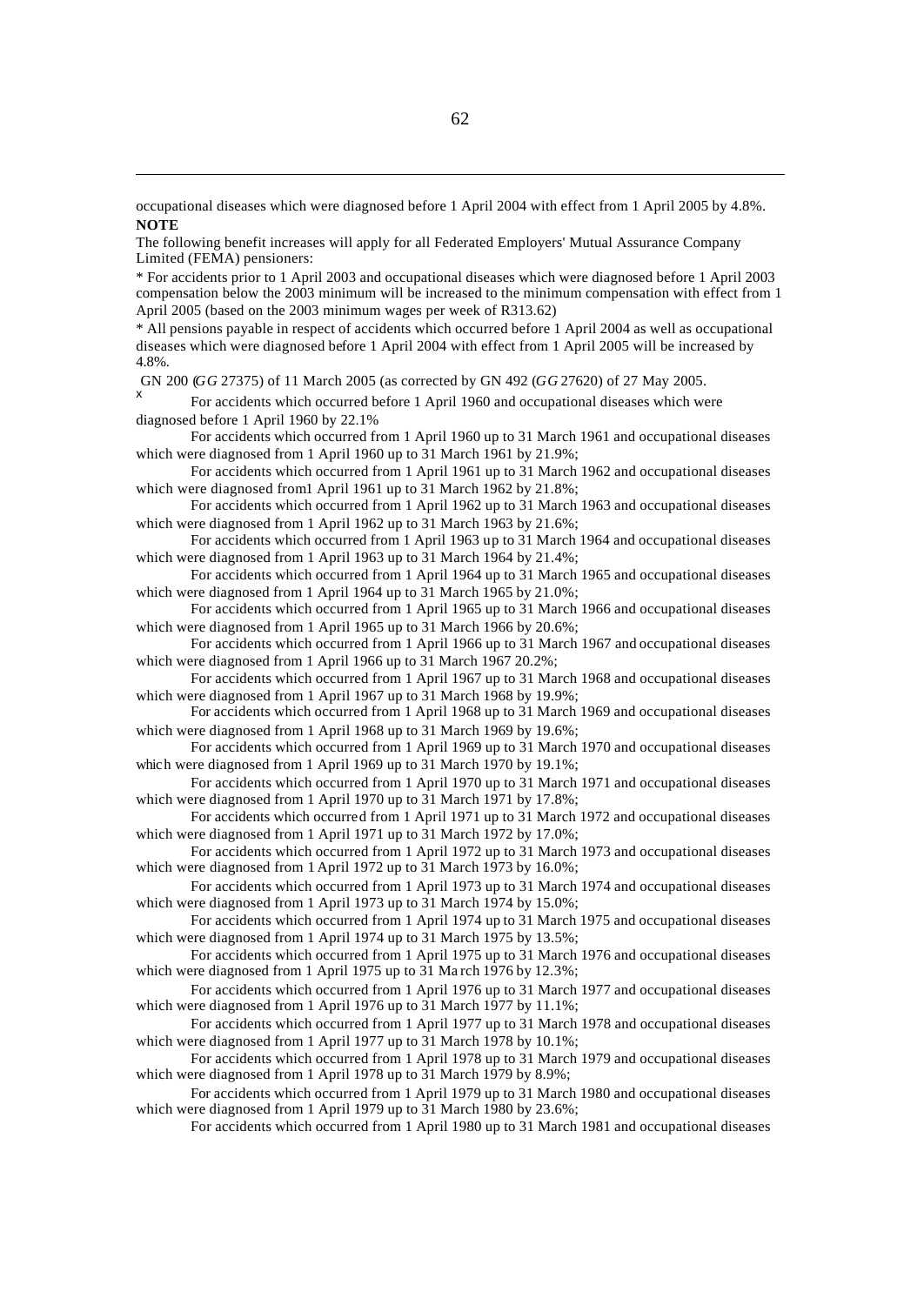occupational diseases which were diagnosed before 1 April 2004 with effect from 1 April 2005 by 4.8%.

**NOTE**

The following benefit increases will apply for all Federated Employers' Mutual Assurance Company Limited (FEMA) pensioners:

* For accidents prior to 1 April 2003 and occupational diseases which were diagnosed before 1 April 2003 compensation below the 2003 minimum will be increased to the minimum compensation with effect from 1 April 2005 (based on the 2003 minimum wages per week of R313.62)

* All pensions payable in respect of accidents which occurred before 1 April 2004 as well as occupational diseases which were diagnosed before 1 April 2004 with effect from 1 April 2005 will be increased by 4.8%.

GN 200 (*GG* 27375) of 11 March 2005 (as corrected by GN 492 (*GG* 27620) of 27 May 2005.

x For accidents which occurred before 1 April 1960 and occupational diseases which were diagnosed before 1 April 1960 by 22.1%

For accidents which occurred from 1 April 1960 up to 31 March 1961 and occupational diseases which were diagnosed from 1 April 1960 up to 31 March 1961 by 21.9%;

For accidents which occurred from 1 April 1961 up to 31 March 1962 and occupational diseases which were diagnosed from1 April 1961 up to 31 March 1962 by 21.8%;

For accidents which occurred from 1 April 1962 up to 31 March 1963 and occupational diseases which were diagnosed from 1 April 1962 up to 31 March 1963 by 21.6%;

For accidents which occurred from 1 April 1963 up to 31 March 1964 and occupational diseases which were diagnosed from 1 April 1963 up to 31 March 1964 by 21.4%;

For accidents which occurred from 1 April 1964 up to 31 March 1965 and occupational diseases which were diagnosed from 1 April 1964 up to 31 March 1965 by 21.0%;

For accidents which occurred from 1 April 1965 up to 31 March 1966 and occupational diseases which were diagnosed from 1 April 1965 up to 31 March 1966 by 20.6%;

For accidents which occurred from 1 April 1966 up to 31 March 1967 and occupational diseases which were diagnosed from 1 April 1966 up to 31 March 1967 20.2%;

For accidents which occurred from 1 April 1967 up to 31 March 1968 and occupational diseases which were diagnosed from 1 April 1967 up to 31 March 1968 by 19.9%;

For accidents which occurred from 1 April 1968 up to 31 March 1969 and occupational diseases which were diagnosed from 1 April 1968 up to 31 March 1969 by 19.6%;

For accidents which occurred from 1 April 1969 up to 31 March 1970 and occupational diseases which were diagnosed from 1 April 1969 up to 31 March 1970 by 19.1%;

For accidents which occurred from 1 April 1970 up to 31 March 1971 and occupational diseases which were diagnosed from 1 April 1970 up to 31 March 1971 by 17.8%;

For accidents which occurred from 1 April 1971 up to 31 March 1972 and occupational diseases which were diagnosed from 1 April 1971 up to 31 March 1972 by 17.0%;

For accidents which occurred from 1 April 1972 up to 31 March 1973 and occupational diseases which were diagnosed from 1 April 1972 up to 31 March 1973 by 16.0%;

For accidents which occurred from 1 April 1973 up to 31 March 1974 and occupational diseases which were diagnosed from 1 April 1973 up to 31 March 1974 by 15.0%;

For accidents which occurred from 1 April 1974 up to 31 March 1975 and occupational diseases which were diagnosed from 1 April 1974 up to 31 March 1975 by 13.5%;

For accidents which occurred from 1 April 1975 up to 31 March 1976 and occupational diseases which were diagnosed from 1 April 1975 up to 31 March 1976 by 12.3%;

For accidents which occurred from 1 April 1976 up to 31 March 1977 and occupational diseases which were diagnosed from 1 April 1976 up to 31 March 1977 by 11.1%;

For accidents which occurred from 1 April 1977 up to 31 March 1978 and occupational diseases which were diagnosed from 1 April 1977 up to 31 March 1978 by 10.1%;

For accidents which occurred from 1 April 1978 up to 31 March 1979 and occupational diseases which were diagnosed from 1 April 1978 up to 31 March 1979 by 8.9%;

For accidents which occurred from 1 April 1979 up to 31 March 1980 and occupational diseases which were diagnosed from 1 April 1979 up to 31 March 1980 by 23.6%;

For accidents which occurred from 1 April 1980 up to 31 March 1981 and occupational diseases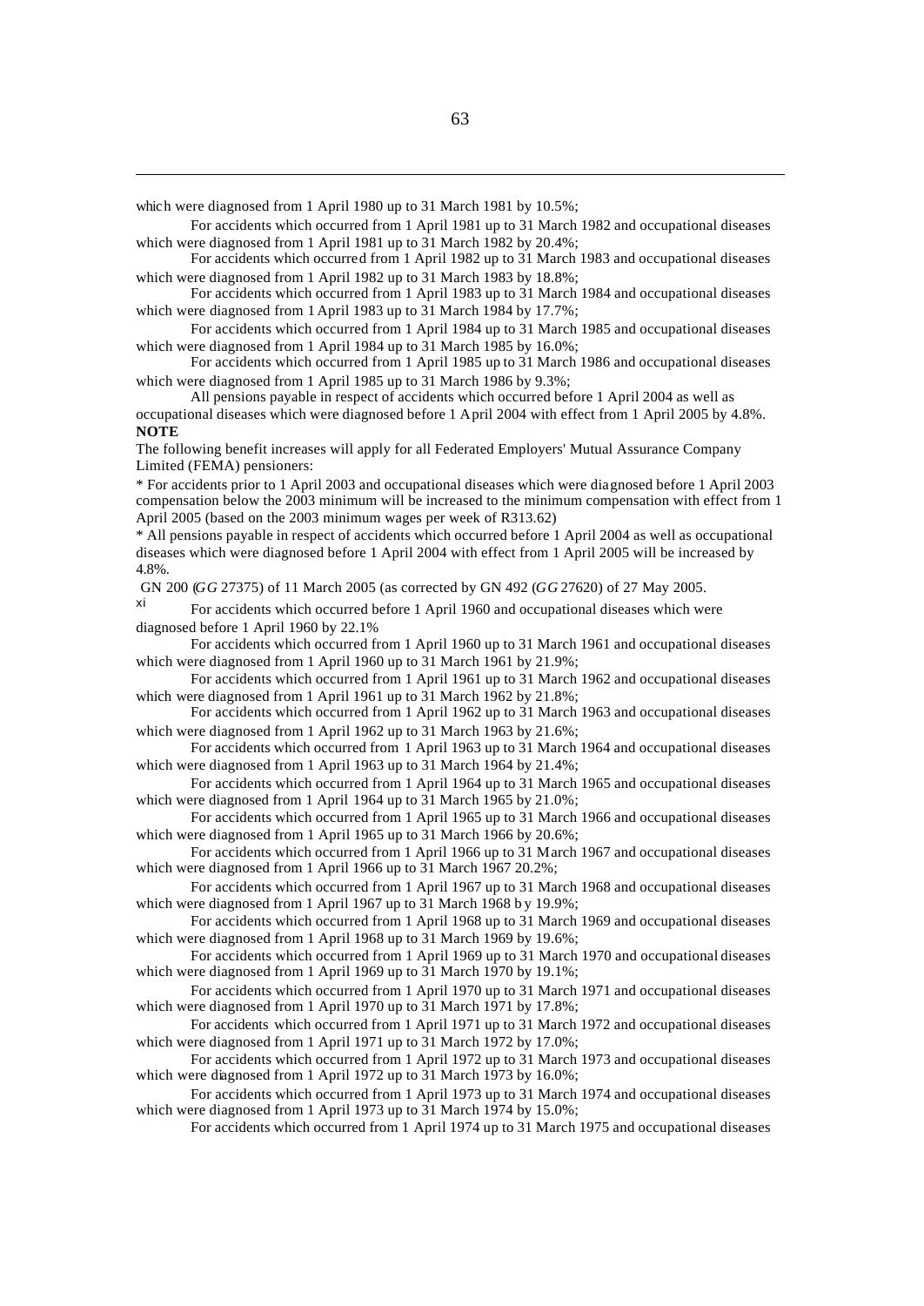which were diagnosed from 1 April 1980 up to 31 March 1981 by 10.5%;

For accidents which occurred from 1 April 1981 up to 31 March 1982 and occupational diseases which were diagnosed from 1 April 1981 up to 31 March 1982 by 20.4%;

For accidents which occurred from 1 April 1982 up to 31 March 1983 and occupational diseases which were diagnosed from 1 April 1982 up to 31 March 1983 by 18.8%;

For accidents which occurred from 1 April 1983 up to 31 March 1984 and occupational diseases which were diagnosed from 1 April 1983 up to 31 March 1984 by 17.7%;

For accidents which occurred from 1 April 1984 up to 31 March 1985 and occupational diseases which were diagnosed from 1 April 1984 up to 31 March 1985 by 16.0%;

For accidents which occurred from 1 April 1985 up to 31 March 1986 and occupational diseases which were diagnosed from 1 April 1985 up to 31 March 1986 by 9.3%;

All pensions payable in respect of accidents which occurred before 1 April 2004 as well as occupational diseases which were diagnosed before 1 April 2004 with effect from 1 April 2005 by 4.8%.

**NOTE**

The following benefit increases will apply for all Federated Employers' Mutual Assurance Company Limited (FEMA) pensioners:

* For accidents prior to 1 April 2003 and occupational diseases which were diagnosed before 1 April 2003 compensation below the 2003 minimum will be increased to the minimum compensation with effect from 1 April 2005 (based on the 2003 minimum wages per week of R313.62)

* All pensions payable in respect of accidents which occurred before 1 April 2004 as well as occupational diseases which were diagnosed before 1 April 2004 with effect from 1 April 2005 will be increased by 4.8%.

GN 200 (*GG* 27375) of 11 March 2005 (as corrected by GN 492 (*GG* 27620) of 27 May 2005.

[xi] For accidents which occurred before 1 April 1960 and occupational diseases which were diagnosed before 1 April 1960 by 22.1%

For accidents which occurred from 1 April 1960 up to 31 March 1961 and occupational diseases which were diagnosed from 1 April 1960 up to 31 March 1961 by 21.9%;

For accidents which occurred from 1 April 1961 up to 31 March 1962 and occupational diseases which were diagnosed from 1 April 1961 up to 31 March 1962 by 21.8%;

For accidents which occurred from 1 April 1962 up to 31 March 1963 and occupational diseases which were diagnosed from 1 April 1962 up to 31 March 1963 by 21.6%;

For accidents which occurred from 1 April 1963 up to 31 March 1964 and occupational diseases which were diagnosed from 1 April 1963 up to 31 March 1964 by 21.4%;

For accidents which occurred from 1 April 1964 up to 31 March 1965 and occupational diseases which were diagnosed from 1 April 1964 up to 31 March 1965 by 21.0%;

For accidents which occurred from 1 April 1965 up to 31 March 1966 and occupational diseases which were diagnosed from 1 April 1965 up to 31 March 1966 by 20.6%;

For accidents which occurred from 1 April 1966 up to 31 March 1967 and occupational diseases which were diagnosed from 1 April 1966 up to 31 March 1967 20.2%;

For accidents which occurred from 1 April 1967 up to 31 March 1968 and occupational diseases which were diagnosed from 1 April 1967 up to 31 March 1968 by 19.9%;

For accidents which occurred from 1 April 1968 up to 31 March 1969 and occupational diseases which were diagnosed from 1 April 1968 up to 31 March 1969 by 19.6%;

For accidents which occurred from 1 April 1969 up to 31 March 1970 and occupational diseases which were diagnosed from 1 April 1969 up to 31 March 1970 by 19.1%;

For accidents which occurred from 1 April 1970 up to 31 March 1971 and occupational diseases which were diagnosed from 1 April 1970 up to 31 March 1971 by 17.8%;

For accidents which occurred from 1 April 1971 up to 31 March 1972 and occupational diseases which were diagnosed from 1 April 1971 up to 31 March 1972 by 17.0%;

For accidents which occurred from 1 April 1972 up to 31 March 1973 and occupational diseases which were diagnosed from 1 April 1972 up to 31 March 1973 by 16.0%;

For accidents which occurred from 1 April 1973 up to 31 March 1974 and occupational diseases which were diagnosed from 1 April 1973 up to 31 March 1974 by 15.0%;

For accidents which occurred from 1 April 1974 up to 31 March 1975 and occupational diseases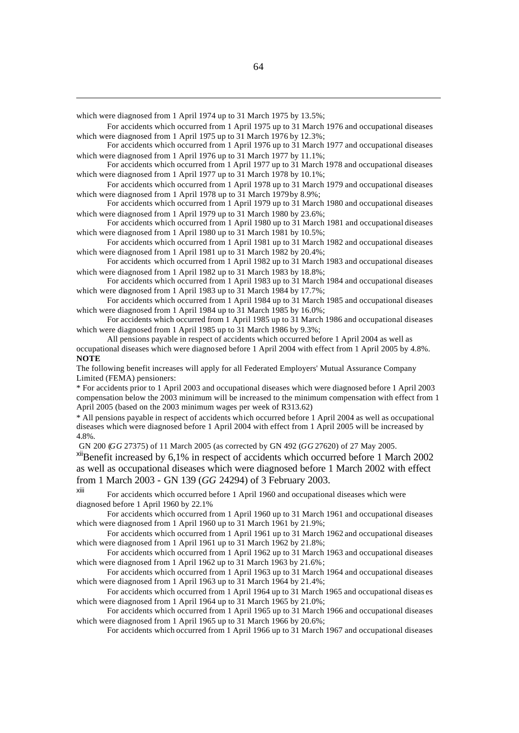which were diagnosed from 1 April 1974 up to 31 March 1975 by 13.5%;

For accidents which occurred from 1 April 1975 up to 31 March 1976 and occupational diseases which were diagnosed from 1 April 1975 up to 31 March 1976 by 12.3%;

For accidents which occurred from 1 April 1976 up to 31 March 1977 and occupational diseases which were diagnosed from 1 April 1976 up to 31 March 1977 by 11.1%;

For accidents which occurred from 1 April 1977 up to 31 March 1978 and occupational diseases which were diagnosed from 1 April 1977 up to 31 March 1978 by 10.1%;

For accidents which occurred from 1 April 1978 up to 31 March 1979 and occupational diseases which were diagnosed from 1 April 1978 up to 31 March 1979by 8.9%;

For accidents which occurred from 1 April 1979 up to 31 March 1980 and occupational diseases which were diagnosed from 1 April 1979 up to 31 March 1980 by 23.6%;

For accidents which occurred from 1 April 1980 up to 31 March 1981 and occupational diseases which were diagnosed from 1 April 1980 up to 31 March 1981 by 10.5%;

For accidents which occurred from 1 April 1981 up to 31 March 1982 and occupational diseases which were diagnosed from 1 April 1981 up to 31 March 1982 by 20.4%;

For accidents which occurred from 1 April 1982 up to 31 March 1983 and occupational diseases which were diagnosed from 1 April 1982 up to 31 March 1983 by 18.8%;

For accidents which occurred from 1 April 1983 up to 31 March 1984 and occupational diseases which were diagnosed from 1 April 1983 up to 31 March 1984 by 17.7%;

For accidents which occurred from 1 April 1984 up to 31 March 1985 and occupational diseases which were diagnosed from 1 April 1984 up to 31 March 1985 by 16.0%;

For accidents which occurred from 1 April 1985 up to 31 March 1986 and occupational diseases which were diagnosed from 1 April 1985 up to 31 March 1986 by 9.3%;

All pensions payable in respect of accidents which occurred before 1 April 2004 as well as occupational diseases which were diagnosed before 1 April 2004 with effect from 1 April 2005 by 4.8%.

**NOTE**

The following benefit increases will apply for all Federated Employers' Mutual Assurance Company Limited (FEMA) pensioners:

* For accidents prior to 1 April 2003 and occupational diseases which were diagnosed before 1 April 2003 compensation below the 2003 minimum will be increased to the minimum compensation with effect from 1 April 2005 (based on the 2003 minimum wages per week of R313.62)

* All pensions payable in respect of accidents which occurred before 1 April 2004 as well as occupational diseases which were diagnosed before 1 April 2004 with effect from 1 April 2005 will be increased by 4.8%.

GN 200 (*GG* 27375) of 11 March 2005 (as corrected by GN 492 (*GG* 27620) of 27 May 2005.

[xii]Benefit increased by 6,1% in respect of accidents which occurred before 1 March 2002 as well as occupational diseases which were diagnosed before 1 March 2002 with effect from 1 March 2003 - GN 139 (*GG* 24294) of 3 February 2003.

[xiii] For accidents which occurred before 1 April 1960 and occupational diseases which were diagnosed before 1 April 1960 by 22.1%

For accidents which occurred from 1 April 1960 up to 31 March 1961 and occupational diseases which were diagnosed from 1 April 1960 up to 31 March 1961 by 21.9%;

For accidents which occurred from 1 April 1961 up to 31 March 1962 and occupational diseases which were diagnosed from 1 April 1961 up to 31 March 1962 by 21.8%;

For accidents which occurred from 1 April 1962 up to 31 March 1963 and occupational diseases which were diagnosed from 1 April 1962 up to 31 March 1963 by 21.6%;

For accidents which occurred from 1 April 1963 up to 31 March 1964 and occupational diseases which were diagnosed from 1 April 1963 up to 31 March 1964 by 21.4%;

For accidents which occurred from 1 April 1964 up to 31 March 1965 and occupational diseas es which were diagnosed from 1 April 1964 up to 31 March 1965 by 21.0%;

For accidents which occurred from 1 April 1965 up to 31 March 1966 and occupational diseases which were diagnosed from 1 April 1965 up to 31 March 1966 by 20.6%;

For accidents which occurred from 1 April 1966 up to 31 March 1967 and occupational diseases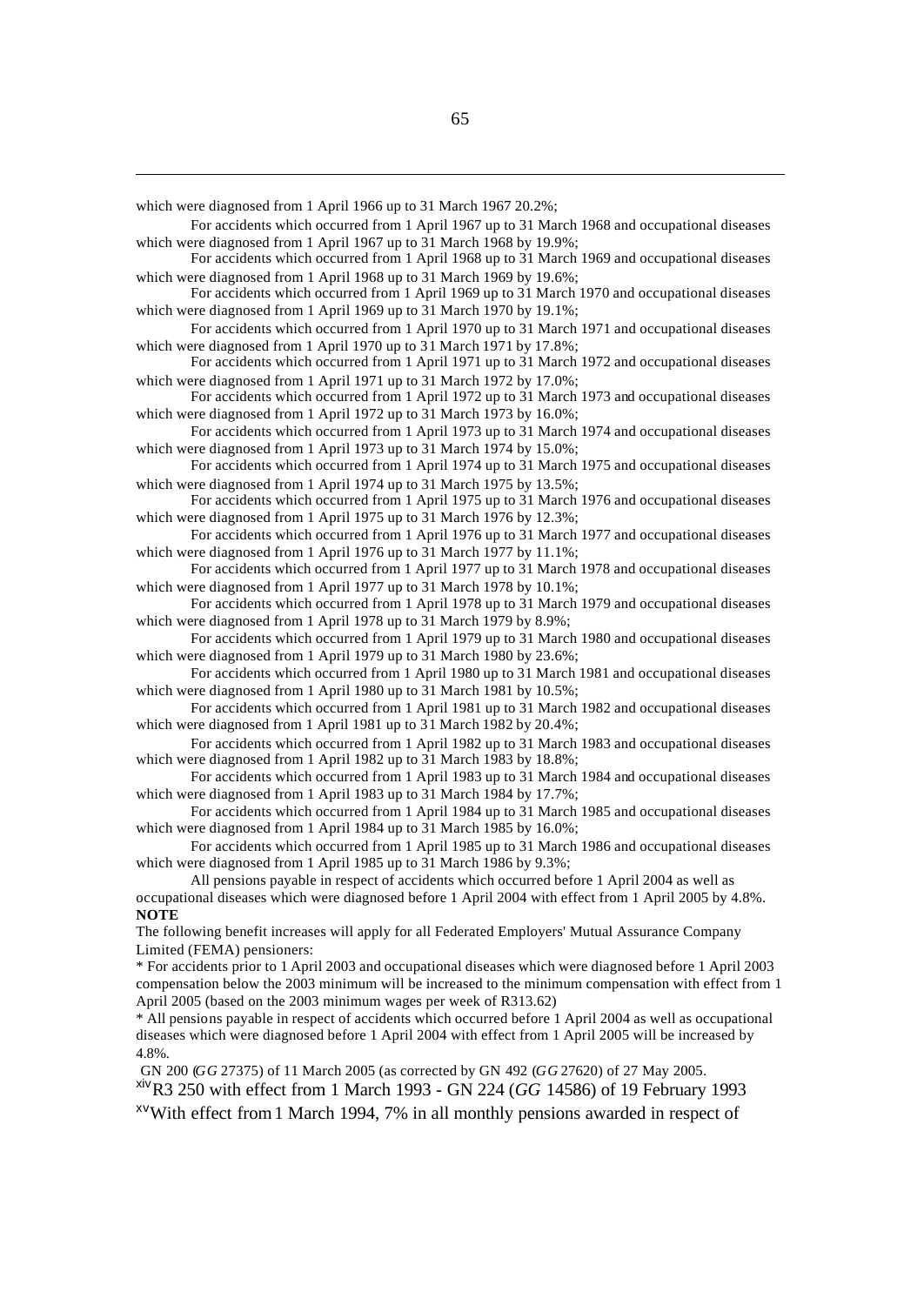which were diagnosed from 1 April 1966 up to 31 March 1967 20.2%;

For accidents which occurred from 1 April 1967 up to 31 March 1968 and occupational diseases which were diagnosed from 1 April 1967 up to 31 March 1968 by 19.9%;

For accidents which occurred from 1 April 1968 up to 31 March 1969 and occupational diseases which were diagnosed from 1 April 1968 up to 31 March 1969 by 19.6%;

For accidents which occurred from 1 April 1969 up to 31 March 1970 and occupational diseases which were diagnosed from 1 April 1969 up to 31 March 1970 by 19.1%;

For accidents which occurred from 1 April 1970 up to 31 March 1971 and occupational diseases which were diagnosed from 1 April 1970 up to 31 March 1971 by 17.8%;

For accidents which occurred from 1 April 1971 up to 31 March 1972 and occupational diseases which were diagnosed from 1 April 1971 up to 31 March 1972 by 17.0%;

For accidents which occurred from 1 April 1972 up to 31 March 1973 and occupational diseases which were diagnosed from 1 April 1972 up to 31 March 1973 by 16.0%;

For accidents which occurred from 1 April 1973 up to 31 March 1974 and occupational diseases which were diagnosed from 1 April 1973 up to 31 March 1974 by 15.0%;

For accidents which occurred from 1 April 1974 up to 31 March 1975 and occupational diseases which were diagnosed from 1 April 1974 up to 31 March 1975 by 13.5%;

For accidents which occurred from 1 April 1975 up to 31 March 1976 and occupational diseases which were diagnosed from 1 April 1975 up to 31 March 1976 by 12.3%;

For accidents which occurred from 1 April 1976 up to 31 March 1977 and occupational diseases which were diagnosed from 1 April 1976 up to 31 March 1977 by 11.1%;

For accidents which occurred from 1 April 1977 up to 31 March 1978 and occupational diseases which were diagnosed from 1 April 1977 up to 31 March 1978 by 10.1%;

For accidents which occurred from 1 April 1978 up to 31 March 1979 and occupational diseases which were diagnosed from 1 April 1978 up to 31 March 1979 by 8.9%;

For accidents which occurred from 1 April 1979 up to 31 March 1980 and occupational diseases which were diagnosed from 1 April 1979 up to 31 March 1980 by 23.6%;

For accidents which occurred from 1 April 1980 up to 31 March 1981 and occupational diseases which were diagnosed from 1 April 1980 up to 31 March 1981 by 10.5%;

For accidents which occurred from 1 April 1981 up to 31 March 1982 and occupational diseases which were diagnosed from 1 April 1981 up to 31 March 1982 by 20.4%;

For accidents which occurred from 1 April 1982 up to 31 March 1983 and occupational diseases which were diagnosed from 1 April 1982 up to 31 March 1983 by 18.8%;

For accidents which occurred from 1 April 1983 up to 31 March 1984 and occupational diseases which were diagnosed from 1 April 1983 up to 31 March 1984 by 17.7%;

For accidents which occurred from 1 April 1984 up to 31 March 1985 and occupational diseases which were diagnosed from 1 April 1984 up to 31 March 1985 by 16.0%;

For accidents which occurred from 1 April 1985 up to 31 March 1986 and occupational diseases which were diagnosed from 1 April 1985 up to 31 March 1986 by 9.3%;

All pensions payable in respect of accidents which occurred before 1 April 2004 as well as occupational diseases which were diagnosed before 1 April 2004 with effect from 1 April 2005 by 4.8%.

**NOTE**

The following benefit increases will apply for all Federated Employers' Mutual Assurance Company Limited (FEMA) pensioners:

* For accidents prior to 1 April 2003 and occupational diseases which were diagnosed before 1 April 2003 compensation below the 2003 minimum will be increased to the minimum compensation with effect from 1 April 2005 (based on the 2003 minimum wages per week of R313.62)

* All pensions payable in respect of accidents which occurred before 1 April 2004 as well as occupational diseases which were diagnosed before 1 April 2004 with effect from 1 April 2005 will be increased by 4.8%.

GN 200 (*GG* 27375) of 11 March 2005 (as corrected by GN 492 (*GG* 27620) of 27 May 2005.

[xiv] R3 250 with effect from 1 March 1993 - GN 224 (*GG* 14586) of 19 February 1993

[xv] With effect from 1 March 1994, 7% in all monthly pensions awarded in respect of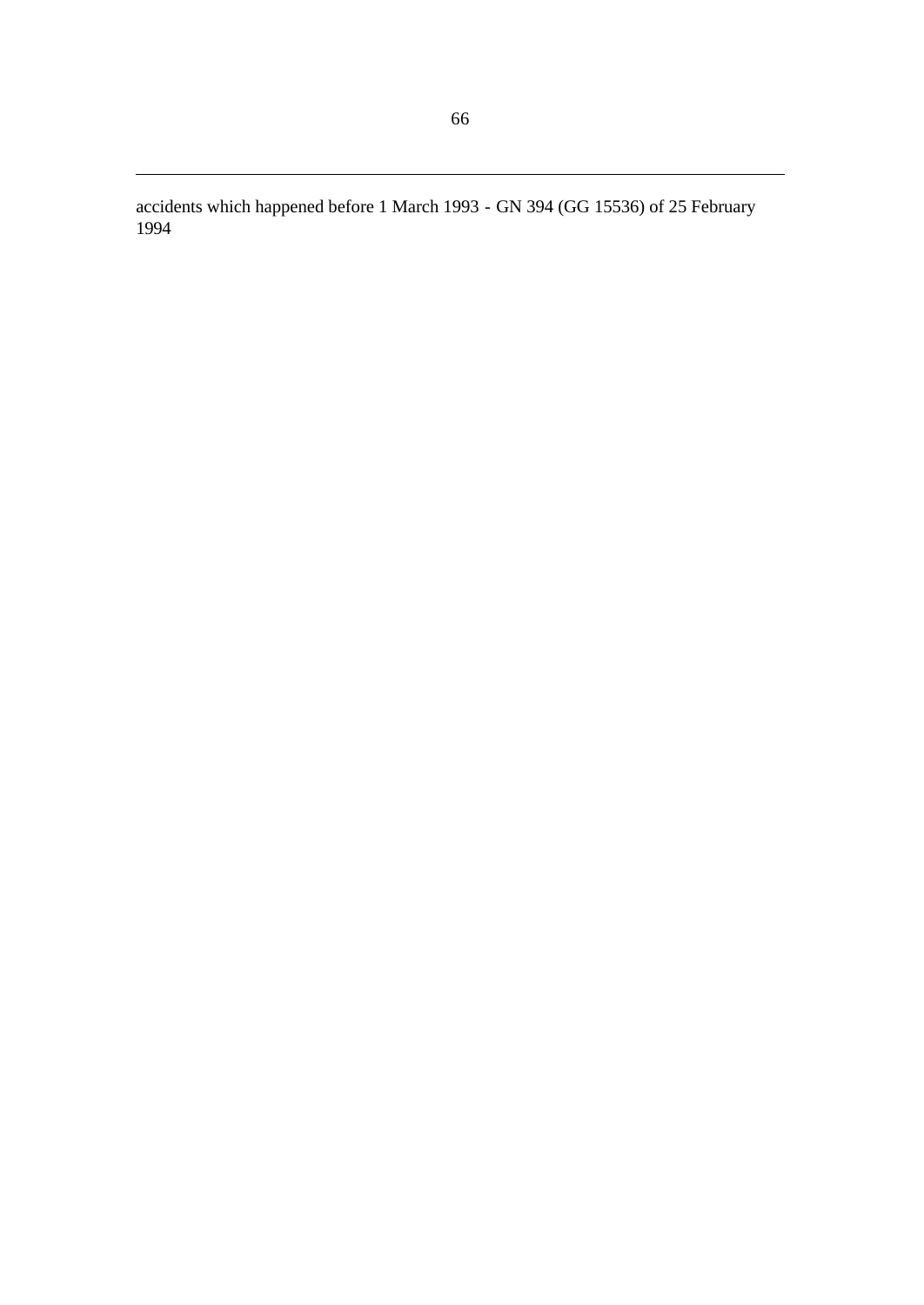accidents which happened before 1 March 1993 - GN 394 (GG 15536) of 25 February 1994